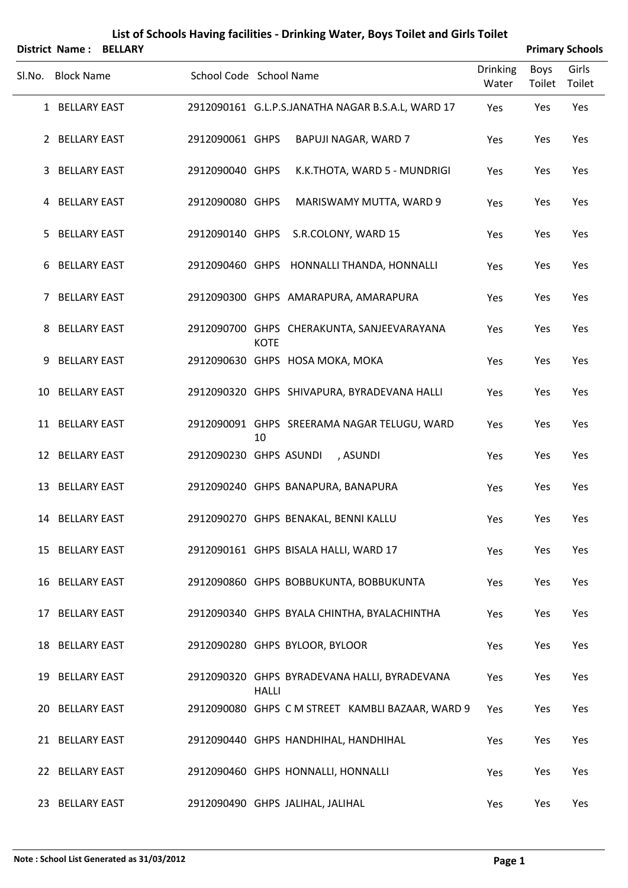# List of Schools Having facilities - Drinking Water, Boys Toilet and Girls Toilet

**District Name : BELLARY** **Primary Schools**

| Sl.No. | Block Name | School Code | School Name | Drinking Water | Boys Toilet | Girls Toilet |
|---|---|---|---|---|---|---|
| 1 | BELLARY EAST | 2912090161 | G.L.P.S.JANATHA NAGAR B.S.A.L, WARD 17 | Yes | Yes | Yes |
| 2 | BELLARY EAST | 2912090061 | GHPS BAPUJI NAGAR, WARD 7 | Yes | Yes | Yes |
| 3 | BELLARY EAST | 2912090040 | GHPS K.K.THOTA, WARD 5 - MUNDRIGI | Yes | Yes | Yes |
| 4 | BELLARY EAST | 2912090080 | GHPS MARISWAMY MUTTA, WARD 9 | Yes | Yes | Yes |
| 5 | BELLARY EAST | 2912090140 | GHPS S.R.COLONY, WARD 15 | Yes | Yes | Yes |
| 6 | BELLARY EAST | 2912090460 | GHPS HONNALLI THANDA, HONNALLI | Yes | Yes | Yes |
| 7 | BELLARY EAST | 2912090300 | GHPS AMARAPURA, AMARAPURA | Yes | Yes | Yes |
| 8 | BELLARY EAST | 2912090700 | GHPS CHERAKUNTA, SANJEEVARAYANA KOTE | Yes | Yes | Yes |
| 9 | BELLARY EAST | 2912090630 | GHPS HOSA MOKA, MOKA | Yes | Yes | Yes |
| 10 | BELLARY EAST | 2912090320 | GHPS SHIVAPURA, BYRADEVANA HALLI | Yes | Yes | Yes |
| 11 | BELLARY EAST | 2912090091 | GHPS SREERAMA NAGAR TELUGU, WARD 10 | Yes | Yes | Yes |
| 12 | BELLARY EAST | 2912090230 | GHPS ASUNDI , ASUNDI | Yes | Yes | Yes |
| 13 | BELLARY EAST | 2912090240 | GHPS BANAPURA, BANAPURA | Yes | Yes | Yes |
| 14 | BELLARY EAST | 2912090270 | GHPS BENAKAL, BENNI KALLU | Yes | Yes | Yes |
| 15 | BELLARY EAST | 2912090161 | GHPS BISALA HALLI, WARD 17 | Yes | Yes | Yes |
| 16 | BELLARY EAST | 2912090860 | GHPS BOBBUKUNTA, BOBBUKUNTA | Yes | Yes | Yes |
| 17 | BELLARY EAST | 2912090340 | GHPS BYALA CHINTHA, BYALACHINTHA | Yes | Yes | Yes |
| 18 | BELLARY EAST | 2912090280 | GHPS BYLOOR, BYLOOR | Yes | Yes | Yes |
| 19 | BELLARY EAST | 2912090320 | GHPS BYRADEVANA HALLI, BYRADEVANA HALLI | Yes | Yes | Yes |
| 20 | BELLARY EAST | 2912090080 | GHPS C M STREET KAMBLI BAZAAR, WARD 9 | Yes | Yes | Yes |
| 21 | BELLARY EAST | 2912090440 | GHPS HANDHIHAL, HANDHIHAL | Yes | Yes | Yes |
| 22 | BELLARY EAST | 2912090460 | GHPS HONNALLI, HONNALLI | Yes | Yes | Yes |
| 23 | BELLARY EAST | 2912090490 | GHPS JALIHAL, JALIHAL | Yes | Yes | Yes |

**Note : School List Generated as 31/03/2012**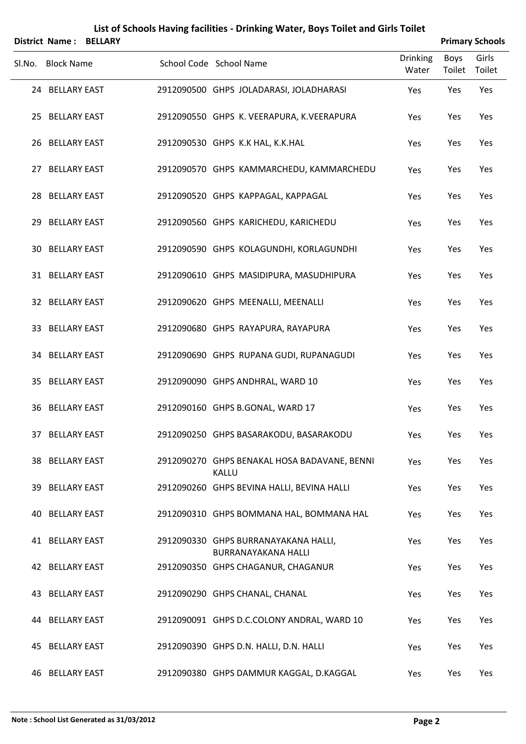# List of Schools Having facilities - Drinking Water, Boys Toilet and Girls Toilet

**District Name : BELLARY** | **Primary Schools**

| Sl.No. | Block Name | School Code | School Name | Drinking Water | Boys Toilet | Girls Toilet |
|---|---|---|---|---|---|---|
| 24 | BELLARY EAST | 2912090500 | GHPS JOLADARASI, JOLADHARASI | Yes | Yes | Yes |
| 25 | BELLARY EAST | 2912090550 | GHPS K. VEERAPURA, K.VEERAPURA | Yes | Yes | Yes |
| 26 | BELLARY EAST | 2912090530 | GHPS K.K HAL, K.K.HAL | Yes | Yes | Yes |
| 27 | BELLARY EAST | 2912090570 | GHPS KAMMARCHEDU, KAMMARCHEDU | Yes | Yes | Yes |
| 28 | BELLARY EAST | 2912090520 | GHPS KAPPAGAL, KAPPAGAL | Yes | Yes | Yes |
| 29 | BELLARY EAST | 2912090560 | GHPS KARICHEDU, KARICHEDU | Yes | Yes | Yes |
| 30 | BELLARY EAST | 2912090590 | GHPS KOLAGUNDHI, KORLAGUNDHI | Yes | Yes | Yes |
| 31 | BELLARY EAST | 2912090610 | GHPS MASIDIPURA, MASUDHIPURA | Yes | Yes | Yes |
| 32 | BELLARY EAST | 2912090620 | GHPS MEENALLI, MEENALLI | Yes | Yes | Yes |
| 33 | BELLARY EAST | 2912090680 | GHPS RAYAPURA, RAYAPURA | Yes | Yes | Yes |
| 34 | BELLARY EAST | 2912090690 | GHPS RUPANA GUDI, RUPANAGUDI | Yes | Yes | Yes |
| 35 | BELLARY EAST | 2912090090 | GHPS ANDHRAL, WARD 10 | Yes | Yes | Yes |
| 36 | BELLARY EAST | 2912090160 | GHPS B.GONAL, WARD 17 | Yes | Yes | Yes |
| 37 | BELLARY EAST | 2912090250 | GHPS BASARAKODU, BASARAKODU | Yes | Yes | Yes |
| 38 | BELLARY EAST | 2912090270 | GHPS BENAKAL HOSA BADAVANE, BENNI KALLU | Yes | Yes | Yes |
| 39 | BELLARY EAST | 2912090260 | GHPS BEVINA HALLI, BEVINA HALLI | Yes | Yes | Yes |
| 40 | BELLARY EAST | 2912090310 | GHPS BOMMANA HAL, BOMMANA HAL | Yes | Yes | Yes |
| 41 | BELLARY EAST | 2912090330 | GHPS BURRANAYAKANA HALLI, BURRANAYAKANA HALLI | Yes | Yes | Yes |
| 42 | BELLARY EAST | 2912090350 | GHPS CHAGANUR, CHAGANUR | Yes | Yes | Yes |
| 43 | BELLARY EAST | 2912090290 | GHPS CHANAL, CHANAL | Yes | Yes | Yes |
| 44 | BELLARY EAST | 2912090091 | GHPS D.C.COLONY ANDRAL, WARD 10 | Yes | Yes | Yes |
| 45 | BELLARY EAST | 2912090390 | GHPS D.N. HALLI, D.N. HALLI | Yes | Yes | Yes |
| 46 | BELLARY EAST | 2912090380 | GHPS DAMMUR KAGGAL, D.KAGGAL | Yes | Yes | Yes |

**Note : School List Generated as 31/03/2012**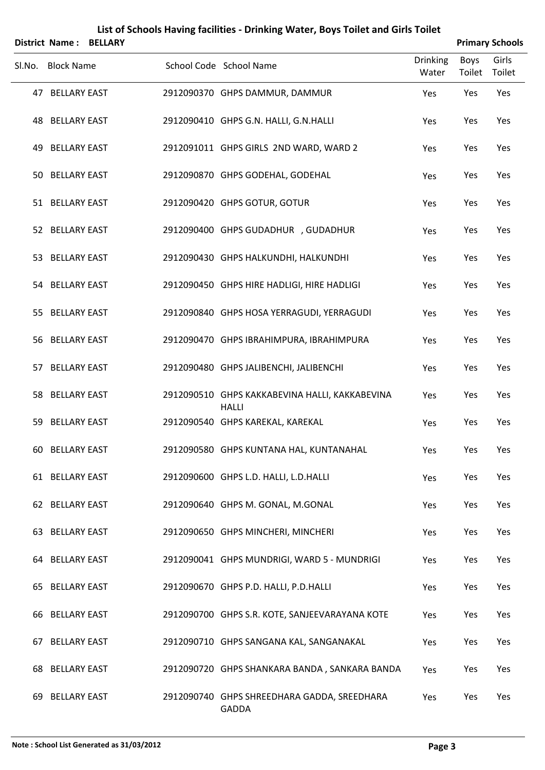# List of Schools Having facilities - Drinking Water, Boys Toilet and Girls Toilet

**District Name : BELLARY** **Primary Schools**

| Sl.No. | Block Name | School Code | School Name | Drinking Water | Boys Toilet | Girls Toilet |
|---|---|---|---|---|---|---|
| 47 | BELLARY EAST | 2912090370 | GHPS DAMMUR, DAMMUR | Yes | Yes | Yes |
| 48 | BELLARY EAST | 2912090410 | GHPS G.N. HALLI, G.N.HALLI | Yes | Yes | Yes |
| 49 | BELLARY EAST | 2912091011 | GHPS GIRLS 2ND WARD, WARD 2 | Yes | Yes | Yes |
| 50 | BELLARY EAST | 2912090870 | GHPS GODEHAL, GODEHAL | Yes | Yes | Yes |
| 51 | BELLARY EAST | 2912090420 | GHPS GOTUR, GOTUR | Yes | Yes | Yes |
| 52 | BELLARY EAST | 2912090400 | GHPS GUDADHUR , GUDADHUR | Yes | Yes | Yes |
| 53 | BELLARY EAST | 2912090430 | GHPS HALKUNDHI, HALKUNDHI | Yes | Yes | Yes |
| 54 | BELLARY EAST | 2912090450 | GHPS HIRE HADLIGI, HIRE HADLIGI | Yes | Yes | Yes |
| 55 | BELLARY EAST | 2912090840 | GHPS HOSA YERRAGUDI, YERRAGUDI | Yes | Yes | Yes |
| 56 | BELLARY EAST | 2912090470 | GHPS IBRAHIMPURA, IBRAHIMPURA | Yes | Yes | Yes |
| 57 | BELLARY EAST | 2912090480 | GHPS JALIBENCHI, JALIBENCHI | Yes | Yes | Yes |
| 58 | BELLARY EAST | 2912090510 | GHPS KAKKABEVINA HALLI, KAKKABEVINA HALLI | Yes | Yes | Yes |
| 59 | BELLARY EAST | 2912090540 | GHPS KAREKAL, KAREKAL | Yes | Yes | Yes |
| 60 | BELLARY EAST | 2912090580 | GHPS KUNTANA HAL, KUNTANAHAL | Yes | Yes | Yes |
| 61 | BELLARY EAST | 2912090600 | GHPS L.D. HALLI, L.D.HALLI | Yes | Yes | Yes |
| 62 | BELLARY EAST | 2912090640 | GHPS M. GONAL, M.GONAL | Yes | Yes | Yes |
| 63 | BELLARY EAST | 2912090650 | GHPS MINCHERI, MINCHERI | Yes | Yes | Yes |
| 64 | BELLARY EAST | 2912090041 | GHPS MUNDRIGI, WARD 5 - MUNDRIGI | Yes | Yes | Yes |
| 65 | BELLARY EAST | 2912090670 | GHPS P.D. HALLI, P.D.HALLI | Yes | Yes | Yes |
| 66 | BELLARY EAST | 2912090700 | GHPS S.R. KOTE, SANJEEVARAYANA KOTE | Yes | Yes | Yes |
| 67 | BELLARY EAST | 2912090710 | GHPS SANGANA KAL, SANGANAKAL | Yes | Yes | Yes |
| 68 | BELLARY EAST | 2912090720 | GHPS SHANKARA BANDA , SANKARA BANDA | Yes | Yes | Yes |
| 69 | BELLARY EAST | 2912090740 | GHPS SHREEDHARA GADDA, SREEDHARA GADDA | Yes | Yes | Yes |

**Note : School List Generated as 31/03/2012**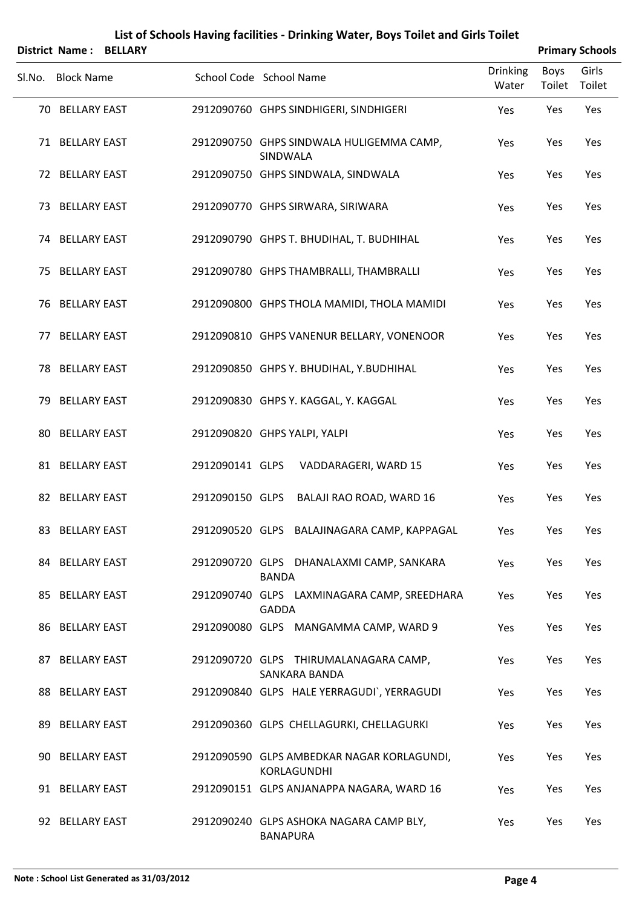## List of Schools Having facilities - Drinking Water, Boys Toilet and Girls Toilet

**District Name : BELLARY** **Primary Schools**

| Sl.No. | Block Name | School Code | School Name | Drinking Water | Boys Toilet | Girls Toilet |
|---|---|---|---|---|---|---|
| 70 | BELLARY EAST | 2912090760 | GHPS SINDHIGERI, SINDHIGERI | Yes | Yes | Yes |
| 71 | BELLARY EAST | 2912090750 | GHPS SINDWALA HULIGEMMA CAMP, SINDWALA | Yes | Yes | Yes |
| 72 | BELLARY EAST | 2912090750 | GHPS SINDWALA, SINDWALA | Yes | Yes | Yes |
| 73 | BELLARY EAST | 2912090770 | GHPS SIRWARA, SIRIWARA | Yes | Yes | Yes |
| 74 | BELLARY EAST | 2912090790 | GHPS T. BHUDIHAL, T. BUDHIHAL | Yes | Yes | Yes |
| 75 | BELLARY EAST | 2912090780 | GHPS THAMBRALLI, THAMBRALLI | Yes | Yes | Yes |
| 76 | BELLARY EAST | 2912090800 | GHPS THOLA MAMIDI, THOLA MAMIDI | Yes | Yes | Yes |
| 77 | BELLARY EAST | 2912090810 | GHPS VANENUR BELLARY, VONENOOR | Yes | Yes | Yes |
| 78 | BELLARY EAST | 2912090850 | GHPS Y. BHUDIHAL, Y.BUDHIHAL | Yes | Yes | Yes |
| 79 | BELLARY EAST | 2912090830 | GHPS Y. KAGGAL, Y. KAGGAL | Yes | Yes | Yes |
| 80 | BELLARY EAST | 2912090820 | GHPS YALPI, YALPI | Yes | Yes | Yes |
| 81 | BELLARY EAST | 2912090141 | GLPS VADDARAGERI, WARD 15 | Yes | Yes | Yes |
| 82 | BELLARY EAST | 2912090150 | GLPS BALAJI RAO ROAD, WARD 16 | Yes | Yes | Yes |
| 83 | BELLARY EAST | 2912090520 | GLPS BALAJINAGARA CAMP, KAPPAGAL | Yes | Yes | Yes |
| 84 | BELLARY EAST | 2912090720 | GLPS DHANALAXMI CAMP, SANKARA BANDA | Yes | Yes | Yes |
| 85 | BELLARY EAST | 2912090740 | GLPS LAXMINAGARA CAMP, SREEDHARA GADDA | Yes | Yes | Yes |
| 86 | BELLARY EAST | 2912090080 | GLPS MANGAMMA CAMP, WARD 9 | Yes | Yes | Yes |
| 87 | BELLARY EAST | 2912090720 | GLPS THIRUMALANAGARA CAMP, SANKARA BANDA | Yes | Yes | Yes |
| 88 | BELLARY EAST | 2912090840 | GLPS HALE YERRAGUDI`, YERRAGUDI | Yes | Yes | Yes |
| 89 | BELLARY EAST | 2912090360 | GLPS CHELLAGURKI, CHELLAGURKI | Yes | Yes | Yes |
| 90 | BELLARY EAST | 2912090590 | GLPS AMBEDKAR NAGAR KORLAGUNDI, KORLAGUNDHI | Yes | Yes | Yes |
| 91 | BELLARY EAST | 2912090151 | GLPS ANJANAPPA NAGARA, WARD 16 | Yes | Yes | Yes |
| 92 | BELLARY EAST | 2912090240 | GLPS ASHOKA NAGARA CAMP BLY, BANAPURA | Yes | Yes | Yes |

**Note : School List Generated as 31/03/2012**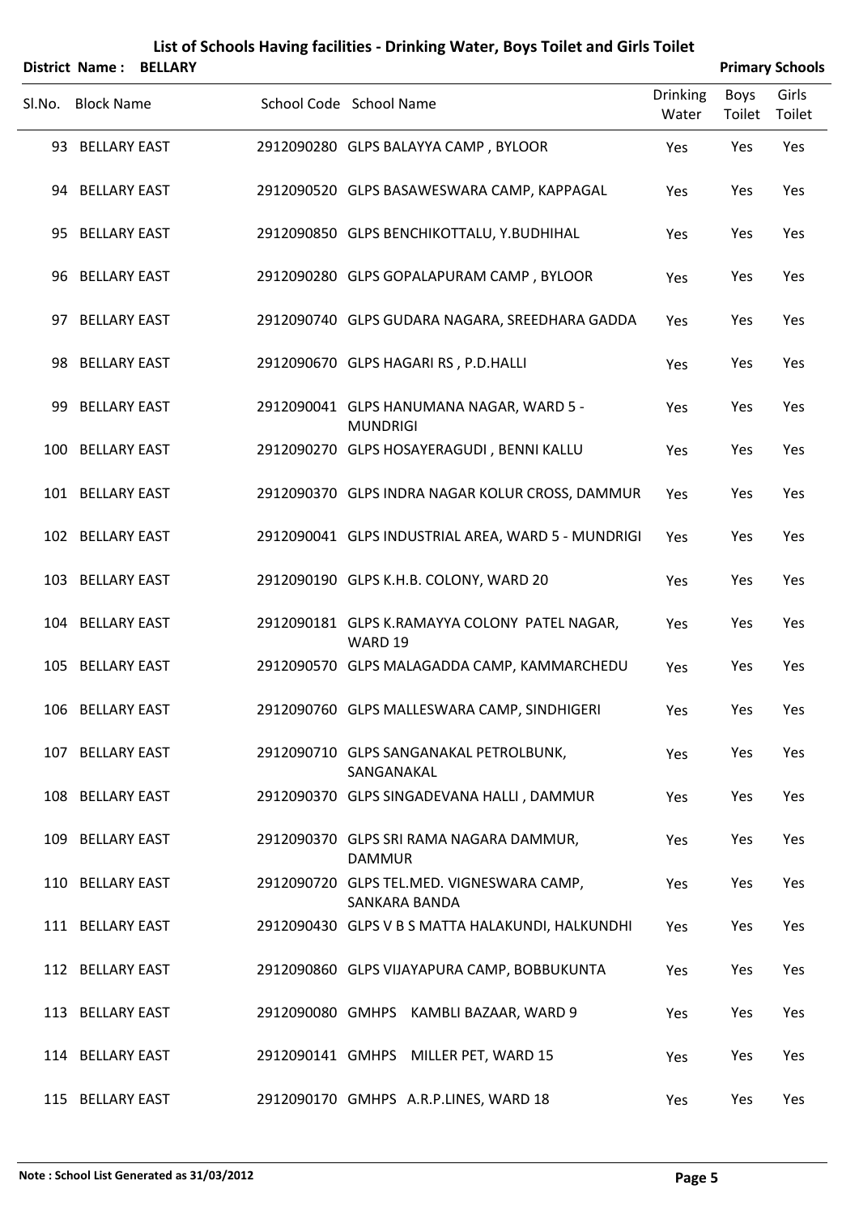# List of Schools Having facilities - Drinking Water, Boys Toilet and Girls Toilet

**District Name : BELLARY** **Primary Schools**

| Sl.No. | Block Name | School Code | School Name | Drinking Water | Boys Toilet | Girls Toilet |
|---|---|---|---|---|---|---|
| 93 | BELLARY EAST | 2912090280 | GLPS BALAYYA CAMP , BYLOOR | Yes | Yes | Yes |
| 94 | BELLARY EAST | 2912090520 | GLPS BASAWESWARA CAMP, KAPPAGAL | Yes | Yes | Yes |
| 95 | BELLARY EAST | 2912090850 | GLPS BENCHIKOTTALU, Y.BUDHIHAL | Yes | Yes | Yes |
| 96 | BELLARY EAST | 2912090280 | GLPS GOPALAPURAM CAMP , BYLOOR | Yes | Yes | Yes |
| 97 | BELLARY EAST | 2912090740 | GLPS GUDARA NAGARA, SREEDHARA GADDA | Yes | Yes | Yes |
| 98 | BELLARY EAST | 2912090670 | GLPS HAGARI RS , P.D.HALLI | Yes | Yes | Yes |
| 99 | BELLARY EAST | 2912090041 | GLPS HANUMANA NAGAR, WARD 5 - MUNDRIGI | Yes | Yes | Yes |
| 100 | BELLARY EAST | 2912090270 | GLPS HOSAYERAGUDI , BENNI KALLU | Yes | Yes | Yes |
| 101 | BELLARY EAST | 2912090370 | GLPS INDRA NAGAR KOLUR CROSS, DAMMUR | Yes | Yes | Yes |
| 102 | BELLARY EAST | 2912090041 | GLPS INDUSTRIAL AREA, WARD 5 - MUNDRIGI | Yes | Yes | Yes |
| 103 | BELLARY EAST | 2912090190 | GLPS K.H.B. COLONY, WARD 20 | Yes | Yes | Yes |
| 104 | BELLARY EAST | 2912090181 | GLPS K.RAMAYYA COLONY PATEL NAGAR, WARD 19 | Yes | Yes | Yes |
| 105 | BELLARY EAST | 2912090570 | GLPS MALAGADDA CAMP, KAMMARCHEDU | Yes | Yes | Yes |
| 106 | BELLARY EAST | 2912090760 | GLPS MALLESWARA CAMP, SINDHIGERI | Yes | Yes | Yes |
| 107 | BELLARY EAST | 2912090710 | GLPS SANGANAKAL PETROLBUNK, SANGANAKAL | Yes | Yes | Yes |
| 108 | BELLARY EAST | 2912090370 | GLPS SINGADEVANA HALLI , DAMMUR | Yes | Yes | Yes |
| 109 | BELLARY EAST | 2912090370 | GLPS SRI RAMA NAGARA DAMMUR, DAMMUR | Yes | Yes | Yes |
| 110 | BELLARY EAST | 2912090720 | GLPS TEL.MED. VIGNESWARA CAMP, SANKARA BANDA | Yes | Yes | Yes |
| 111 | BELLARY EAST | 2912090430 | GLPS V B S MATTA HALAKUNDI, HALKUNDHI | Yes | Yes | Yes |
| 112 | BELLARY EAST | 2912090860 | GLPS VIJAYAPURA CAMP, BOBBUKUNTA | Yes | Yes | Yes |
| 113 | BELLARY EAST | 2912090080 | GMHPS KAMBLI BAZAAR, WARD 9 | Yes | Yes | Yes |
| 114 | BELLARY EAST | 2912090141 | GMHPS MILLER PET, WARD 15 | Yes | Yes | Yes |
| 115 | BELLARY EAST | 2912090170 | GMHPS A.R.P.LINES, WARD 18 | Yes | Yes | Yes |

**Note : School List Generated as 31/03/2012**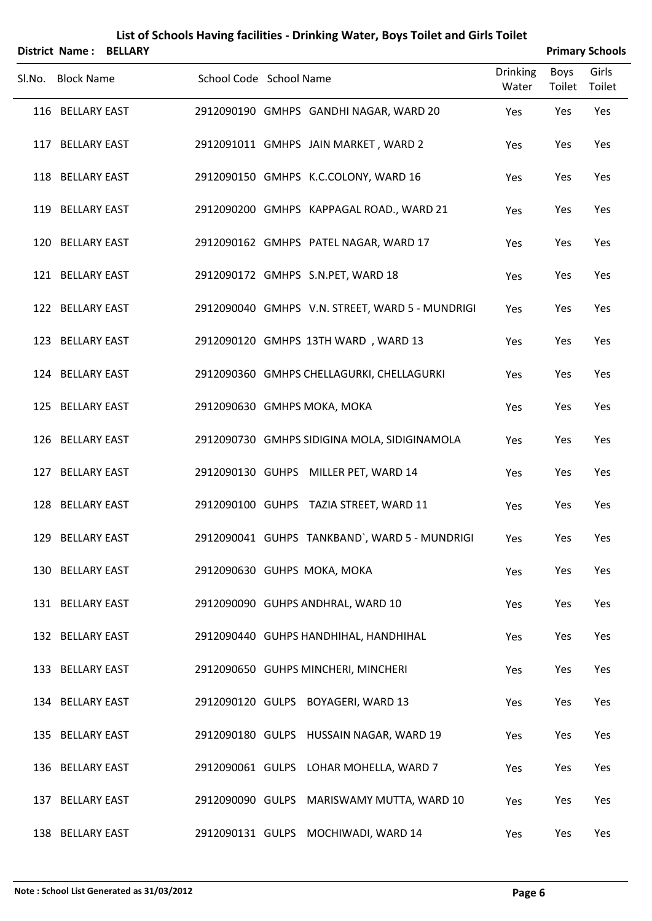# List of Schools Having facilities - Drinking Water, Boys Toilet and Girls Toilet

**District Name : BELLARY** | **Primary Schools**

| Sl.No. | Block Name | School Code | School Name | Drinking Water | Boys Toilet | Girls Toilet |
|---|---|---|---|---|---|---|
| 116 | BELLARY EAST | 2912090190 | GMHPS GANDHI NAGAR, WARD 20 | Yes | Yes | Yes |
| 117 | BELLARY EAST | 2912091011 | GMHPS JAIN MARKET , WARD 2 | Yes | Yes | Yes |
| 118 | BELLARY EAST | 2912090150 | GMHPS K.C.COLONY, WARD 16 | Yes | Yes | Yes |
| 119 | BELLARY EAST | 2912090200 | GMHPS KAPPAGAL ROAD., WARD 21 | Yes | Yes | Yes |
| 120 | BELLARY EAST | 2912090162 | GMHPS PATEL NAGAR, WARD 17 | Yes | Yes | Yes |
| 121 | BELLARY EAST | 2912090172 | GMHPS S.N.PET, WARD 18 | Yes | Yes | Yes |
| 122 | BELLARY EAST | 2912090040 | GMHPS V.N. STREET, WARD 5 - MUNDRIGI | Yes | Yes | Yes |
| 123 | BELLARY EAST | 2912090120 | GMHPS 13TH WARD , WARD 13 | Yes | Yes | Yes |
| 124 | BELLARY EAST | 2912090360 | GMHPS CHELLAGURKI, CHELLAGURKI | Yes | Yes | Yes |
| 125 | BELLARY EAST | 2912090630 | GMHPS MOKA, MOKA | Yes | Yes | Yes |
| 126 | BELLARY EAST | 2912090730 | GMHPS SIDIGINA MOLA, SIDIGINAMOLA | Yes | Yes | Yes |
| 127 | BELLARY EAST | 2912090130 | GUHPS MILLER PET, WARD 14 | Yes | Yes | Yes |
| 128 | BELLARY EAST | 2912090100 | GUHPS TAZIA STREET, WARD 11 | Yes | Yes | Yes |
| 129 | BELLARY EAST | 2912090041 | GUHPS TANKBAND`, WARD 5 - MUNDRIGI | Yes | Yes | Yes |
| 130 | BELLARY EAST | 2912090630 | GUHPS MOKA, MOKA | Yes | Yes | Yes |
| 131 | BELLARY EAST | 2912090090 | GUHPS ANDHRAL, WARD 10 | Yes | Yes | Yes |
| 132 | BELLARY EAST | 2912090440 | GUHPS HANDHIHAL, HANDHIHAL | Yes | Yes | Yes |
| 133 | BELLARY EAST | 2912090650 | GUHPS MINCHERI, MINCHERI | Yes | Yes | Yes |
| 134 | BELLARY EAST | 2912090120 | GULPS BOYAGERI, WARD 13 | Yes | Yes | Yes |
| 135 | BELLARY EAST | 2912090180 | GULPS HUSSAIN NAGAR, WARD 19 | Yes | Yes | Yes |
| 136 | BELLARY EAST | 2912090061 | GULPS LOHAR MOHELLA, WARD 7 | Yes | Yes | Yes |
| 137 | BELLARY EAST | 2912090090 | GULPS MARISWAMY MUTTA, WARD 10 | Yes | Yes | Yes |
| 138 | BELLARY EAST | 2912090131 | GULPS MOCHIWADI, WARD 14 | Yes | Yes | Yes |

**Note : School List Generated as 31/03/2012**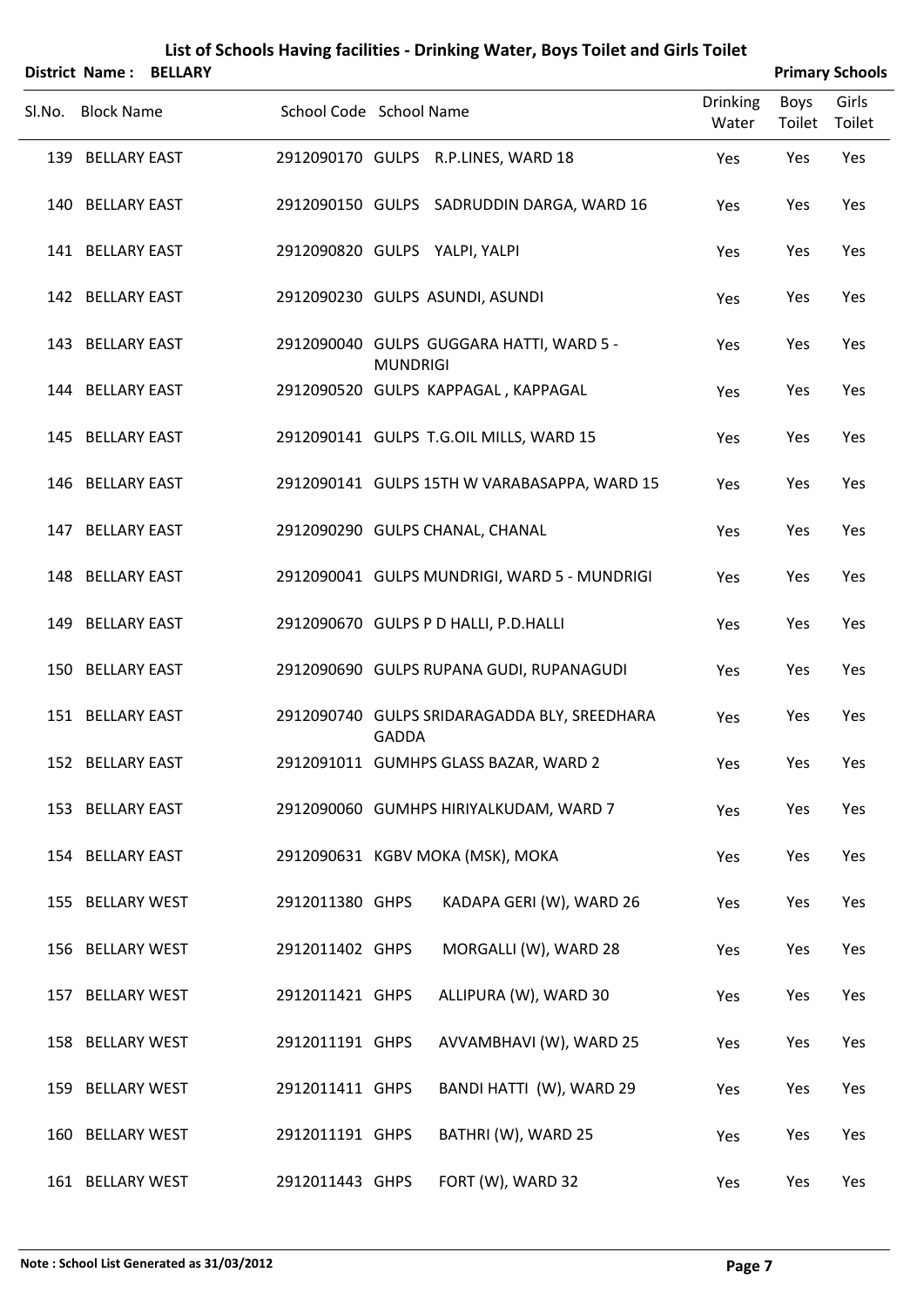# List of Schools Having facilities - Drinking Water, Boys Toilet and Girls Toilet

**District Name : BELLARY** **Primary Schools**

| Sl.No. | Block Name | School Code | School Name | Drinking Water | Boys Toilet | Girls Toilet |
|---|---|---|---|---|---|---|
| 139 | BELLARY EAST | 2912090170 | GULPS R.P.LINES, WARD 18 | Yes | Yes | Yes |
| 140 | BELLARY EAST | 2912090150 | GULPS SADRUDDIN DARGA, WARD 16 | Yes | Yes | Yes |
| 141 | BELLARY EAST | 2912090820 | GULPS YALPI, YALPI | Yes | Yes | Yes |
| 142 | BELLARY EAST | 2912090230 | GULPS ASUNDI, ASUNDI | Yes | Yes | Yes |
| 143 | BELLARY EAST | 2912090040 | GULPS GUGGARA HATTI, WARD 5 - MUNDRIGI | Yes | Yes | Yes |
| 144 | BELLARY EAST | 2912090520 | GULPS KAPPAGAL , KAPPAGAL | Yes | Yes | Yes |
| 145 | BELLARY EAST | 2912090141 | GULPS T.G.OIL MILLS, WARD 15 | Yes | Yes | Yes |
| 146 | BELLARY EAST | 2912090141 | GULPS 15TH W VARABASAPPA, WARD 15 | Yes | Yes | Yes |
| 147 | BELLARY EAST | 2912090290 | GULPS CHANAL, CHANAL | Yes | Yes | Yes |
| 148 | BELLARY EAST | 2912090041 | GULPS MUNDRIGI, WARD 5 - MUNDRIGI | Yes | Yes | Yes |
| 149 | BELLARY EAST | 2912090670 | GULPS P D HALLI, P.D.HALLI | Yes | Yes | Yes |
| 150 | BELLARY EAST | 2912090690 | GULPS RUPANA GUDI, RUPANAGUDI | Yes | Yes | Yes |
| 151 | BELLARY EAST | 2912090740 | GULPS SRIDARAGADDA BLY, SREEDHARA GADDA | Yes | Yes | Yes |
| 152 | BELLARY EAST | 2912091011 | GUMHPS GLASS BAZAR, WARD 2 | Yes | Yes | Yes |
| 153 | BELLARY EAST | 2912090060 | GUMHPS HIRIYALKUDAM, WARD 7 | Yes | Yes | Yes |
| 154 | BELLARY EAST | 2912090631 | KGBV MOKA (MSK), MOKA | Yes | Yes | Yes |
| 155 | BELLARY WEST | 2912011380 | GHPS KADAPA GERI (W), WARD 26 | Yes | Yes | Yes |
| 156 | BELLARY WEST | 2912011402 | GHPS MORGALLI (W), WARD 28 | Yes | Yes | Yes |
| 157 | BELLARY WEST | 2912011421 | GHPS ALLIPURA (W), WARD 30 | Yes | Yes | Yes |
| 158 | BELLARY WEST | 2912011191 | GHPS AVVAMBHAVI (W), WARD 25 | Yes | Yes | Yes |
| 159 | BELLARY WEST | 2912011411 | GHPS BANDI HATTI (W), WARD 29 | Yes | Yes | Yes |
| 160 | BELLARY WEST | 2912011191 | GHPS BATHRI (W), WARD 25 | Yes | Yes | Yes |
| 161 | BELLARY WEST | 2912011443 | GHPS FORT (W), WARD 32 | Yes | Yes | Yes |

**Note : School List Generated as 31/03/2012**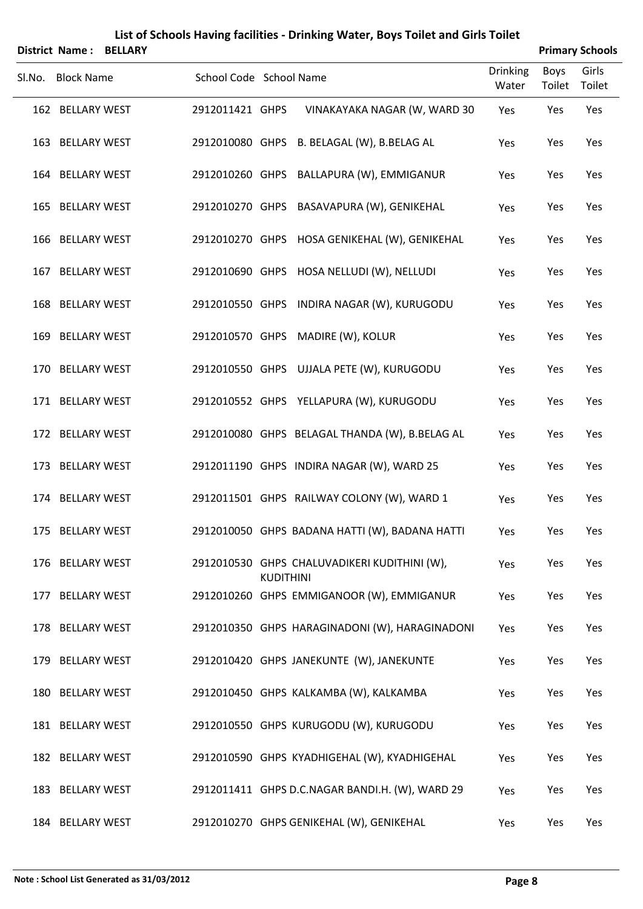# List of Schools Having facilities - Drinking Water, Boys Toilet and Girls Toilet

**District Name : BELLARY** **Primary Schools**

| Sl.No. | Block Name | School Code | School Name | Drinking Water | Boys Toilet | Girls Toilet |
|---|---|---|---|---|---|---|
| 162 | BELLARY WEST | 2912011421 | GHPS VINAKAYAKA NAGAR (W, WARD 30 | Yes | Yes | Yes |
| 163 | BELLARY WEST | 2912010080 | GHPS B. BELAGAL (W), B.BELAG AL | Yes | Yes | Yes |
| 164 | BELLARY WEST | 2912010260 | GHPS BALLAPURA (W), EMMIGANUR | Yes | Yes | Yes |
| 165 | BELLARY WEST | 2912010270 | GHPS BASAVAPURA (W), GENIKEHAL | Yes | Yes | Yes |
| 166 | BELLARY WEST | 2912010270 | GHPS HOSA GENIKEHAL (W), GENIKEHAL | Yes | Yes | Yes |
| 167 | BELLARY WEST | 2912010690 | GHPS HOSA NELLUDI (W), NELLUDI | Yes | Yes | Yes |
| 168 | BELLARY WEST | 2912010550 | GHPS INDIRA NAGAR (W), KURUGODU | Yes | Yes | Yes |
| 169 | BELLARY WEST | 2912010570 | GHPS MADIRE (W), KOLUR | Yes | Yes | Yes |
| 170 | BELLARY WEST | 2912010550 | GHPS UJJALA PETE (W), KURUGODU | Yes | Yes | Yes |
| 171 | BELLARY WEST | 2912010552 | GHPS YELLAPURA (W), KURUGODU | Yes | Yes | Yes |
| 172 | BELLARY WEST | 2912010080 | GHPS BELAGAL THANDA (W), B.BELAG AL | Yes | Yes | Yes |
| 173 | BELLARY WEST | 2912011190 | GHPS INDIRA NAGAR (W), WARD 25 | Yes | Yes | Yes |
| 174 | BELLARY WEST | 2912011501 | GHPS RAILWAY COLONY (W), WARD 1 | Yes | Yes | Yes |
| 175 | BELLARY WEST | 2912010050 | GHPS BADANA HATTI (W), BADANA HATTI | Yes | Yes | Yes |
| 176 | BELLARY WEST | 2912010530 | GHPS CHALUVADIKERI KUDITHINI (W), KUDITHINI | Yes | Yes | Yes |
| 177 | BELLARY WEST | 2912010260 | GHPS EMMIGANOOR (W), EMMIGANUR | Yes | Yes | Yes |
| 178 | BELLARY WEST | 2912010350 | GHPS HARAGINADONI (W), HARAGINADONI | Yes | Yes | Yes |
| 179 | BELLARY WEST | 2912010420 | GHPS JANEKUNTE (W), JANEKUNTE | Yes | Yes | Yes |
| 180 | BELLARY WEST | 2912010450 | GHPS KALKAMBA (W), KALKAMBA | Yes | Yes | Yes |
| 181 | BELLARY WEST | 2912010550 | GHPS KURUGODU (W), KURUGODU | Yes | Yes | Yes |
| 182 | BELLARY WEST | 2912010590 | GHPS KYADHIGEHAL (W), KYADHIGEHAL | Yes | Yes | Yes |
| 183 | BELLARY WEST | 2912011411 | GHPS D.C.NAGAR BANDI.H. (W), WARD 29 | Yes | Yes | Yes |
| 184 | BELLARY WEST | 2912010270 | GHPS GENIKEHAL (W), GENIKEHAL | Yes | Yes | Yes |

**Note : School List Generated as 31/03/2012**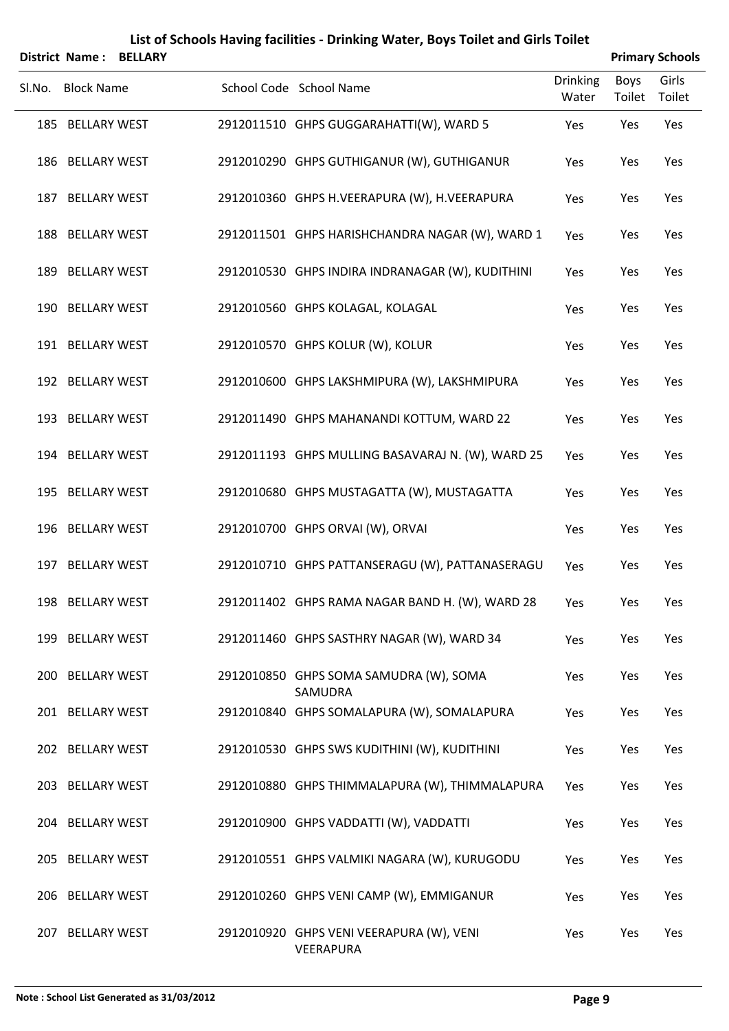# List of Schools Having facilities - Drinking Water, Boys Toilet and Girls Toilet

**District Name : BELLARY** **Primary Schools**

| Sl.No. | Block Name | School Code | School Name | Drinking Water | Boys Toilet | Girls Toilet |
|---|---|---|---|---|---|---|
| 185 | BELLARY WEST | 2912011510 | GHPS GUGGARAHATTI(W), WARD 5 | Yes | Yes | Yes |
| 186 | BELLARY WEST | 2912010290 | GHPS GUTHIGANUR (W), GUTHIGANUR | Yes | Yes | Yes |
| 187 | BELLARY WEST | 2912010360 | GHPS H.VEERAPURA (W), H.VEERAPURA | Yes | Yes | Yes |
| 188 | BELLARY WEST | 2912011501 | GHPS HARISHCHANDRA NAGAR (W), WARD 1 | Yes | Yes | Yes |
| 189 | BELLARY WEST | 2912010530 | GHPS INDIRA INDRANAGAR (W), KUDITHINI | Yes | Yes | Yes |
| 190 | BELLARY WEST | 2912010560 | GHPS KOLAGAL, KOLAGAL | Yes | Yes | Yes |
| 191 | BELLARY WEST | 2912010570 | GHPS KOLUR (W), KOLUR | Yes | Yes | Yes |
| 192 | BELLARY WEST | 2912010600 | GHPS LAKSHMIPURA (W), LAKSHMIPURA | Yes | Yes | Yes |
| 193 | BELLARY WEST | 2912011490 | GHPS MAHANANDI KOTTUM, WARD 22 | Yes | Yes | Yes |
| 194 | BELLARY WEST | 2912011193 | GHPS MULLING BASAVARAJ N. (W), WARD 25 | Yes | Yes | Yes |
| 195 | BELLARY WEST | 2912010680 | GHPS MUSTAGATTA (W), MUSTAGATTA | Yes | Yes | Yes |
| 196 | BELLARY WEST | 2912010700 | GHPS ORVAI (W), ORVAI | Yes | Yes | Yes |
| 197 | BELLARY WEST | 2912010710 | GHPS PATTANSERAGU (W), PATTANASERAGU | Yes | Yes | Yes |
| 198 | BELLARY WEST | 2912011402 | GHPS RAMA NAGAR BAND H. (W), WARD 28 | Yes | Yes | Yes |
| 199 | BELLARY WEST | 2912011460 | GHPS SASTHRY NAGAR (W), WARD 34 | Yes | Yes | Yes |
| 200 | BELLARY WEST | 2912010850 | GHPS SOMA SAMUDRA (W), SOMA SAMUDRA | Yes | Yes | Yes |
| 201 | BELLARY WEST | 2912010840 | GHPS SOMALAPURA (W), SOMALAPURA | Yes | Yes | Yes |
| 202 | BELLARY WEST | 2912010530 | GHPS SWS KUDITHINI (W), KUDITHINI | Yes | Yes | Yes |
| 203 | BELLARY WEST | 2912010880 | GHPS THIMMALAPURA (W), THIMMALAPURA | Yes | Yes | Yes |
| 204 | BELLARY WEST | 2912010900 | GHPS VADDATTI (W), VADDATTI | Yes | Yes | Yes |
| 205 | BELLARY WEST | 2912010551 | GHPS VALMIKI NAGARA (W), KURUGODU | Yes | Yes | Yes |
| 206 | BELLARY WEST | 2912010260 | GHPS VENI CAMP (W), EMMIGANUR | Yes | Yes | Yes |
| 207 | BELLARY WEST | 2912010920 | GHPS VENI VEERAPURA (W), VENI VEERAPURA | Yes | Yes | Yes |

**Note : School List Generated as 31/03/2012**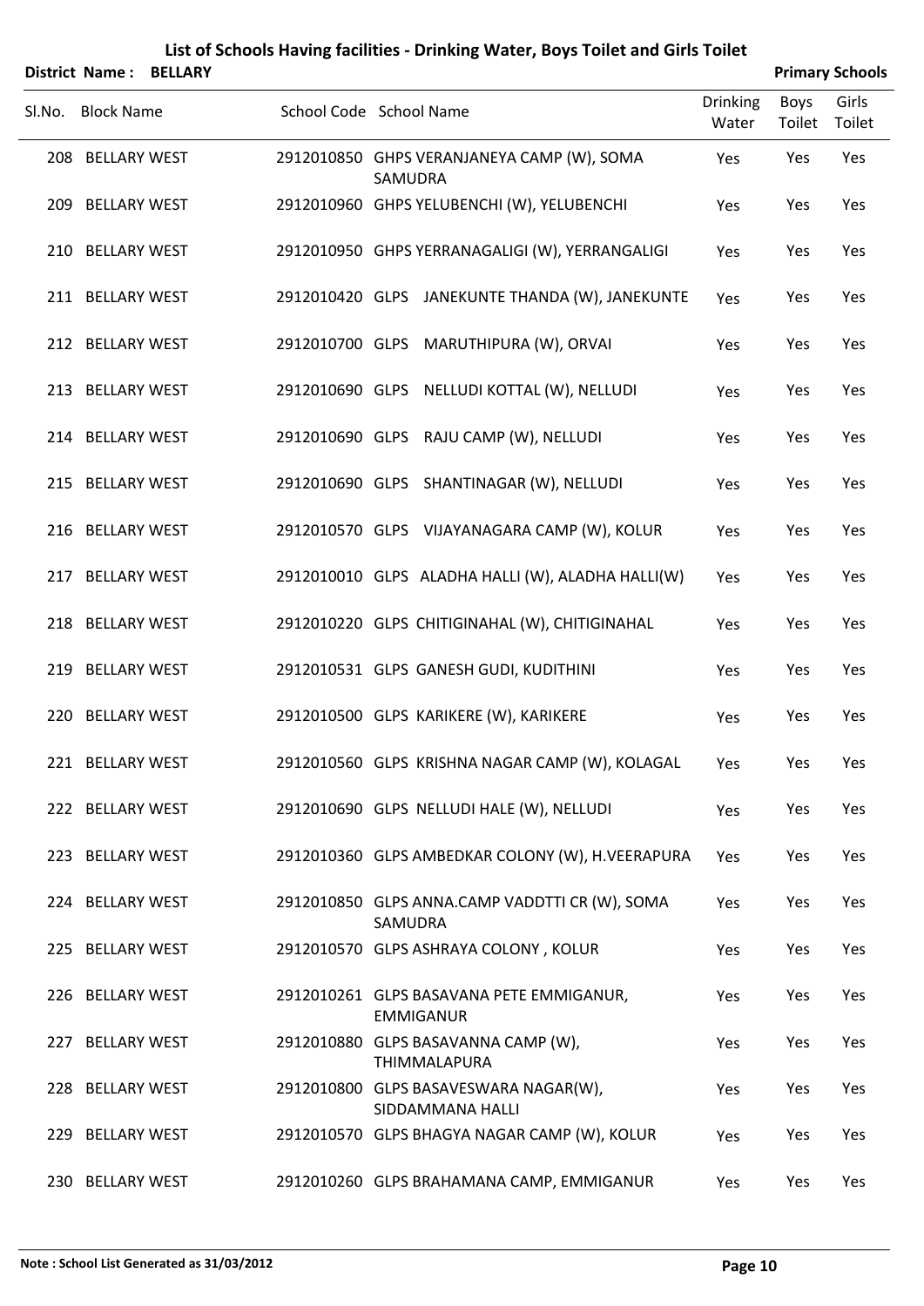# List of Schools Having facilities - Drinking Water, Boys Toilet and Girls Toilet

**District Name : BELLARY** **Primary Schools**

| Sl.No. | Block Name | School Code | School Name | Drinking Water | Boys Toilet | Girls Toilet |
|---|---|---|---|---|---|---|
| 208 | BELLARY WEST | 2912010850 | GHPS VERANJANEYA CAMP (W), SOMA SAMUDRA | Yes | Yes | Yes |
| 209 | BELLARY WEST | 2912010960 | GHPS YELUBENCHI (W), YELUBENCHI | Yes | Yes | Yes |
| 210 | BELLARY WEST | 2912010950 | GHPS YERRANAGALIGI (W), YERRANGALIGI | Yes | Yes | Yes |
| 211 | BELLARY WEST | 2912010420 | GLPS JANEKUNTE THANDA (W), JANEKUNTE | Yes | Yes | Yes |
| 212 | BELLARY WEST | 2912010700 | GLPS MARUTHIPURA (W), ORVAI | Yes | Yes | Yes |
| 213 | BELLARY WEST | 2912010690 | GLPS NELLUDI KOTTAL (W), NELLUDI | Yes | Yes | Yes |
| 214 | BELLARY WEST | 2912010690 | GLPS RAJU CAMP (W), NELLUDI | Yes | Yes | Yes |
| 215 | BELLARY WEST | 2912010690 | GLPS SHANTINAGAR (W), NELLUDI | Yes | Yes | Yes |
| 216 | BELLARY WEST | 2912010570 | GLPS VIJAYANAGARA CAMP (W), KOLUR | Yes | Yes | Yes |
| 217 | BELLARY WEST | 2912010010 | GLPS ALADHA HALLI (W), ALADHA HALLI(W) | Yes | Yes | Yes |
| 218 | BELLARY WEST | 2912010220 | GLPS CHITIGINAHAL (W), CHITIGINAHAL | Yes | Yes | Yes |
| 219 | BELLARY WEST | 2912010531 | GLPS GANESH GUDI, KUDITHINI | Yes | Yes | Yes |
| 220 | BELLARY WEST | 2912010500 | GLPS KARIKERE (W), KARIKERE | Yes | Yes | Yes |
| 221 | BELLARY WEST | 2912010560 | GLPS KRISHNA NAGAR CAMP (W), KOLAGAL | Yes | Yes | Yes |
| 222 | BELLARY WEST | 2912010690 | GLPS NELLUDI HALE (W), NELLUDI | Yes | Yes | Yes |
| 223 | BELLARY WEST | 2912010360 | GLPS AMBEDKAR COLONY (W), H.VEERAPURA | Yes | Yes | Yes |
| 224 | BELLARY WEST | 2912010850 | GLPS ANNA.CAMP VADDTTI CR (W), SOMA SAMUDRA | Yes | Yes | Yes |
| 225 | BELLARY WEST | 2912010570 | GLPS ASHRAYA COLONY , KOLUR | Yes | Yes | Yes |
| 226 | BELLARY WEST | 2912010261 | GLPS BASAVANA PETE EMMIGANUR, EMMIGANUR | Yes | Yes | Yes |
| 227 | BELLARY WEST | 2912010880 | GLPS BASAVANNA CAMP (W), THIMMALAPURA | Yes | Yes | Yes |
| 228 | BELLARY WEST | 2912010800 | GLPS BASAVESWARA NAGAR(W), SIDDAMMANA HALLI | Yes | Yes | Yes |
| 229 | BELLARY WEST | 2912010570 | GLPS BHAGYA NAGAR CAMP (W), KOLUR | Yes | Yes | Yes |
| 230 | BELLARY WEST | 2912010260 | GLPS BRAHAMANA CAMP, EMMIGANUR | Yes | Yes | Yes |

**Note : School List Generated as 31/03/2012**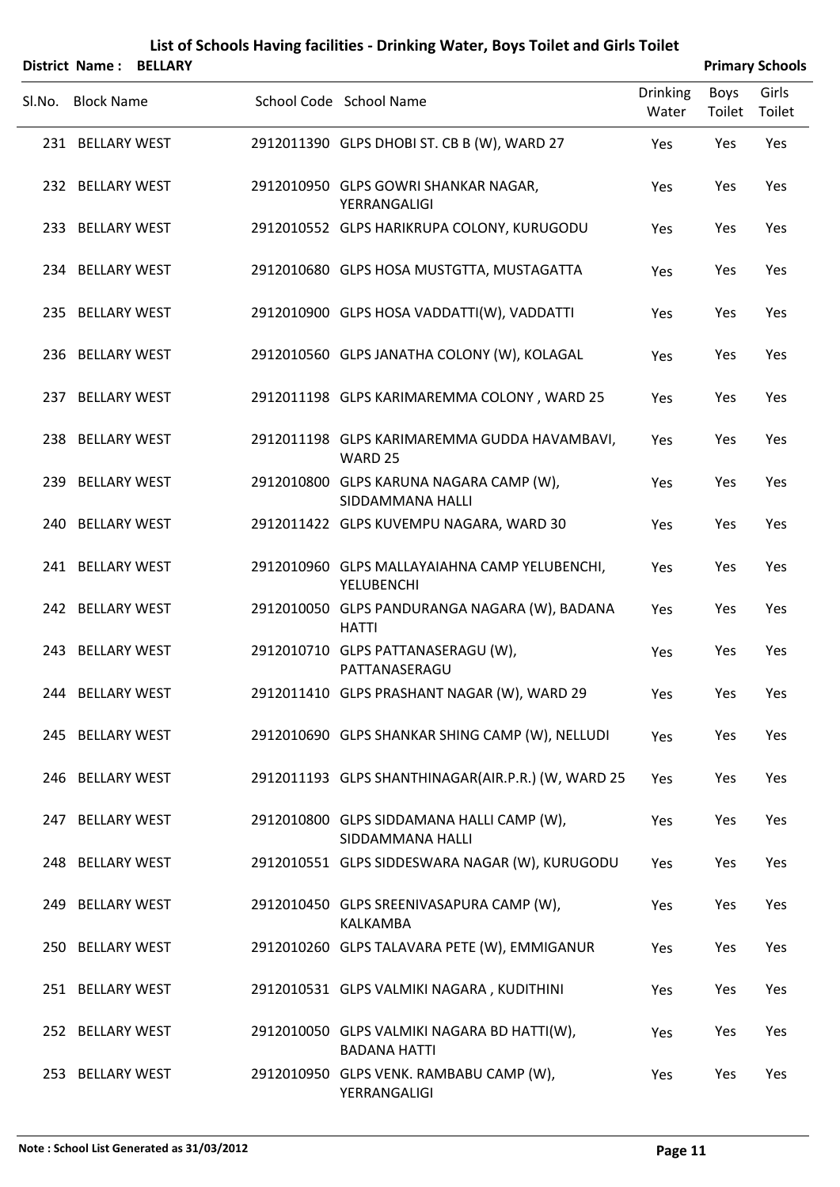# List of Schools Having facilities - Drinking Water, Boys Toilet and Girls Toilet

**District Name : BELLARY** **Primary Schools**

| Sl.No. | Block Name | School Code | School Name | Drinking Water | Boys Toilet | Girls Toilet |
|---|---|---|---|---|---|---|
| 231 | BELLARY WEST | 2912011390 | GLPS DHOBI ST. CB B (W), WARD 27 | Yes | Yes | Yes |
| 232 | BELLARY WEST | 2912010950 | GLPS GOWRI SHANKAR NAGAR, YERRANGALIGI | Yes | Yes | Yes |
| 233 | BELLARY WEST | 2912010552 | GLPS HARIKRUPA COLONY, KURUGODU | Yes | Yes | Yes |
| 234 | BELLARY WEST | 2912010680 | GLPS HOSA MUSTGTTA, MUSTAGATTA | Yes | Yes | Yes |
| 235 | BELLARY WEST | 2912010900 | GLPS HOSA VADDATTI(W), VADDATTI | Yes | Yes | Yes |
| 236 | BELLARY WEST | 2912010560 | GLPS JANATHA COLONY (W), KOLAGAL | Yes | Yes | Yes |
| 237 | BELLARY WEST | 2912011198 | GLPS KARIMAREMMA COLONY , WARD 25 | Yes | Yes | Yes |
| 238 | BELLARY WEST | 2912011198 | GLPS KARIMAREMMA GUDDA HAVAMBAVI, WARD 25 | Yes | Yes | Yes |
| 239 | BELLARY WEST | 2912010800 | GLPS KARUNA NAGARA CAMP (W), SIDDAMMANA HALLI | Yes | Yes | Yes |
| 240 | BELLARY WEST | 2912011422 | GLPS KUVEMPU NAGARA, WARD 30 | Yes | Yes | Yes |
| 241 | BELLARY WEST | 2912010960 | GLPS MALLAYAIAHNA CAMP YELUBENCHI, YELUBENCHI | Yes | Yes | Yes |
| 242 | BELLARY WEST | 2912010050 | GLPS PANDURANGA NAGARA (W), BADANA HATTI | Yes | Yes | Yes |
| 243 | BELLARY WEST | 2912010710 | GLPS PATTANASERAGU (W), PATTANASERAGU | Yes | Yes | Yes |
| 244 | BELLARY WEST | 2912011410 | GLPS PRASHANT NAGAR (W), WARD 29 | Yes | Yes | Yes |
| 245 | BELLARY WEST | 2912010690 | GLPS SHANKAR SHING CAMP (W), NELLUDI | Yes | Yes | Yes |
| 246 | BELLARY WEST | 2912011193 | GLPS SHANTHINAGAR(AIR.P.R.) (W, WARD 25 | Yes | Yes | Yes |
| 247 | BELLARY WEST | 2912010800 | GLPS SIDDAMANA HALLI CAMP (W), SIDDAMMANA HALLI | Yes | Yes | Yes |
| 248 | BELLARY WEST | 2912010551 | GLPS SIDDESWARA NAGAR (W), KURUGODU | Yes | Yes | Yes |
| 249 | BELLARY WEST | 2912010450 | GLPS SREENIVASAPURA CAMP (W), KALKAMBA | Yes | Yes | Yes |
| 250 | BELLARY WEST | 2912010260 | GLPS TALAVARA PETE (W), EMMIGANUR | Yes | Yes | Yes |
| 251 | BELLARY WEST | 2912010531 | GLPS VALMIKI NAGARA , KUDITHINI | Yes | Yes | Yes |
| 252 | BELLARY WEST | 2912010050 | GLPS VALMIKI NAGARA BD HATTI(W), BADANA HATTI | Yes | Yes | Yes |
| 253 | BELLARY WEST | 2912010950 | GLPS VENK. RAMBABU CAMP (W), YERRANGALIGI | Yes | Yes | Yes |

**Note : School List Generated as 31/03/2012**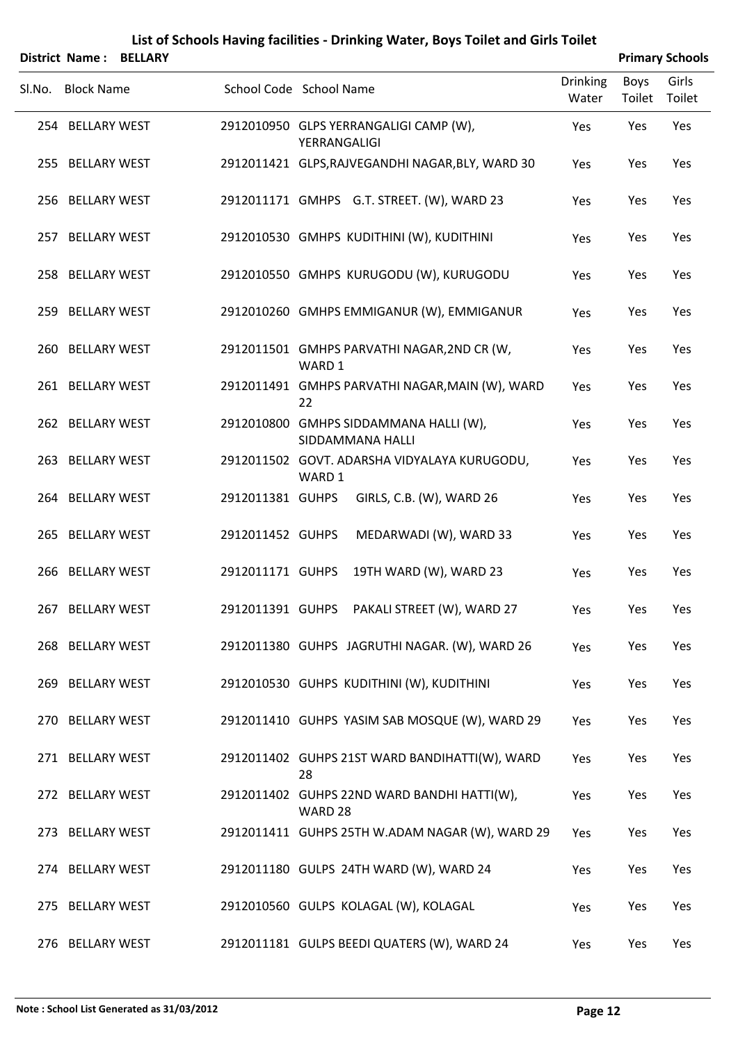# List of Schools Having facilities - Drinking Water, Boys Toilet and Girls Toilet

**District Name : BELLARY** **Primary Schools**

| Sl.No. | Block Name | School Code | School Name | Drinking Water | Boys Toilet | Girls Toilet |
|---|---|---|---|---|---|---|
| 254 | BELLARY WEST | 2912010950 | GLPS YERRANGALIGI CAMP (W), YERRANGALIGI | Yes | Yes | Yes |
| 255 | BELLARY WEST | 2912011421 | GLPS,RAJVEGANDHI NAGAR,BLY, WARD 30 | Yes | Yes | Yes |
| 256 | BELLARY WEST | 2912011171 | GMHPS G.T. STREET. (W), WARD 23 | Yes | Yes | Yes |
| 257 | BELLARY WEST | 2912010530 | GMHPS KUDITHINI (W), KUDITHINI | Yes | Yes | Yes |
| 258 | BELLARY WEST | 2912010550 | GMHPS KURUGODU (W), KURUGODU | Yes | Yes | Yes |
| 259 | BELLARY WEST | 2912010260 | GMHPS EMMIGANUR (W), EMMIGANUR | Yes | Yes | Yes |
| 260 | BELLARY WEST | 2912011501 | GMHPS PARVATHI NAGAR,2ND CR (W, WARD 1 | Yes | Yes | Yes |
| 261 | BELLARY WEST | 2912011491 | GMHPS PARVATHI NAGAR,MAIN (W), WARD 22 | Yes | Yes | Yes |
| 262 | BELLARY WEST | 2912010800 | GMHPS SIDDAMMANA HALLI (W), SIDDAMMANA HALLI | Yes | Yes | Yes |
| 263 | BELLARY WEST | 2912011502 | GOVT. ADARSHA VIDYALAYA KURUGODU, WARD 1 | Yes | Yes | Yes |
| 264 | BELLARY WEST | 2912011381 | GUHPS GIRLS, C.B. (W), WARD 26 | Yes | Yes | Yes |
| 265 | BELLARY WEST | 2912011452 | GUHPS MEDARWADI (W), WARD 33 | Yes | Yes | Yes |
| 266 | BELLARY WEST | 2912011171 | GUHPS 19TH WARD (W), WARD 23 | Yes | Yes | Yes |
| 267 | BELLARY WEST | 2912011391 | GUHPS PAKALI STREET (W), WARD 27 | Yes | Yes | Yes |
| 268 | BELLARY WEST | 2912011380 | GUHPS JAGRUTHI NAGAR. (W), WARD 26 | Yes | Yes | Yes |
| 269 | BELLARY WEST | 2912010530 | GUHPS KUDITHINI (W), KUDITHINI | Yes | Yes | Yes |
| 270 | BELLARY WEST | 2912011410 | GUHPS YASIM SAB MOSQUE (W), WARD 29 | Yes | Yes | Yes |
| 271 | BELLARY WEST | 2912011402 | GUHPS 21ST WARD BANDIHATTI(W), WARD 28 | Yes | Yes | Yes |
| 272 | BELLARY WEST | 2912011402 | GUHPS 22ND WARD BANDHI HATTI(W), WARD 28 | Yes | Yes | Yes |
| 273 | BELLARY WEST | 2912011411 | GUHPS 25TH W.ADAM NAGAR (W), WARD 29 | Yes | Yes | Yes |
| 274 | BELLARY WEST | 2912011180 | GULPS 24TH WARD (W), WARD 24 | Yes | Yes | Yes |
| 275 | BELLARY WEST | 2912010560 | GULPS KOLAGAL (W), KOLAGAL | Yes | Yes | Yes |
| 276 | BELLARY WEST | 2912011181 | GULPS BEEDI QUATERS (W), WARD 24 | Yes | Yes | Yes |

**Note : School List Generated as 31/03/2012**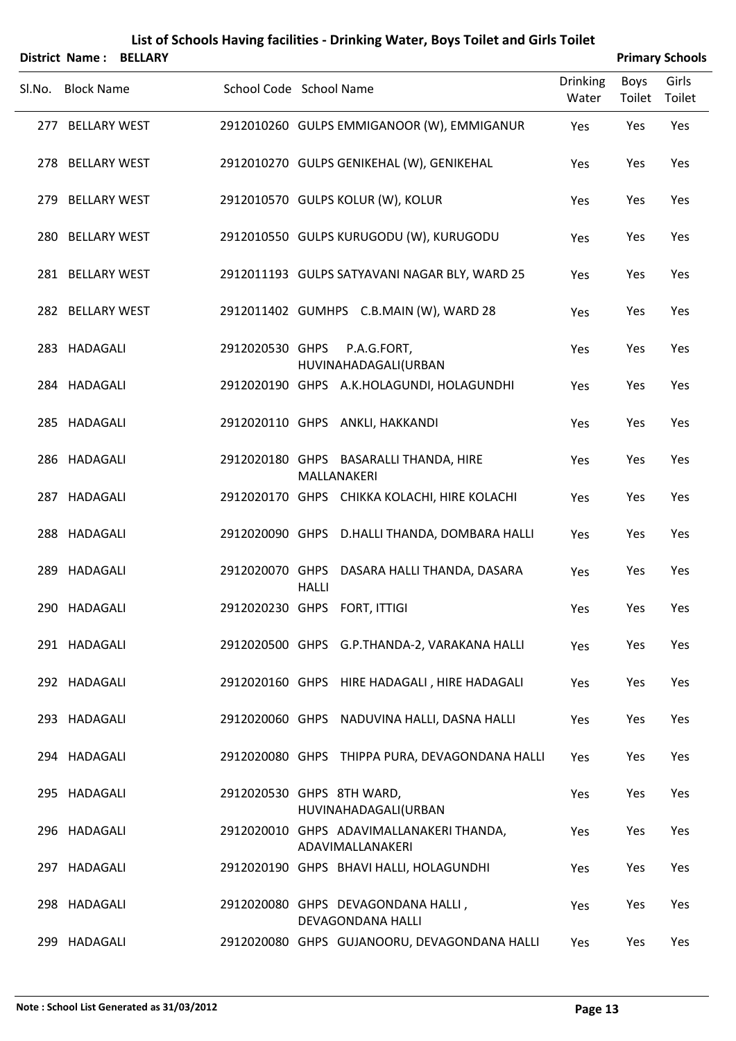# List of Schools Having facilities - Drinking Water, Boys Toilet and Girls Toilet

**District Name : BELLARY** | **Primary Schools**

| Sl.No. | Block Name | School Code | School Name | Drinking Water | Boys Toilet | Girls Toilet |
|---|---|---|---|---|---|---|
| 277 | BELLARY WEST | 2912010260 | GULPS EMMIGANOOR (W), EMMIGANUR | Yes | Yes | Yes |
| 278 | BELLARY WEST | 2912010270 | GULPS GENIKEHAL (W), GENIKEHAL | Yes | Yes | Yes |
| 279 | BELLARY WEST | 2912010570 | GULPS KOLUR (W), KOLUR | Yes | Yes | Yes |
| 280 | BELLARY WEST | 2912010550 | GULPS KURUGODU (W), KURUGODU | Yes | Yes | Yes |
| 281 | BELLARY WEST | 2912011193 | GULPS SATYAVANI NAGAR BLY, WARD 25 | Yes | Yes | Yes |
| 282 | BELLARY WEST | 2912011402 | GUMHPS C.B.MAIN (W), WARD 28 | Yes | Yes | Yes |
| 283 | HADAGALI | 2912020530 | GHPS P.A.G.FORT, HUVINAHADAGALI(URBAN | Yes | Yes | Yes |
| 284 | HADAGALI | 2912020190 | GHPS A.K.HOLAGUNDI, HOLAGUNDHI | Yes | Yes | Yes |
| 285 | HADAGALI | 2912020110 | GHPS ANKLI, HAKKANDI | Yes | Yes | Yes |
| 286 | HADAGALI | 2912020180 | GHPS BASARALLI THANDA, HIRE MALLANAKERI | Yes | Yes | Yes |
| 287 | HADAGALI | 2912020170 | GHPS CHIKKA KOLACHI, HIRE KOLACHI | Yes | Yes | Yes |
| 288 | HADAGALI | 2912020090 | GHPS D.HALLI THANDA, DOMBARA HALLI | Yes | Yes | Yes |
| 289 | HADAGALI | 2912020070 | GHPS DASARA HALLI THANDA, DASARA HALLI | Yes | Yes | Yes |
| 290 | HADAGALI | 2912020230 | GHPS FORT, ITTIGI | Yes | Yes | Yes |
| 291 | HADAGALI | 2912020500 | GHPS G.P.THANDA-2, VARAKANA HALLI | Yes | Yes | Yes |
| 292 | HADAGALI | 2912020160 | GHPS HIRE HADAGALI , HIRE HADAGALI | Yes | Yes | Yes |
| 293 | HADAGALI | 2912020060 | GHPS NADUVINA HALLI, DASNA HALLI | Yes | Yes | Yes |
| 294 | HADAGALI | 2912020080 | GHPS THIPPA PURA, DEVAGONDANA HALLI | Yes | Yes | Yes |
| 295 | HADAGALI | 2912020530 | GHPS 8TH WARD, HUVINAHADAGALI(URBAN | Yes | Yes | Yes |
| 296 | HADAGALI | 2912020010 | GHPS ADAVIMALLANAKERI THANDA, ADAVIMALLANAKERI | Yes | Yes | Yes |
| 297 | HADAGALI | 2912020190 | GHPS BHAVI HALLI, HOLAGUNDHI | Yes | Yes | Yes |
| 298 | HADAGALI | 2912020080 | GHPS DEVAGONDANA HALLI , DEVAGONDANA HALLI | Yes | Yes | Yes |
| 299 | HADAGALI | 2912020080 | GHPS GUJANOORU, DEVAGONDANA HALLI | Yes | Yes | Yes |

**Note : School List Generated as 31/03/2012**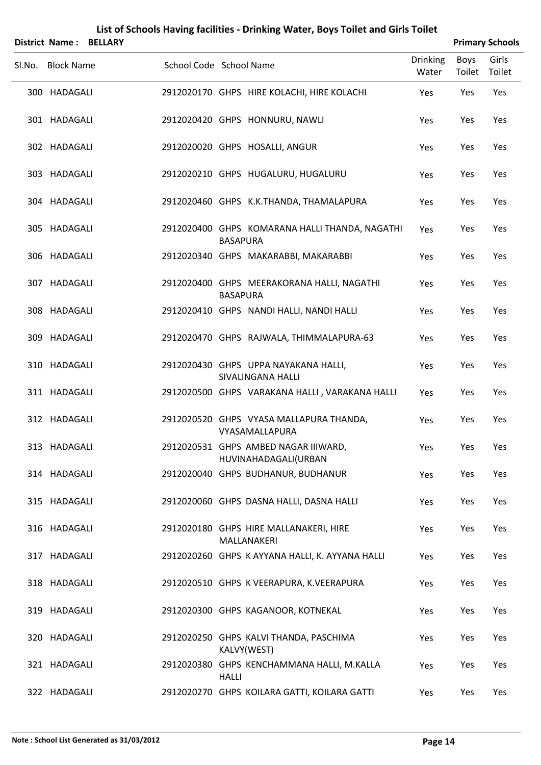# List of Schools Having facilities - Drinking Water, Boys Toilet and Girls Toilet

**District Name : BELLARY** **Primary Schools**

| Sl.No. | Block Name | School Code | School Name | Drinking Water | Boys Toilet | Girls Toilet |
|---|---|---|---|---|---|---|
| 300 | HADAGALI | 2912020170 | GHPS HIRE KOLACHI, HIRE KOLACHI | Yes | Yes | Yes |
| 301 | HADAGALI | 2912020420 | GHPS HONNURU, NAWLI | Yes | Yes | Yes |
| 302 | HADAGALI | 2912020020 | GHPS HOSALLI, ANGUR | Yes | Yes | Yes |
| 303 | HADAGALI | 2912020210 | GHPS HUGALURU, HUGALURU | Yes | Yes | Yes |
| 304 | HADAGALI | 2912020460 | GHPS K.K.THANDA, THAMALAPURA | Yes | Yes | Yes |
| 305 | HADAGALI | 2912020400 | GHPS KOMARANA HALLI THANDA, NAGATHI BASAPURA | Yes | Yes | Yes |
| 306 | HADAGALI | 2912020340 | GHPS MAKARABBI, MAKARABBI | Yes | Yes | Yes |
| 307 | HADAGALI | 2912020400 | GHPS MEERAKORANA HALLI, NAGATHI BASAPURA | Yes | Yes | Yes |
| 308 | HADAGALI | 2912020410 | GHPS NANDI HALLI, NANDI HALLI | Yes | Yes | Yes |
| 309 | HADAGALI | 2912020470 | GHPS RAJWALA, THIMMALAPURA-63 | Yes | Yes | Yes |
| 310 | HADAGALI | 2912020430 | GHPS UPPA NAYAKANA HALLI, SIVALINGANA HALLI | Yes | Yes | Yes |
| 311 | HADAGALI | 2912020500 | GHPS VARAKANA HALLI , VARAKANA HALLI | Yes | Yes | Yes |
| 312 | HADAGALI | 2912020520 | GHPS VYASA MALLAPURA THANDA, VYASAMALLAPURA | Yes | Yes | Yes |
| 313 | HADAGALI | 2912020531 | GHPS AMBED NAGAR IIIWARD, HUVINAHADAGALI(URBAN | Yes | Yes | Yes |
| 314 | HADAGALI | 2912020040 | GHPS BUDHANUR, BUDHANUR | Yes | Yes | Yes |
| 315 | HADAGALI | 2912020060 | GHPS DASNA HALLI, DASNA HALLI | Yes | Yes | Yes |
| 316 | HADAGALI | 2912020180 | GHPS HIRE MALLANAKERI, HIRE MALLANAKERI | Yes | Yes | Yes |
| 317 | HADAGALI | 2912020260 | GHPS K AYYANA HALLI, K. AYYANA HALLI | Yes | Yes | Yes |
| 318 | HADAGALI | 2912020510 | GHPS K VEERAPURA, K.VEERAPURA | Yes | Yes | Yes |
| 319 | HADAGALI | 2912020300 | GHPS KAGANOOR, KOTNEKAL | Yes | Yes | Yes |
| 320 | HADAGALI | 2912020250 | GHPS KALVI THANDA, PASCHIMA KALVY(WEST) | Yes | Yes | Yes |
| 321 | HADAGALI | 2912020380 | GHPS KENCHAMMANA HALLI, M.KALLA HALLI | Yes | Yes | Yes |
| 322 | HADAGALI | 2912020270 | GHPS KOILARA GATTI, KOILARA GATTI | Yes | Yes | Yes |

**Note : School List Generated as 31/03/2012**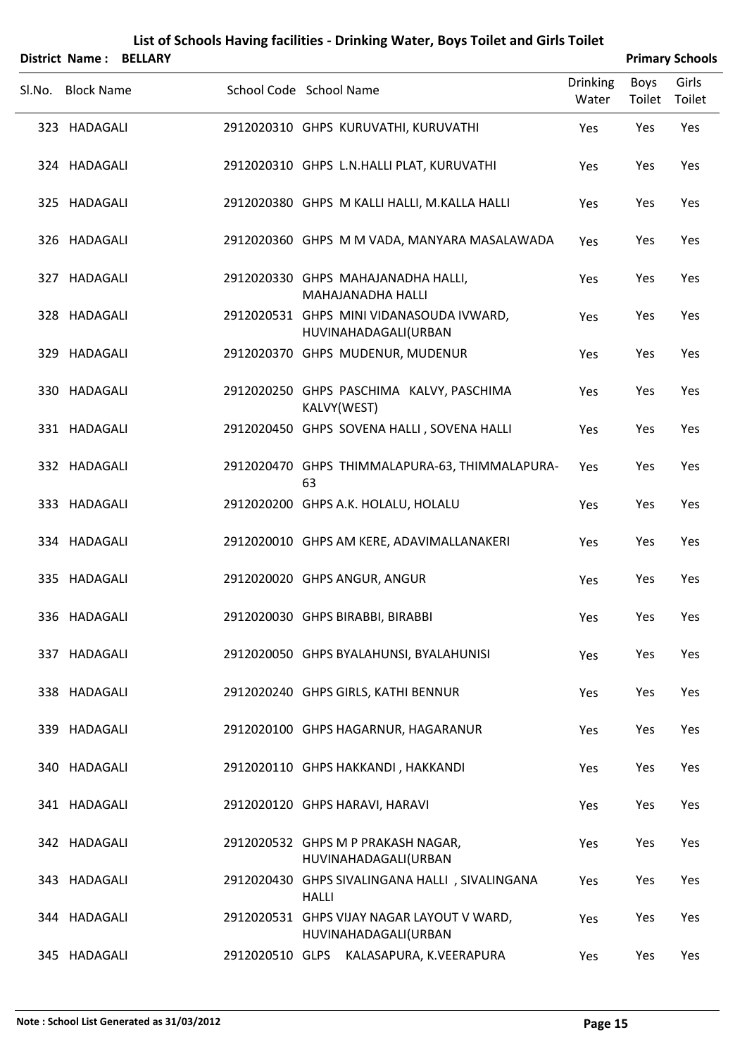# List of Schools Having facilities - Drinking Water, Boys Toilet and Girls Toilet

**District Name : BELLARY** | **Primary Schools**

| Sl.No. | Block Name | School Code | School Name | Drinking Water | Boys Toilet | Girls Toilet |
|---|---|---|---|---|---|---|
| 323 | HADAGALI | 2912020310 | GHPS KURUVATHI, KURUVATHI | Yes | Yes | Yes |
| 324 | HADAGALI | 2912020310 | GHPS L.N.HALLI PLAT, KURUVATHI | Yes | Yes | Yes |
| 325 | HADAGALI | 2912020380 | GHPS M KALLI HALLI, M.KALLA HALLI | Yes | Yes | Yes |
| 326 | HADAGALI | 2912020360 | GHPS M M VADA, MANYARA MASALAWADA | Yes | Yes | Yes |
| 327 | HADAGALI | 2912020330 | GHPS MAHAJANADHA HALLI, MAHAJANADHA HALLI | Yes | Yes | Yes |
| 328 | HADAGALI | 2912020531 | GHPS MINI VIDANASOUDA IVWARD, HUVINAHADAGALI(URBAN | Yes | Yes | Yes |
| 329 | HADAGALI | 2912020370 | GHPS MUDENUR, MUDENUR | Yes | Yes | Yes |
| 330 | HADAGALI | 2912020250 | GHPS PASCHIMA KALVY, PASCHIMA KALVY(WEST) | Yes | Yes | Yes |
| 331 | HADAGALI | 2912020450 | GHPS SOVENA HALLI , SOVENA HALLI | Yes | Yes | Yes |
| 332 | HADAGALI | 2912020470 | GHPS THIMMALAPURA-63, THIMMALAPURA-63 | Yes | Yes | Yes |
| 333 | HADAGALI | 2912020200 | GHPS A.K. HOLALU, HOLALU | Yes | Yes | Yes |
| 334 | HADAGALI | 2912020010 | GHPS AM KERE, ADAVIMALLANAKERI | Yes | Yes | Yes |
| 335 | HADAGALI | 2912020020 | GHPS ANGUR, ANGUR | Yes | Yes | Yes |
| 336 | HADAGALI | 2912020030 | GHPS BIRABBI, BIRABBI | Yes | Yes | Yes |
| 337 | HADAGALI | 2912020050 | GHPS BYALAHUNSI, BYALAHUNISI | Yes | Yes | Yes |
| 338 | HADAGALI | 2912020240 | GHPS GIRLS, KATHI BENNUR | Yes | Yes | Yes |
| 339 | HADAGALI | 2912020100 | GHPS HAGARNUR, HAGARANUR | Yes | Yes | Yes |
| 340 | HADAGALI | 2912020110 | GHPS HAKKANDI , HAKKANDI | Yes | Yes | Yes |
| 341 | HADAGALI | 2912020120 | GHPS HARAVI, HARAVI | Yes | Yes | Yes |
| 342 | HADAGALI | 2912020532 | GHPS M P PRAKASH NAGAR, HUVINAHADAGALI(URBAN | Yes | Yes | Yes |
| 343 | HADAGALI | 2912020430 | GHPS SIVALINGANA HALLI , SIVALINGANA HALLI | Yes | Yes | Yes |
| 344 | HADAGALI | 2912020531 | GHPS VIJAY NAGAR LAYOUT V WARD, HUVINAHADAGALI(URBAN | Yes | Yes | Yes |
| 345 | HADAGALI | 2912020510 | GLPS KALASAPURA, K.VEERAPURA | Yes | Yes | Yes |

**Note : School List Generated as 31/03/2012**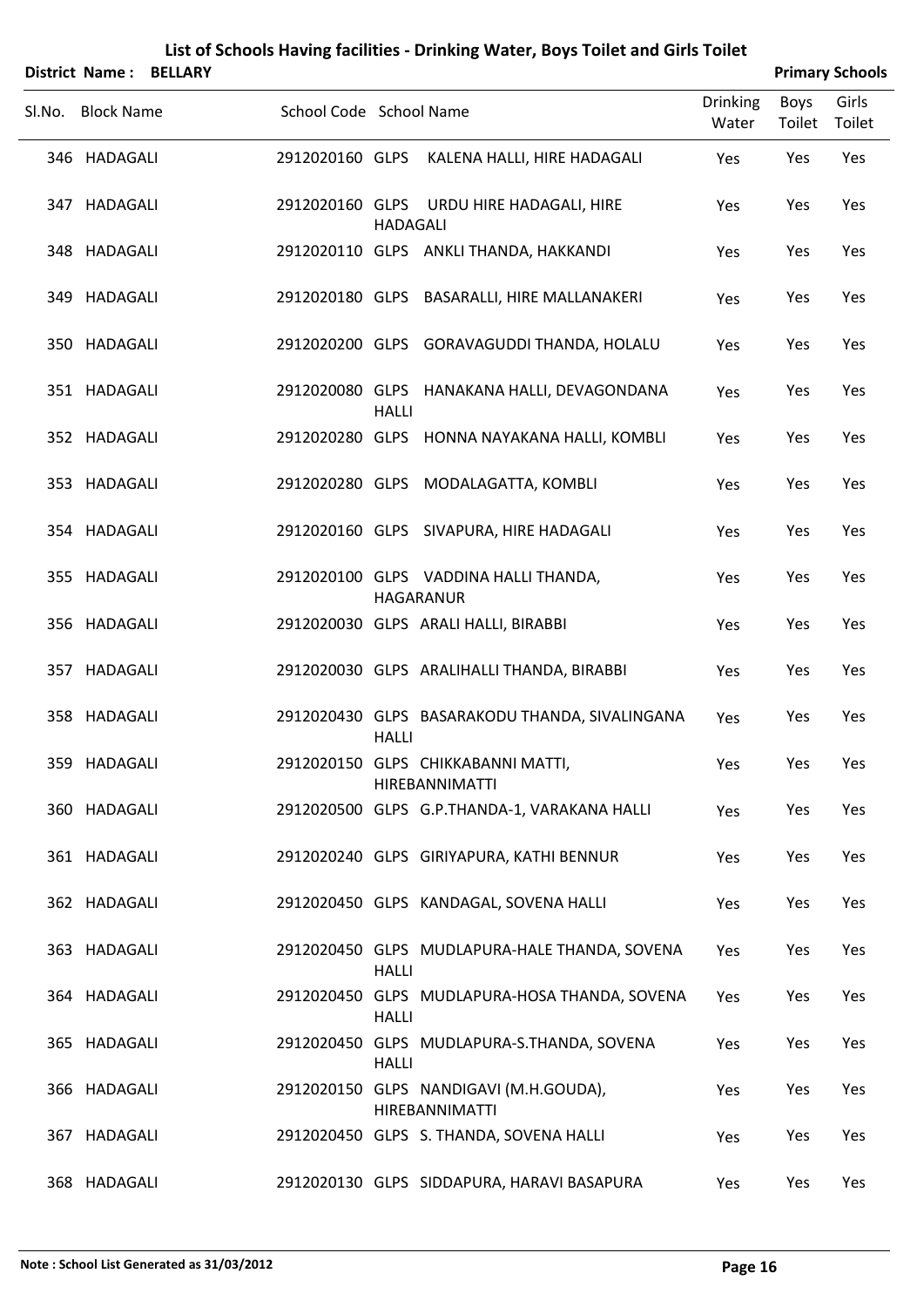# List of Schools Having facilities - Drinking Water, Boys Toilet and Girls Toilet

**District Name : BELLARY** **Primary Schools**

| Sl.No. | Block Name | School Code | School Name | Drinking Water | Boys Toilet | Girls Toilet |
|---|---|---|---|---|---|---|
| 346 | HADAGALI | 2912020160 | GLPS KALENA HALLI, HIRE HADAGALI | Yes | Yes | Yes |
| 347 | HADAGALI | 2912020160 | GLPS URDU HIRE HADAGALI, HIRE HADAGALI | Yes | Yes | Yes |
| 348 | HADAGALI | 2912020110 | GLPS ANKLI THANDA, HAKKANDI | Yes | Yes | Yes |
| 349 | HADAGALI | 2912020180 | GLPS BASARALLI, HIRE MALLANAKERI | Yes | Yes | Yes |
| 350 | HADAGALI | 2912020200 | GLPS GORAVAGUDDI THANDA, HOLALU | Yes | Yes | Yes |
| 351 | HADAGALI | 2912020080 | GLPS HANAKANA HALLI, DEVAGONDANA HALLI | Yes | Yes | Yes |
| 352 | HADAGALI | 2912020280 | GLPS HONNA NAYAKANA HALLI, KOMBLI | Yes | Yes | Yes |
| 353 | HADAGALI | 2912020280 | GLPS MODALAGATTA, KOMBLI | Yes | Yes | Yes |
| 354 | HADAGALI | 2912020160 | GLPS SIVAPURA, HIRE HADAGALI | Yes | Yes | Yes |
| 355 | HADAGALI | 2912020100 | GLPS VADDINA HALLI THANDA, HAGARANUR | Yes | Yes | Yes |
| 356 | HADAGALI | 2912020030 | GLPS ARALI HALLI, BIRABBI | Yes | Yes | Yes |
| 357 | HADAGALI | 2912020030 | GLPS ARALIHALLI THANDA, BIRABBI | Yes | Yes | Yes |
| 358 | HADAGALI | 2912020430 | GLPS BASARAKODU THANDA, SIVALINGANA HALLI | Yes | Yes | Yes |
| 359 | HADAGALI | 2912020150 | GLPS CHIKKABANNI MATTI, HIREBANNIMATTI | Yes | Yes | Yes |
| 360 | HADAGALI | 2912020500 | GLPS G.P.THANDA-1, VARAKANA HALLI | Yes | Yes | Yes |
| 361 | HADAGALI | 2912020240 | GLPS GIRIYAPURA, KATHI BENNUR | Yes | Yes | Yes |
| 362 | HADAGALI | 2912020450 | GLPS KANDAGAL, SOVENA HALLI | Yes | Yes | Yes |
| 363 | HADAGALI | 2912020450 | GLPS MUDLAPURA-HALE THANDA, SOVENA HALLI | Yes | Yes | Yes |
| 364 | HADAGALI | 2912020450 | GLPS MUDLAPURA-HOSA THANDA, SOVENA HALLI | Yes | Yes | Yes |
| 365 | HADAGALI | 2912020450 | GLPS MUDLAPURA-S.THANDA, SOVENA HALLI | Yes | Yes | Yes |
| 366 | HADAGALI | 2912020150 | GLPS NANDIGAVI (M.H.GOUDA), HIREBANNIMATTI | Yes | Yes | Yes |
| 367 | HADAGALI | 2912020450 | GLPS S. THANDA, SOVENA HALLI | Yes | Yes | Yes |
| 368 | HADAGALI | 2912020130 | GLPS SIDDAPURA, HARAVI BASAPURA | Yes | Yes | Yes |

**Note : School List Generated as 31/03/2012**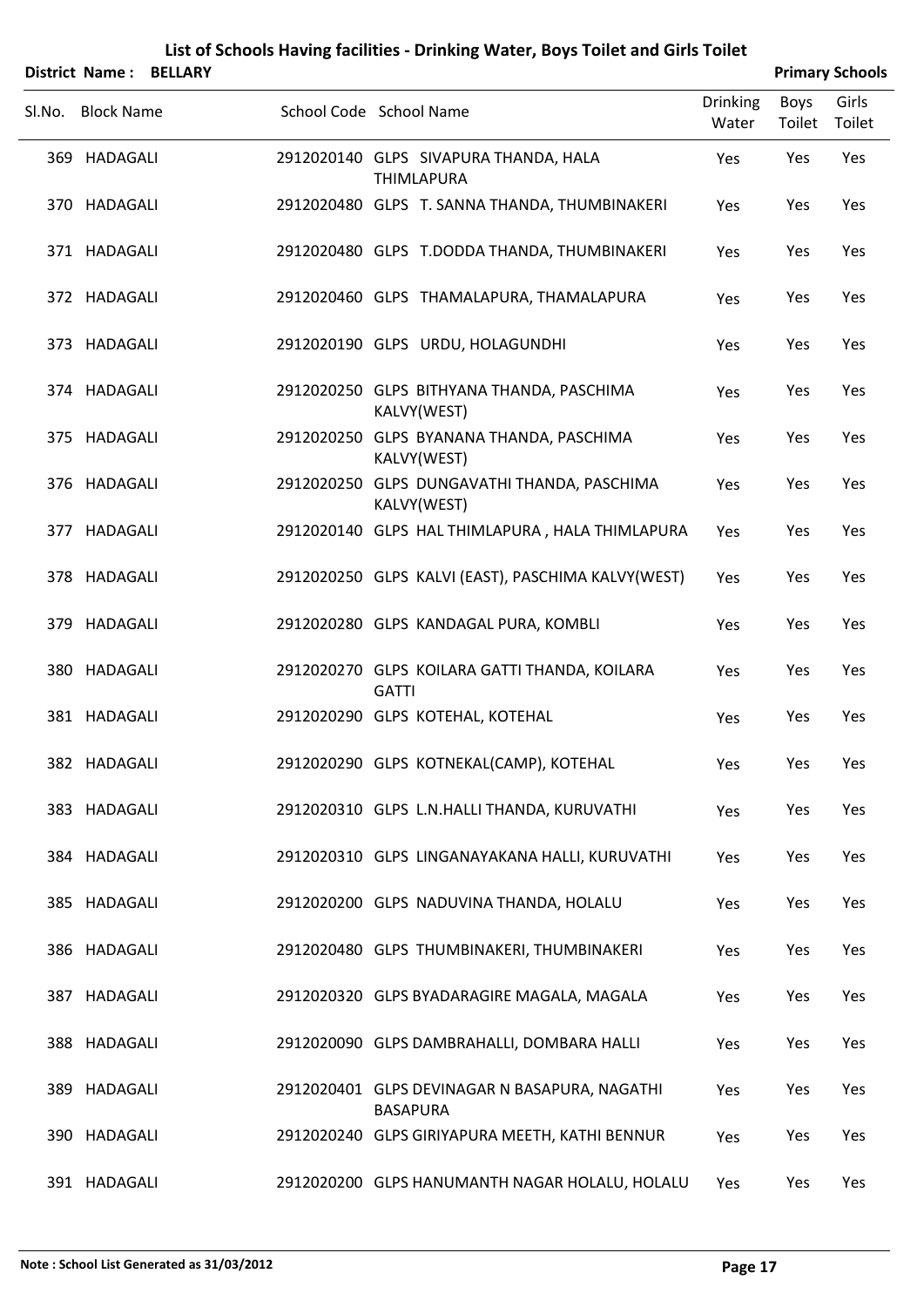# List of Schools Having facilities - Drinking Water, Boys Toilet and Girls Toilet

**District Name : BELLARY** **Primary Schools**

| Sl.No. | Block Name | School Code | School Name | Drinking Water | Boys Toilet | Girls Toilet |
|---|---|---|---|---|---|---|
| 369 | HADAGALI | 2912020140 | GLPS SIVAPURA THANDA, HALA THIMLAPURA | Yes | Yes | Yes |
| 370 | HADAGALI | 2912020480 | GLPS T. SANNA THANDA, THUMBINAKERI | Yes | Yes | Yes |
| 371 | HADAGALI | 2912020480 | GLPS T.DODDA THANDA, THUMBINAKERI | Yes | Yes | Yes |
| 372 | HADAGALI | 2912020460 | GLPS THAMALAPURA, THAMALAPURA | Yes | Yes | Yes |
| 373 | HADAGALI | 2912020190 | GLPS URDU, HOLAGUNDHI | Yes | Yes | Yes |
| 374 | HADAGALI | 2912020250 | GLPS BITHYANA THANDA, PASCHIMA KALVY(WEST) | Yes | Yes | Yes |
| 375 | HADAGALI | 2912020250 | GLPS BYANANA THANDA, PASCHIMA KALVY(WEST) | Yes | Yes | Yes |
| 376 | HADAGALI | 2912020250 | GLPS DUNGAVATHI THANDA, PASCHIMA KALVY(WEST) | Yes | Yes | Yes |
| 377 | HADAGALI | 2912020140 | GLPS HAL THIMLAPURA , HALA THIMLAPURA | Yes | Yes | Yes |
| 378 | HADAGALI | 2912020250 | GLPS KALVI (EAST), PASCHIMA KALVY(WEST) | Yes | Yes | Yes |
| 379 | HADAGALI | 2912020280 | GLPS KANDAGAL PURA, KOMBLI | Yes | Yes | Yes |
| 380 | HADAGALI | 2912020270 | GLPS KOILARA GATTI THANDA, KOILARA GATTI | Yes | Yes | Yes |
| 381 | HADAGALI | 2912020290 | GLPS KOTEHAL, KOTEHAL | Yes | Yes | Yes |
| 382 | HADAGALI | 2912020290 | GLPS KOTNEKAL(CAMP), KOTEHAL | Yes | Yes | Yes |
| 383 | HADAGALI | 2912020310 | GLPS L.N.HALLI THANDA, KURUVATHI | Yes | Yes | Yes |
| 384 | HADAGALI | 2912020310 | GLPS LINGANAYAKANA HALLI, KURUVATHI | Yes | Yes | Yes |
| 385 | HADAGALI | 2912020200 | GLPS NADUVINA THANDA, HOLALU | Yes | Yes | Yes |
| 386 | HADAGALI | 2912020480 | GLPS THUMBINAKERI, THUMBINAKERI | Yes | Yes | Yes |
| 387 | HADAGALI | 2912020320 | GLPS BYADARAGIRE MAGALA, MAGALA | Yes | Yes | Yes |
| 388 | HADAGALI | 2912020090 | GLPS DAMBRAHALLI, DOMBARA HALLI | Yes | Yes | Yes |
| 389 | HADAGALI | 2912020401 | GLPS DEVINAGAR N BASAPURA, NAGATHI BASAPURA | Yes | Yes | Yes |
| 390 | HADAGALI | 2912020240 | GLPS GIRIYAPURA MEETH, KATHI BENNUR | Yes | Yes | Yes |
| 391 | HADAGALI | 2912020200 | GLPS HANUMANTH NAGAR HOLALU, HOLALU | Yes | Yes | Yes |

**Note : School List Generated as 31/03/2012**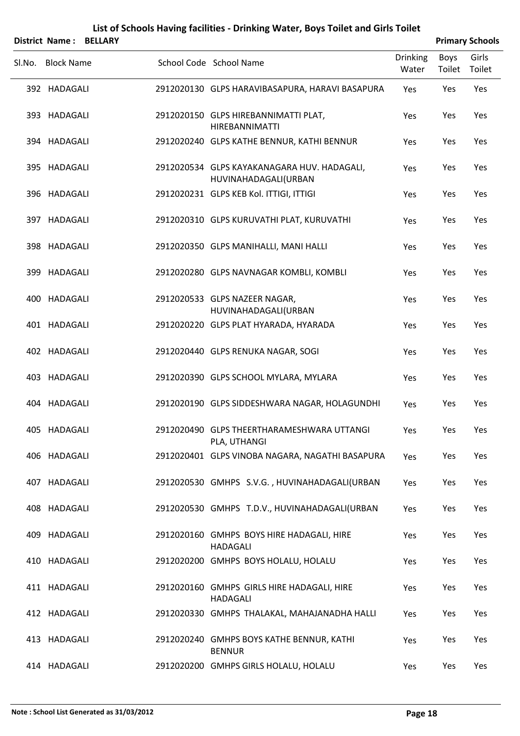# List of Schools Having facilities - Drinking Water, Boys Toilet and Girls Toilet

**District Name : BELLARY** — **Primary Schools**

| Sl.No. | Block Name | School Code | School Name | Drinking Water | Boys Toilet | Girls Toilet |
|---|---|---|---|---|---|---|
| 392 | HADAGALI | 2912020130 | GLPS HARAVIBASAPURA, HARAVI BASAPURA | Yes | Yes | Yes |
| 393 | HADAGALI | 2912020150 | GLPS HIREBANNIMATTI PLAT, HIREBANNIMATTI | Yes | Yes | Yes |
| 394 | HADAGALI | 2912020240 | GLPS KATHE BENNUR, KATHI BENNUR | Yes | Yes | Yes |
| 395 | HADAGALI | 2912020534 | GLPS KAYAKANAGARA HUV. HADAGALI, HUVINAHADAGALI(URBAN | Yes | Yes | Yes |
| 396 | HADAGALI | 2912020231 | GLPS KEB Kol. ITTIGI, ITTIGI | Yes | Yes | Yes |
| 397 | HADAGALI | 2912020310 | GLPS KURUVATHI PLAT, KURUVATHI | Yes | Yes | Yes |
| 398 | HADAGALI | 2912020350 | GLPS MANIHALLI, MANI HALLI | Yes | Yes | Yes |
| 399 | HADAGALI | 2912020280 | GLPS NAVNAGAR KOMBLI, KOMBLI | Yes | Yes | Yes |
| 400 | HADAGALI | 2912020533 | GLPS NAZEER NAGAR, HUVINAHADAGALI(URBAN | Yes | Yes | Yes |
| 401 | HADAGALI | 2912020220 | GLPS PLAT HYARADA, HYARADA | Yes | Yes | Yes |
| 402 | HADAGALI | 2912020440 | GLPS RENUKA NAGAR, SOGI | Yes | Yes | Yes |
| 403 | HADAGALI | 2912020390 | GLPS SCHOOL MYLARA, MYLARA | Yes | Yes | Yes |
| 404 | HADAGALI | 2912020190 | GLPS SIDDESHWARA NAGAR, HOLAGUNDHI | Yes | Yes | Yes |
| 405 | HADAGALI | 2912020490 | GLPS THEERTHARAMESHWARA UTTANGI PLA, UTHANGI | Yes | Yes | Yes |
| 406 | HADAGALI | 2912020401 | GLPS VINOBA NAGARA, NAGATHI BASAPURA | Yes | Yes | Yes |
| 407 | HADAGALI | 2912020530 | GMHPS S.V.G. , HUVINAHADAGALI(URBAN | Yes | Yes | Yes |
| 408 | HADAGALI | 2912020530 | GMHPS T.D.V., HUVINAHADAGALI(URBAN | Yes | Yes | Yes |
| 409 | HADAGALI | 2912020160 | GMHPS BOYS HIRE HADAGALI, HIRE HADAGALI | Yes | Yes | Yes |
| 410 | HADAGALI | 2912020200 | GMHPS BOYS HOLALU, HOLALU | Yes | Yes | Yes |
| 411 | HADAGALI | 2912020160 | GMHPS GIRLS HIRE HADAGALI, HIRE HADAGALI | Yes | Yes | Yes |
| 412 | HADAGALI | 2912020330 | GMHPS THALAKAL, MAHAJANADHA HALLI | Yes | Yes | Yes |
| 413 | HADAGALI | 2912020240 | GMHPS BOYS KATHE BENNUR, KATHI BENNUR | Yes | Yes | Yes |
| 414 | HADAGALI | 2912020200 | GMHPS GIRLS HOLALU, HOLALU | Yes | Yes | Yes |

**Note : School List Generated as 31/03/2012**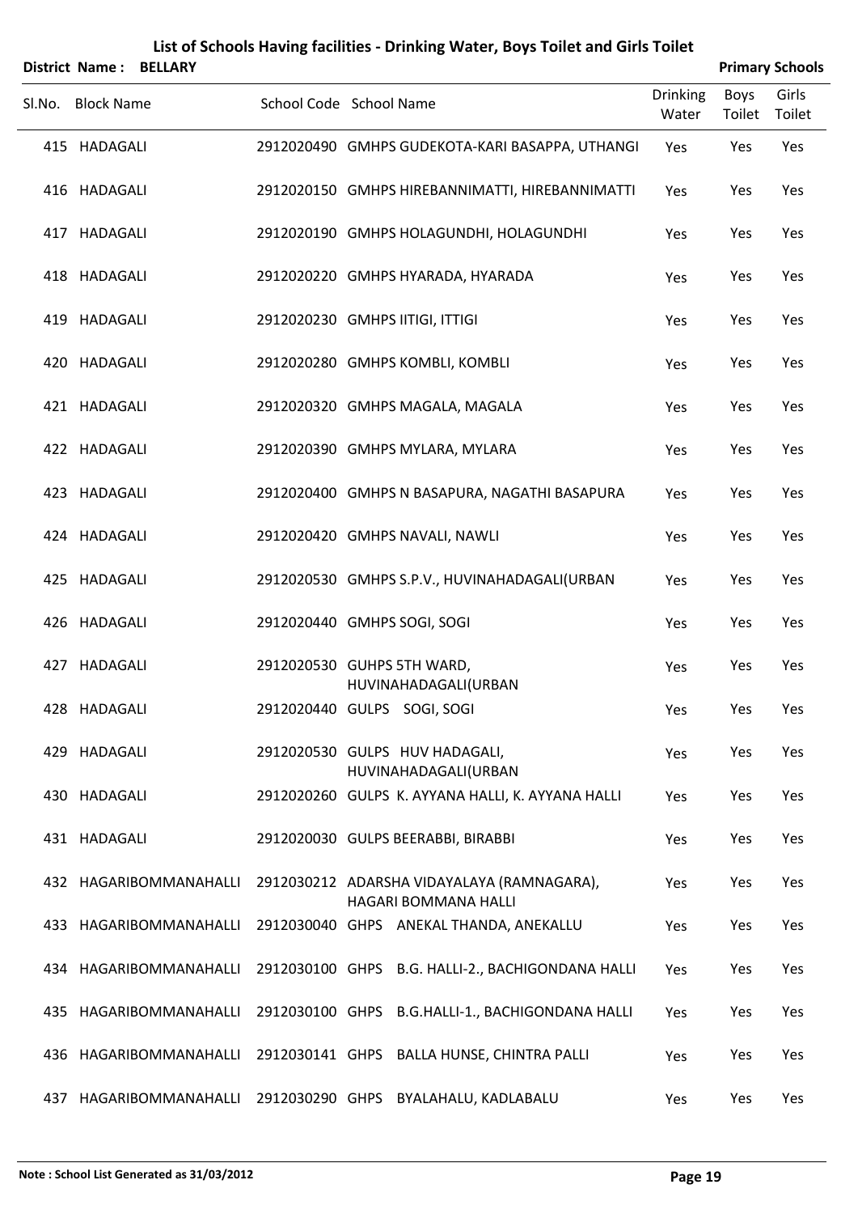# List of Schools Having facilities - Drinking Water, Boys Toilet and Girls Toilet

**District Name : BELLARY** | **Primary Schools**

| Sl.No. | Block Name | School Code | School Name | Drinking Water | Boys Toilet | Girls Toilet |
|---|---|---|---|---|---|---|
| 415 | HADAGALI | 2912020490 | GMHPS GUDEKOTA-KARI BASAPPA, UTHANGI | Yes | Yes | Yes |
| 416 | HADAGALI | 2912020150 | GMHPS HIREBANNIMATTI, HIREBANNIMATTI | Yes | Yes | Yes |
| 417 | HADAGALI | 2912020190 | GMHPS HOLAGUNDHI, HOLAGUNDHI | Yes | Yes | Yes |
| 418 | HADAGALI | 2912020220 | GMHPS HYARADA, HYARADA | Yes | Yes | Yes |
| 419 | HADAGALI | 2912020230 | GMHPS IITIGI, ITTIGI | Yes | Yes | Yes |
| 420 | HADAGALI | 2912020280 | GMHPS KOMBLI, KOMBLI | Yes | Yes | Yes |
| 421 | HADAGALI | 2912020320 | GMHPS MAGALA, MAGALA | Yes | Yes | Yes |
| 422 | HADAGALI | 2912020390 | GMHPS MYLARA, MYLARA | Yes | Yes | Yes |
| 423 | HADAGALI | 2912020400 | GMHPS N BASAPURA, NAGATHI BASAPURA | Yes | Yes | Yes |
| 424 | HADAGALI | 2912020420 | GMHPS NAVALI, NAWLI | Yes | Yes | Yes |
| 425 | HADAGALI | 2912020530 | GMHPS S.P.V., HUVINAHADAGALI(URBAN | Yes | Yes | Yes |
| 426 | HADAGALI | 2912020440 | GMHPS SOGI, SOGI | Yes | Yes | Yes |
| 427 | HADAGALI | 2912020530 | GUHPS 5TH WARD, HUVINAHADAGALI(URBAN | Yes | Yes | Yes |
| 428 | HADAGALI | 2912020440 | GULPS SOGI, SOGI | Yes | Yes | Yes |
| 429 | HADAGALI | 2912020530 | GULPS HUV HADAGALI, HUVINAHADAGALI(URBAN | Yes | Yes | Yes |
| 430 | HADAGALI | 2912020260 | GULPS K. AYYANA HALLI, K. AYYANA HALLI | Yes | Yes | Yes |
| 431 | HADAGALI | 2912020030 | GULPS BEERABBI, BIRABBI | Yes | Yes | Yes |
| 432 | HAGARIBOMMANAHALLI | 2912030212 | ADARSHA VIDAYALAYA (RAMNAGARA), HAGARI BOMMANA HALLI | Yes | Yes | Yes |
| 433 | HAGARIBOMMANAHALLI | 2912030040 | GHPS ANEKAL THANDA, ANEKALLU | Yes | Yes | Yes |
| 434 | HAGARIBOMMANAHALLI | 2912030100 | GHPS B.G. HALLI-2., BACHIGONDANA HALLI | Yes | Yes | Yes |
| 435 | HAGARIBOMMANAHALLI | 2912030100 | GHPS B.G.HALLI-1., BACHIGONDANA HALLI | Yes | Yes | Yes |
| 436 | HAGARIBOMMANAHALLI | 2912030141 | GHPS BALLA HUNSE, CHINTRA PALLI | Yes | Yes | Yes |
| 437 | HAGARIBOMMANAHALLI | 2912030290 | GHPS BYALAHALU, KADLABALU | Yes | Yes | Yes |

**Note : School List Generated as 31/03/2012**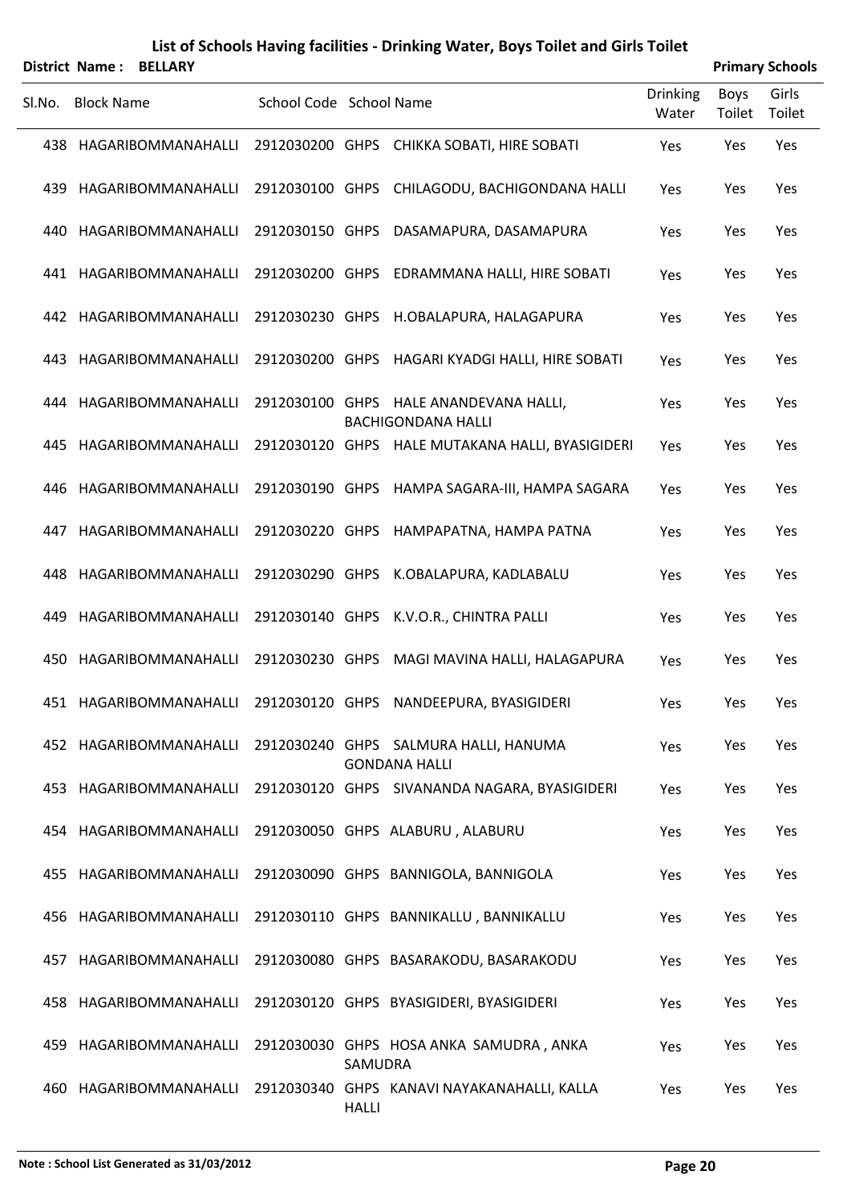# List of Schools Having facilities - Drinking Water, Boys Toilet and Girls Toilet

**District Name : BELLARY** **Primary Schools**

| Sl.No. | Block Name | School Code | School Name | Drinking Water | Boys Toilet | Girls Toilet |
|---|---|---|---|---|---|---|
| 438 | HAGARIBOMMANAHALLI | 2912030200 | GHPS CHIKKA SOBATI, HIRE SOBATI | Yes | Yes | Yes |
| 439 | HAGARIBOMMANAHALLI | 2912030100 | GHPS CHILAGODU, BACHIGONDANA HALLI | Yes | Yes | Yes |
| 440 | HAGARIBOMMANAHALLI | 2912030150 | GHPS DASAMAPURA, DASAMAPURA | Yes | Yes | Yes |
| 441 | HAGARIBOMMANAHALLI | 2912030200 | GHPS EDRAMMANA HALLI, HIRE SOBATI | Yes | Yes | Yes |
| 442 | HAGARIBOMMANAHALLI | 2912030230 | GHPS H.OBALAPURA, HALAGAPURA | Yes | Yes | Yes |
| 443 | HAGARIBOMMANAHALLI | 2912030200 | GHPS HAGARI KYADGI HALLI, HIRE SOBATI | Yes | Yes | Yes |
| 444 | HAGARIBOMMANAHALLI | 2912030100 | GHPS HALE ANANDEVANA HALLI, BACHIGONDANA HALLI | Yes | Yes | Yes |
| 445 | HAGARIBOMMANAHALLI | 2912030120 | GHPS HALE MUTAKANA HALLI, BYASIGIDERI | Yes | Yes | Yes |
| 446 | HAGARIBOMMANAHALLI | 2912030190 | GHPS HAMPA SAGARA-III, HAMPA SAGARA | Yes | Yes | Yes |
| 447 | HAGARIBOMMANAHALLI | 2912030220 | GHPS HAMPAPATNA, HAMPA PATNA | Yes | Yes | Yes |
| 448 | HAGARIBOMMANAHALLI | 2912030290 | GHPS K.OBALAPURA, KADLABALU | Yes | Yes | Yes |
| 449 | HAGARIBOMMANAHALLI | 2912030140 | GHPS K.V.O.R., CHINTRA PALLI | Yes | Yes | Yes |
| 450 | HAGARIBOMMANAHALLI | 2912030230 | GHPS MAGI MAVINA HALLI, HALAGAPURA | Yes | Yes | Yes |
| 451 | HAGARIBOMMANAHALLI | 2912030120 | GHPS NANDEEPURA, BYASIGIDERI | Yes | Yes | Yes |
| 452 | HAGARIBOMMANAHALLI | 2912030240 | GHPS SALMURA HALLI, HANUMA GONDANA HALLI | Yes | Yes | Yes |
| 453 | HAGARIBOMMANAHALLI | 2912030120 | GHPS SIVANANDA NAGARA, BYASIGIDERI | Yes | Yes | Yes |
| 454 | HAGARIBOMMANAHALLI | 2912030050 | GHPS ALABURU , ALABURU | Yes | Yes | Yes |
| 455 | HAGARIBOMMANAHALLI | 2912030090 | GHPS BANNIGOLA, BANNIGOLA | Yes | Yes | Yes |
| 456 | HAGARIBOMMANAHALLI | 2912030110 | GHPS BANNIKALLU , BANNIKALLU | Yes | Yes | Yes |
| 457 | HAGARIBOMMANAHALLI | 2912030080 | GHPS BASARAKODU, BASARAKODU | Yes | Yes | Yes |
| 458 | HAGARIBOMMANAHALLI | 2912030120 | GHPS BYASIGIDERI, BYASIGIDERI | Yes | Yes | Yes |
| 459 | HAGARIBOMMANAHALLI | 2912030030 | GHPS HOSA ANKA SAMUDRA , ANKA SAMUDRA | Yes | Yes | Yes |
| 460 | HAGARIBOMMANAHALLI | 2912030340 | GHPS KANAVI NAYAKANAHALLI, KALLA HALLI | Yes | Yes | Yes |

**Note : School List Generated as 31/03/2012**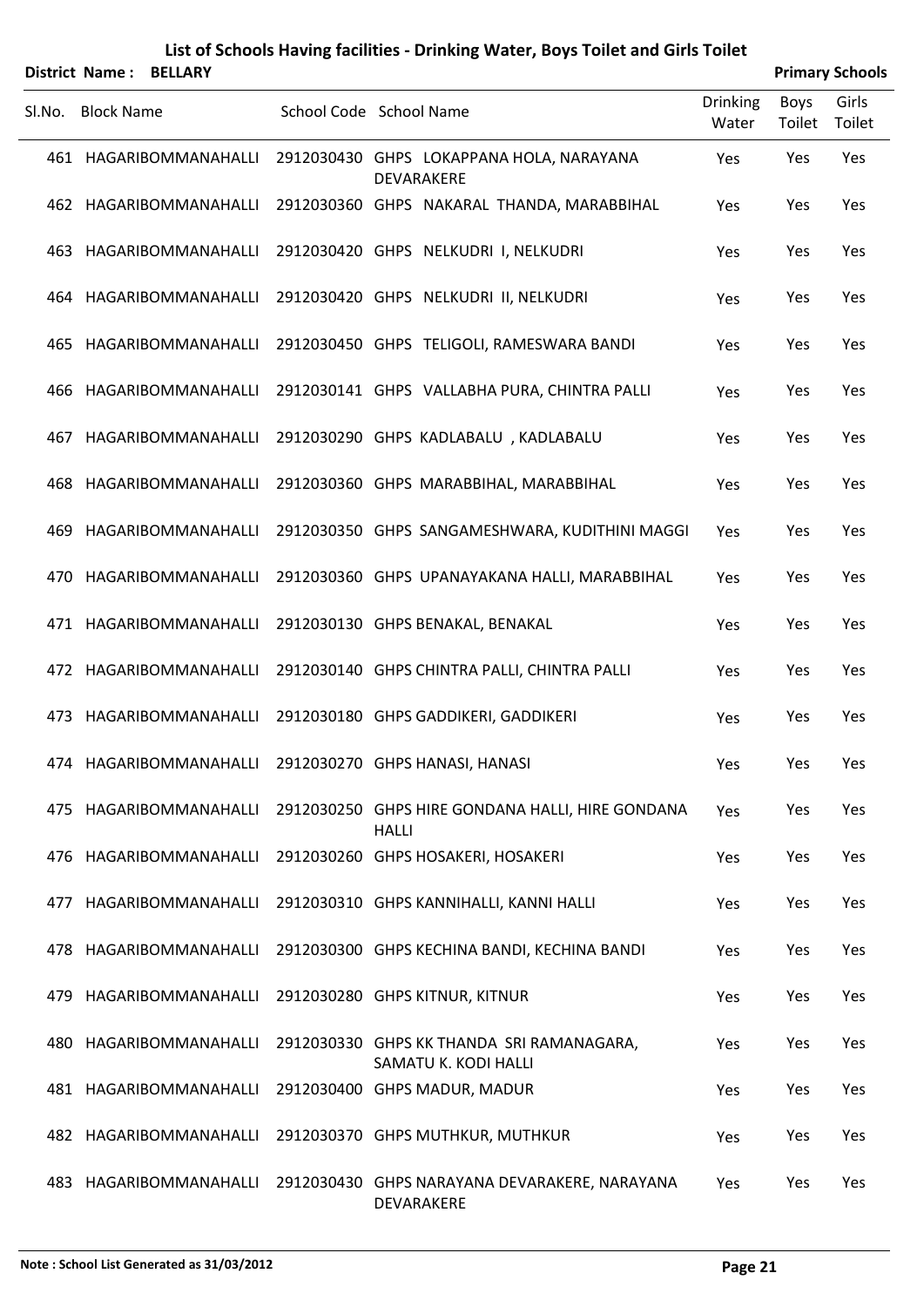# List of Schools Having facilities - Drinking Water, Boys Toilet and Girls Toilet

**District Name : BELLARY** **Primary Schools**

| Sl.No. | Block Name | School Code | School Name | Drinking Water | Boys Toilet | Girls Toilet |
|---|---|---|---|---|---|---|
| 461 | HAGARIBOMMANAHALLI | 2912030430 | GHPS LOKAPPANA HOLA, NARAYANA DEVARAKERE | Yes | Yes | Yes |
| 462 | HAGARIBOMMANAHALLI | 2912030360 | GHPS NAKARAL THANDA, MARABBIHAL | Yes | Yes | Yes |
| 463 | HAGARIBOMMANAHALLI | 2912030420 | GHPS NELKUDRI I, NELKUDRI | Yes | Yes | Yes |
| 464 | HAGARIBOMMANAHALLI | 2912030420 | GHPS NELKUDRI II, NELKUDRI | Yes | Yes | Yes |
| 465 | HAGARIBOMMANAHALLI | 2912030450 | GHPS TELIGOLI, RAMESWARA BANDI | Yes | Yes | Yes |
| 466 | HAGARIBOMMANAHALLI | 2912030141 | GHPS VALLABHA PURA, CHINTRA PALLI | Yes | Yes | Yes |
| 467 | HAGARIBOMMANAHALLI | 2912030290 | GHPS KADLABALU , KADLABALU | Yes | Yes | Yes |
| 468 | HAGARIBOMMANAHALLI | 2912030360 | GHPS MARABBIHAL, MARABBIHAL | Yes | Yes | Yes |
| 469 | HAGARIBOMMANAHALLI | 2912030350 | GHPS SANGAMESHWARA, KUDITHINI MAGGI | Yes | Yes | Yes |
| 470 | HAGARIBOMMANAHALLI | 2912030360 | GHPS UPANAYAKANA HALLI, MARABBIHAL | Yes | Yes | Yes |
| 471 | HAGARIBOMMANAHALLI | 2912030130 | GHPS BENAKAL, BENAKAL | Yes | Yes | Yes |
| 472 | HAGARIBOMMANAHALLI | 2912030140 | GHPS CHINTRA PALLI, CHINTRA PALLI | Yes | Yes | Yes |
| 473 | HAGARIBOMMANAHALLI | 2912030180 | GHPS GADDIKERI, GADDIKERI | Yes | Yes | Yes |
| 474 | HAGARIBOMMANAHALLI | 2912030270 | GHPS HANASI, HANASI | Yes | Yes | Yes |
| 475 | HAGARIBOMMANAHALLI | 2912030250 | GHPS HIRE GONDANA HALLI, HIRE GONDANA HALLI | Yes | Yes | Yes |
| 476 | HAGARIBOMMANAHALLI | 2912030260 | GHPS HOSAKERI, HOSAKERI | Yes | Yes | Yes |
| 477 | HAGARIBOMMANAHALLI | 2912030310 | GHPS KANNIHALLI, KANNI HALLI | Yes | Yes | Yes |
| 478 | HAGARIBOMMANAHALLI | 2912030300 | GHPS KECHINA BANDI, KECHINA BANDI | Yes | Yes | Yes |
| 479 | HAGARIBOMMANAHALLI | 2912030280 | GHPS KITNUR, KITNUR | Yes | Yes | Yes |
| 480 | HAGARIBOMMANAHALLI | 2912030330 | GHPS KK THANDA SRI RAMANAGARA, SAMATU K. KODI HALLI | Yes | Yes | Yes |
| 481 | HAGARIBOMMANAHALLI | 2912030400 | GHPS MADUR, MADUR | Yes | Yes | Yes |
| 482 | HAGARIBOMMANAHALLI | 2912030370 | GHPS MUTHKUR, MUTHKUR | Yes | Yes | Yes |
| 483 | HAGARIBOMMANAHALLI | 2912030430 | GHPS NARAYANA DEVARAKERE, NARAYANA DEVARAKERE | Yes | Yes | Yes |

**Note : School List Generated as 31/03/2012**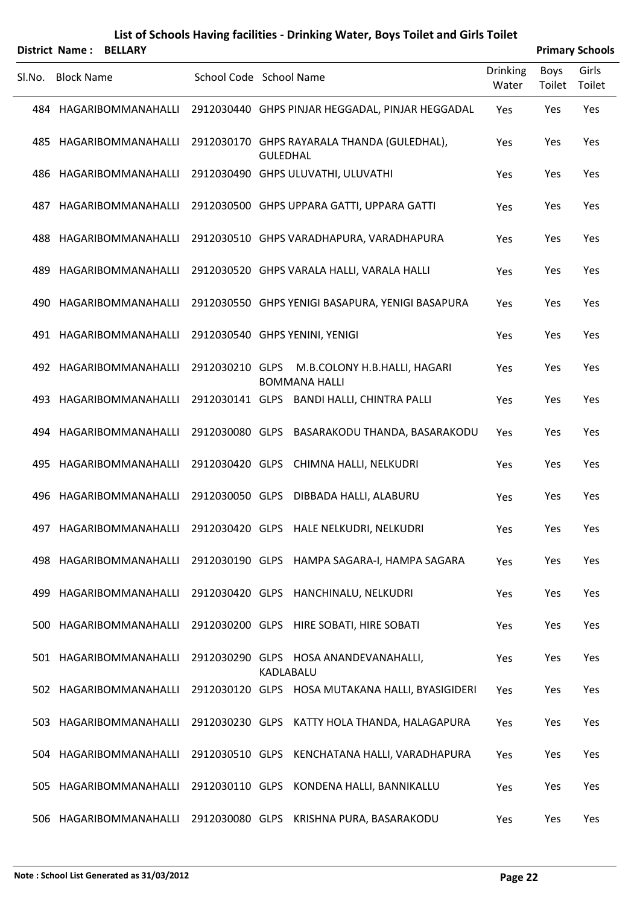# List of Schools Having facilities - Drinking Water, Boys Toilet and Girls Toilet

**District Name : BELLARY** **Primary Schools**

| Sl.No. | Block Name | School Code | School Name | Drinking Water | Boys Toilet | Girls Toilet |
|---|---|---|---|---|---|---|
| 484 | HAGARIBOMMANAHALLI | 2912030440 | GHPS PINJAR HEGGADAL, PINJAR HEGGADAL | Yes | Yes | Yes |
| 485 | HAGARIBOMMANAHALLI | 2912030170 | GHPS RAYARALA THANDA (GULEDHAL), GULEDHAL | Yes | Yes | Yes |
| 486 | HAGARIBOMMANAHALLI | 2912030490 | GHPS ULUVATHI, ULUVATHI | Yes | Yes | Yes |
| 487 | HAGARIBOMMANAHALLI | 2912030500 | GHPS UPPARA GATTI, UPPARA GATTI | Yes | Yes | Yes |
| 488 | HAGARIBOMMANAHALLI | 2912030510 | GHPS VARADHAPURA, VARADHAPURA | Yes | Yes | Yes |
| 489 | HAGARIBOMMANAHALLI | 2912030520 | GHPS VARALA HALLI, VARALA HALLI | Yes | Yes | Yes |
| 490 | HAGARIBOMMANAHALLI | 2912030550 | GHPS YENIGI BASAPURA, YENIGI BASAPURA | Yes | Yes | Yes |
| 491 | HAGARIBOMMANAHALLI | 2912030540 | GHPS YENINI, YENIGI | Yes | Yes | Yes |
| 492 | HAGARIBOMMANAHALLI | 2912030210 | GLPS M.B.COLONY H.B.HALLI, HAGARI BOMMANA HALLI | Yes | Yes | Yes |
| 493 | HAGARIBOMMANAHALLI | 2912030141 | GLPS BANDI HALLI, CHINTRA PALLI | Yes | Yes | Yes |
| 494 | HAGARIBOMMANAHALLI | 2912030080 | GLPS BASARAKODU THANDA, BASARAKODU | Yes | Yes | Yes |
| 495 | HAGARIBOMMANAHALLI | 2912030420 | GLPS CHIMNA HALLI, NELKUDRI | Yes | Yes | Yes |
| 496 | HAGARIBOMMANAHALLI | 2912030050 | GLPS DIBBADA HALLI, ALABURU | Yes | Yes | Yes |
| 497 | HAGARIBOMMANAHALLI | 2912030420 | GLPS HALE NELKUDRI, NELKUDRI | Yes | Yes | Yes |
| 498 | HAGARIBOMMANAHALLI | 2912030190 | GLPS HAMPA SAGARA-I, HAMPA SAGARA | Yes | Yes | Yes |
| 499 | HAGARIBOMMANAHALLI | 2912030420 | GLPS HANCHINALU, NELKUDRI | Yes | Yes | Yes |
| 500 | HAGARIBOMMANAHALLI | 2912030200 | GLPS HIRE SOBATI, HIRE SOBATI | Yes | Yes | Yes |
| 501 | HAGARIBOMMANAHALLI | 2912030290 | GLPS HOSA ANANDEVANAHALLI, KADLABALU | Yes | Yes | Yes |
| 502 | HAGARIBOMMANAHALLI | 2912030120 | GLPS HOSA MUTAKANA HALLI, BYASIGIDERI | Yes | Yes | Yes |
| 503 | HAGARIBOMMANAHALLI | 2912030230 | GLPS KATTY HOLA THANDA, HALAGAPURA | Yes | Yes | Yes |
| 504 | HAGARIBOMMANAHALLI | 2912030510 | GLPS KENCHATANA HALLI, VARADHAPURA | Yes | Yes | Yes |
| 505 | HAGARIBOMMANAHALLI | 2912030110 | GLPS KONDENA HALLI, BANNIKALLU | Yes | Yes | Yes |
| 506 | HAGARIBOMMANAHALLI | 2912030080 | GLPS KRISHNA PURA, BASARAKODU | Yes | Yes | Yes |

**Note : School List Generated as 31/03/2012**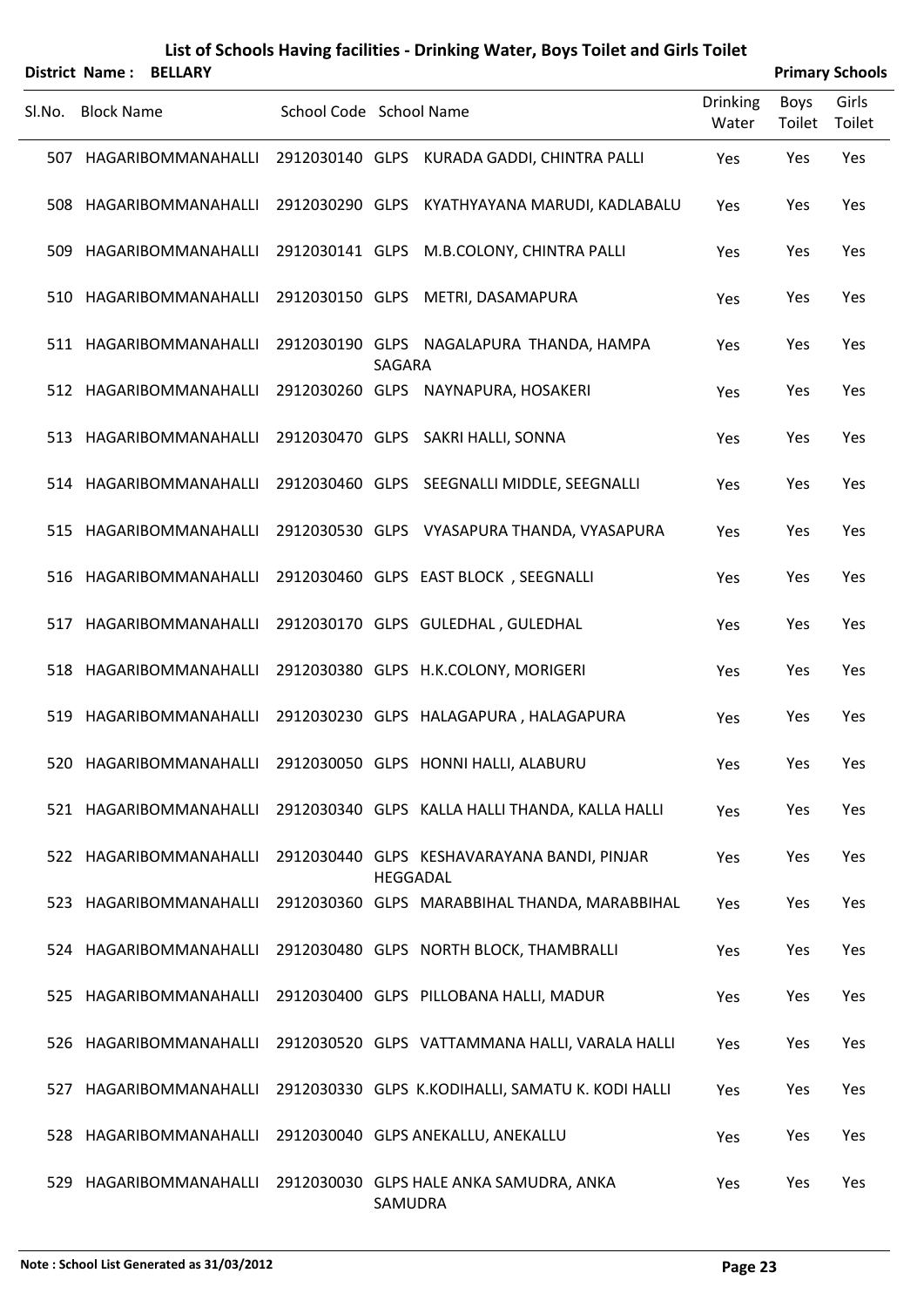# List of Schools Having facilities - Drinking Water, Boys Toilet and Girls Toilet

**District Name : BELLARY** | **Primary Schools**

| Sl.No. | Block Name | School Code | School Name | Drinking Water | Boys Toilet | Girls Toilet |
|---|---|---|---|---|---|---|
| 507 | HAGARIBOMMANAHALLI | 2912030140 | GLPS KURADA GADDI, CHINTRA PALLI | Yes | Yes | Yes |
| 508 | HAGARIBOMMANAHALLI | 2912030290 | GLPS KYATHYAYANA MARUDI, KADLABALU | Yes | Yes | Yes |
| 509 | HAGARIBOMMANAHALLI | 2912030141 | GLPS M.B.COLONY, CHINTRA PALLI | Yes | Yes | Yes |
| 510 | HAGARIBOMMANAHALLI | 2912030150 | GLPS METRI, DASAMAPURA | Yes | Yes | Yes |
| 511 | HAGARIBOMMANAHALLI | 2912030190 | GLPS NAGALAPURA THANDA, HAMPA SAGARA | Yes | Yes | Yes |
| 512 | HAGARIBOMMANAHALLI | 2912030260 | GLPS NAYNAPURA, HOSAKERI | Yes | Yes | Yes |
| 513 | HAGARIBOMMANAHALLI | 2912030470 | GLPS SAKRI HALLI, SONNA | Yes | Yes | Yes |
| 514 | HAGARIBOMMANAHALLI | 2912030460 | GLPS SEEGNALLI MIDDLE, SEEGNALLI | Yes | Yes | Yes |
| 515 | HAGARIBOMMANAHALLI | 2912030530 | GLPS VYASAPURA THANDA, VYASAPURA | Yes | Yes | Yes |
| 516 | HAGARIBOMMANAHALLI | 2912030460 | GLPS EAST BLOCK , SEEGNALLI | Yes | Yes | Yes |
| 517 | HAGARIBOMMANAHALLI | 2912030170 | GLPS GULEDHAL , GULEDHAL | Yes | Yes | Yes |
| 518 | HAGARIBOMMANAHALLI | 2912030380 | GLPS H.K.COLONY, MORIGERI | Yes | Yes | Yes |
| 519 | HAGARIBOMMANAHALLI | 2912030230 | GLPS HALAGAPURA , HALAGAPURA | Yes | Yes | Yes |
| 520 | HAGARIBOMMANAHALLI | 2912030050 | GLPS HONNI HALLI, ALABURU | Yes | Yes | Yes |
| 521 | HAGARIBOMMANAHALLI | 2912030340 | GLPS KALLA HALLI THANDA, KALLA HALLI | Yes | Yes | Yes |
| 522 | HAGARIBOMMANAHALLI | 2912030440 | GLPS KESHAVARAYANA BANDI, PINJAR HEGGADAL | Yes | Yes | Yes |
| 523 | HAGARIBOMMANAHALLI | 2912030360 | GLPS MARABBIHAL THANDA, MARABBIHAL | Yes | Yes | Yes |
| 524 | HAGARIBOMMANAHALLI | 2912030480 | GLPS NORTH BLOCK, THAMBRALLI | Yes | Yes | Yes |
| 525 | HAGARIBOMMANAHALLI | 2912030400 | GLPS PILLOBANA HALLI, MADUR | Yes | Yes | Yes |
| 526 | HAGARIBOMMANAHALLI | 2912030520 | GLPS VATTAMMANA HALLI, VARALA HALLI | Yes | Yes | Yes |
| 527 | HAGARIBOMMANAHALLI | 2912030330 | GLPS K.KODIHALLI, SAMATU K. KODI HALLI | Yes | Yes | Yes |
| 528 | HAGARIBOMMANAHALLI | 2912030040 | GLPS ANEKALLU, ANEKALLU | Yes | Yes | Yes |
| 529 | HAGARIBOMMANAHALLI | 2912030030 | GLPS HALE ANKA SAMUDRA, ANKA SAMUDRA | Yes | Yes | Yes |

**Note : School List Generated as 31/03/2012**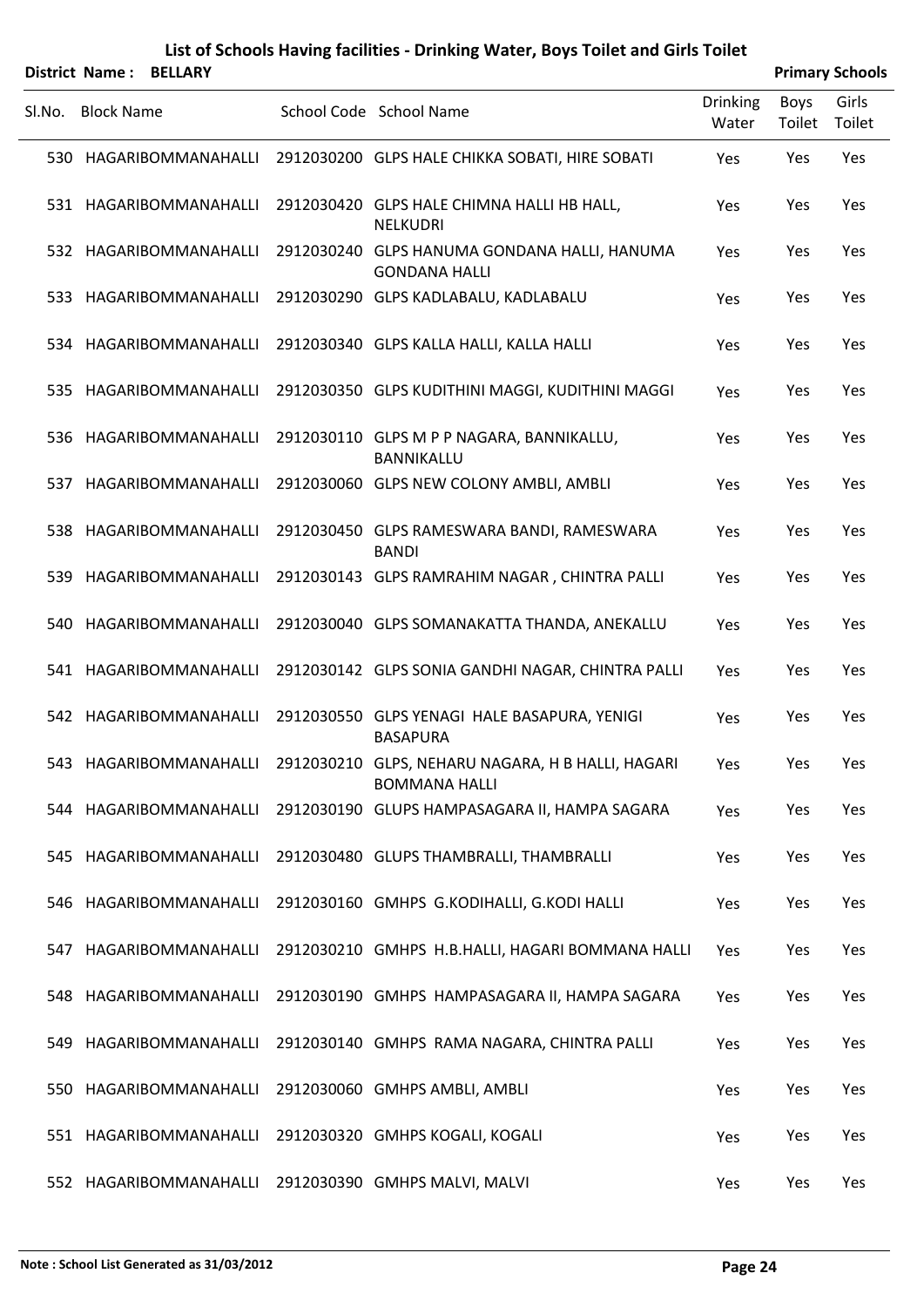# List of Schools Having facilities - Drinking Water, Boys Toilet and Girls Toilet

**District Name : BELLARY** **Primary Schools**

| Sl.No. | Block Name | School Code | School Name | Drinking Water | Boys Toilet | Girls Toilet |
|---|---|---|---|---|---|---|
| 530 | HAGARIBOMMANAHALLI | 2912030200 | GLPS HALE CHIKKA SOBATI, HIRE SOBATI | Yes | Yes | Yes |
| 531 | HAGARIBOMMANAHALLI | 2912030420 | GLPS HALE CHIMNA HALLI HB HALL, NELKUDRI | Yes | Yes | Yes |
| 532 | HAGARIBOMMANAHALLI | 2912030240 | GLPS HANUMA GONDANA HALLI, HANUMA GONDANA HALLI | Yes | Yes | Yes |
| 533 | HAGARIBOMMANAHALLI | 2912030290 | GLPS KADLABALU, KADLABALU | Yes | Yes | Yes |
| 534 | HAGARIBOMMANAHALLI | 2912030340 | GLPS KALLA HALLI, KALLA HALLI | Yes | Yes | Yes |
| 535 | HAGARIBOMMANAHALLI | 2912030350 | GLPS KUDITHINI MAGGI, KUDITHINI MAGGI | Yes | Yes | Yes |
| 536 | HAGARIBOMMANAHALLI | 2912030110 | GLPS M P P NAGARA, BANNIKALLU, BANNIKALLU | Yes | Yes | Yes |
| 537 | HAGARIBOMMANAHALLI | 2912030060 | GLPS NEW COLONY AMBLI, AMBLI | Yes | Yes | Yes |
| 538 | HAGARIBOMMANAHALLI | 2912030450 | GLPS RAMESWARA BANDI, RAMESWARA BANDI | Yes | Yes | Yes |
| 539 | HAGARIBOMMANAHALLI | 2912030143 | GLPS RAMRAHIM NAGAR , CHINTRA PALLI | Yes | Yes | Yes |
| 540 | HAGARIBOMMANAHALLI | 2912030040 | GLPS SOMANAKATTA THANDA, ANEKALLU | Yes | Yes | Yes |
| 541 | HAGARIBOMMANAHALLI | 2912030142 | GLPS SONIA GANDHI NAGAR, CHINTRA PALLI | Yes | Yes | Yes |
| 542 | HAGARIBOMMANAHALLI | 2912030550 | GLPS YENAGI HALE BASAPURA, YENIGI BASAPURA | Yes | Yes | Yes |
| 543 | HAGARIBOMMANAHALLI | 2912030210 | GLPS, NEHARU NAGARA, H B HALLI, HAGARI BOMMANA HALLI | Yes | Yes | Yes |
| 544 | HAGARIBOMMANAHALLI | 2912030190 | GLUPS HAMPASAGARA II, HAMPA SAGARA | Yes | Yes | Yes |
| 545 | HAGARIBOMMANAHALLI | 2912030480 | GLUPS THAMBRALLI, THAMBRALLI | Yes | Yes | Yes |
| 546 | HAGARIBOMMANAHALLI | 2912030160 | GMHPS G.KODIHALLI, G.KODI HALLI | Yes | Yes | Yes |
| 547 | HAGARIBOMMANAHALLI | 2912030210 | GMHPS H.B.HALLI, HAGARI BOMMANA HALLI | Yes | Yes | Yes |
| 548 | HAGARIBOMMANAHALLI | 2912030190 | GMHPS HAMPASAGARA II, HAMPA SAGARA | Yes | Yes | Yes |
| 549 | HAGARIBOMMANAHALLI | 2912030140 | GMHPS RAMA NAGARA, CHINTRA PALLI | Yes | Yes | Yes |
| 550 | HAGARIBOMMANAHALLI | 2912030060 | GMHPS AMBLI, AMBLI | Yes | Yes | Yes |
| 551 | HAGARIBOMMANAHALLI | 2912030320 | GMHPS KOGALI, KOGALI | Yes | Yes | Yes |
| 552 | HAGARIBOMMANAHALLI | 2912030390 | GMHPS MALVI, MALVI | Yes | Yes | Yes |

**Note : School List Generated as 31/03/2012**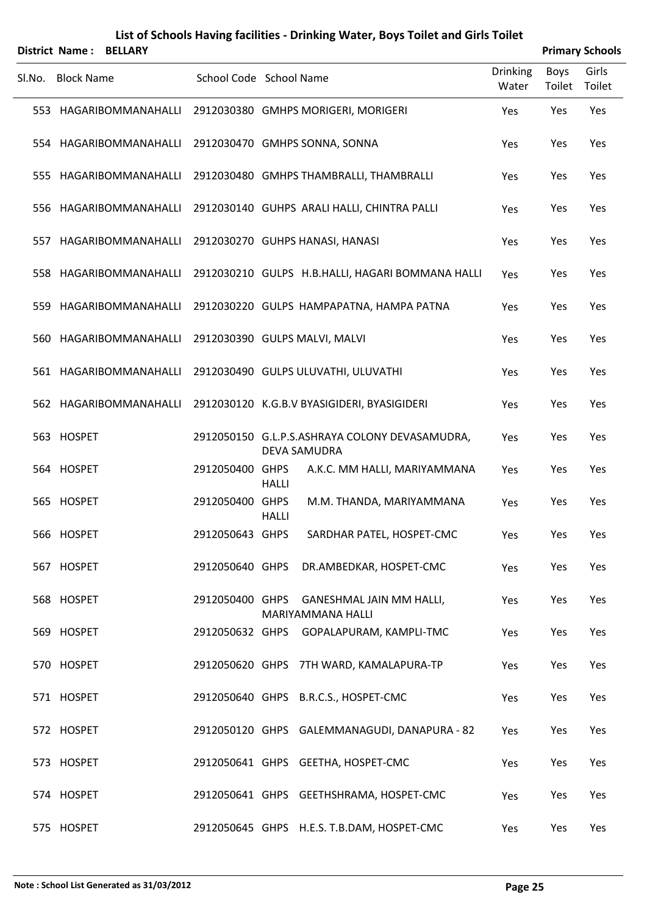# List of Schools Having facilities - Drinking Water, Boys Toilet and Girls Toilet

**District Name : BELLARY** | **Primary Schools**

| Sl.No. | Block Name | School Code | School Name | Drinking Water | Boys Toilet | Girls Toilet |
|---|---|---|---|---|---|---|
| 553 | HAGARIBOMMANAHALLI | 2912030380 | GMHPS MORIGERI, MORIGERI | Yes | Yes | Yes |
| 554 | HAGARIBOMMANAHALLI | 2912030470 | GMHPS SONNA, SONNA | Yes | Yes | Yes |
| 555 | HAGARIBOMMANAHALLI | 2912030480 | GMHPS THAMBRALLI, THAMBRALLI | Yes | Yes | Yes |
| 556 | HAGARIBOMMANAHALLI | 2912030140 | GUHPS ARALI HALLI, CHINTRA PALLI | Yes | Yes | Yes |
| 557 | HAGARIBOMMANAHALLI | 2912030270 | GUHPS HANASI, HANASI | Yes | Yes | Yes |
| 558 | HAGARIBOMMANAHALLI | 2912030210 | GULPS H.B.HALLI, HAGARI BOMMANA HALLI | Yes | Yes | Yes |
| 559 | HAGARIBOMMANAHALLI | 2912030220 | GULPS HAMPAPATNA, HAMPA PATNA | Yes | Yes | Yes |
| 560 | HAGARIBOMMANAHALLI | 2912030390 | GULPS MALVI, MALVI | Yes | Yes | Yes |
| 561 | HAGARIBOMMANAHALLI | 2912030490 | GULPS ULUVATHI, ULUVATHI | Yes | Yes | Yes |
| 562 | HAGARIBOMMANAHALLI | 2912030120 | K.G.B.V BYASIGIDERI, BYASIGIDERI | Yes | Yes | Yes |
| 563 | HOSPET | 2912050150 | G.L.P.S.ASHRAYA COLONY DEVASAMUDRA, DEVA SAMUDRA | Yes | Yes | Yes |
| 564 | HOSPET | 2912050400 | GHPS A.K.C. MM HALLI, MARIYAMMANA HALLI | Yes | Yes | Yes |
| 565 | HOSPET | 2912050400 | GHPS M.M. THANDA, MARIYAMMANA HALLI | Yes | Yes | Yes |
| 566 | HOSPET | 2912050643 | GHPS SARDHAR PATEL, HOSPET-CMC | Yes | Yes | Yes |
| 567 | HOSPET | 2912050640 | GHPS DR.AMBEDKAR, HOSPET-CMC | Yes | Yes | Yes |
| 568 | HOSPET | 2912050400 | GHPS GANESHMAL JAIN MM HALLI, MARIYAMMANA HALLI | Yes | Yes | Yes |
| 569 | HOSPET | 2912050632 | GHPS GOPALAPURAM, KAMPLI-TMC | Yes | Yes | Yes |
| 570 | HOSPET | 2912050620 | GHPS 7TH WARD, KAMALAPURA-TP | Yes | Yes | Yes |
| 571 | HOSPET | 2912050640 | GHPS B.R.C.S., HOSPET-CMC | Yes | Yes | Yes |
| 572 | HOSPET | 2912050120 | GHPS GALEMMANAGUDI, DANAPURA - 82 | Yes | Yes | Yes |
| 573 | HOSPET | 2912050641 | GHPS GEETHA, HOSPET-CMC | Yes | Yes | Yes |
| 574 | HOSPET | 2912050641 | GHPS GEETHSHRAMA, HOSPET-CMC | Yes | Yes | Yes |
| 575 | HOSPET | 2912050645 | GHPS H.E.S. T.B.DAM, HOSPET-CMC | Yes | Yes | Yes |

**Note : School List Generated as 31/03/2012**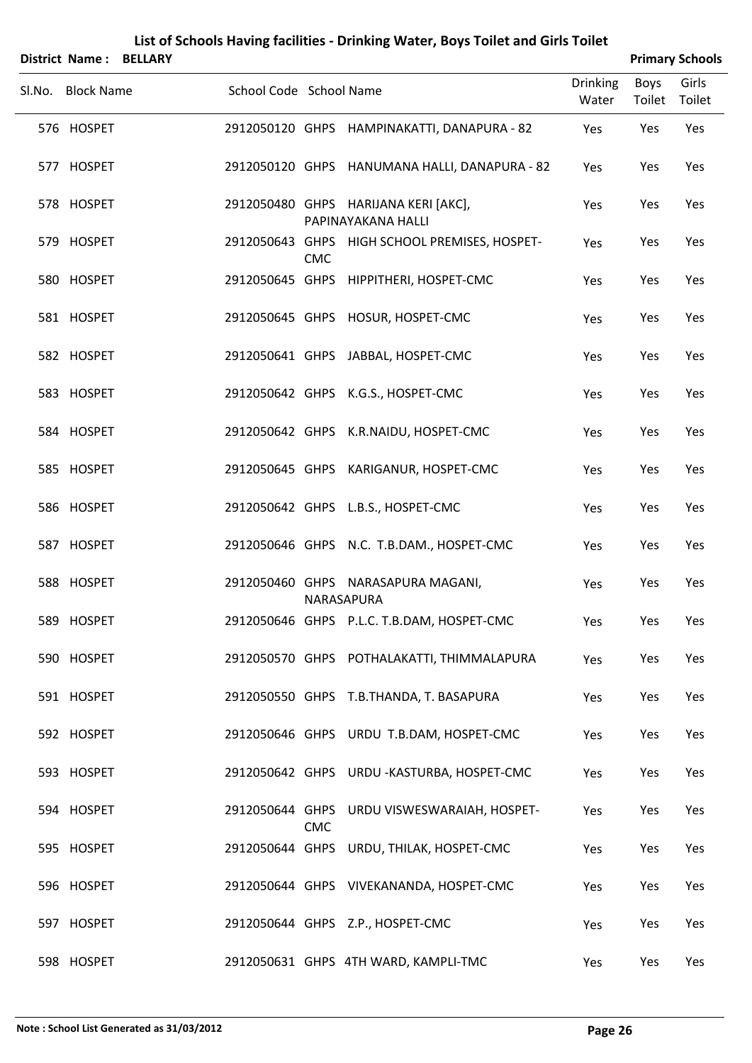# List of Schools Having facilities - Drinking Water, Boys Toilet and Girls Toilet

**District Name : BELLARY** **Primary Schools**

| Sl.No. | Block Name | School Code | School Name | Drinking Water | Boys Toilet | Girls Toilet |
|---|---|---|---|---|---|---|
| 576 | HOSPET | 2912050120 | GHPS HAMPINAKATTI, DANAPURA - 82 | Yes | Yes | Yes |
| 577 | HOSPET | 2912050120 | GHPS HANUMANA HALLI, DANAPURA - 82 | Yes | Yes | Yes |
| 578 | HOSPET | 2912050480 | GHPS HARIJANA KERI [AKC], PAPINAYAKANA HALLI | Yes | Yes | Yes |
| 579 | HOSPET | 2912050643 | GHPS HIGH SCHOOL PREMISES, HOSPET-CMC | Yes | Yes | Yes |
| 580 | HOSPET | 2912050645 | GHPS HIPPITHERI, HOSPET-CMC | Yes | Yes | Yes |
| 581 | HOSPET | 2912050645 | GHPS HOSUR, HOSPET-CMC | Yes | Yes | Yes |
| 582 | HOSPET | 2912050641 | GHPS JABBAL, HOSPET-CMC | Yes | Yes | Yes |
| 583 | HOSPET | 2912050642 | GHPS K.G.S., HOSPET-CMC | Yes | Yes | Yes |
| 584 | HOSPET | 2912050642 | GHPS K.R.NAIDU, HOSPET-CMC | Yes | Yes | Yes |
| 585 | HOSPET | 2912050645 | GHPS KARIGANUR, HOSPET-CMC | Yes | Yes | Yes |
| 586 | HOSPET | 2912050642 | GHPS L.B.S., HOSPET-CMC | Yes | Yes | Yes |
| 587 | HOSPET | 2912050646 | GHPS N.C. T.B.DAM., HOSPET-CMC | Yes | Yes | Yes |
| 588 | HOSPET | 2912050460 | GHPS NARASAPURA MAGANI, NARASAPURA | Yes | Yes | Yes |
| 589 | HOSPET | 2912050646 | GHPS P.L.C. T.B.DAM, HOSPET-CMC | Yes | Yes | Yes |
| 590 | HOSPET | 2912050570 | GHPS POTHALAKATTI, THIMMALAPURA | Yes | Yes | Yes |
| 591 | HOSPET | 2912050550 | GHPS T.B.THANDA, T. BASAPURA | Yes | Yes | Yes |
| 592 | HOSPET | 2912050646 | GHPS URDU T.B.DAM, HOSPET-CMC | Yes | Yes | Yes |
| 593 | HOSPET | 2912050642 | GHPS URDU -KASTURBA, HOSPET-CMC | Yes | Yes | Yes |
| 594 | HOSPET | 2912050644 | GHPS URDU VISWESWARAIAH, HOSPET-CMC | Yes | Yes | Yes |
| 595 | HOSPET | 2912050644 | GHPS URDU, THILAK, HOSPET-CMC | Yes | Yes | Yes |
| 596 | HOSPET | 2912050644 | GHPS VIVEKANANDA, HOSPET-CMC | Yes | Yes | Yes |
| 597 | HOSPET | 2912050644 | GHPS Z.P., HOSPET-CMC | Yes | Yes | Yes |
| 598 | HOSPET | 2912050631 | GHPS 4TH WARD, KAMPLI-TMC | Yes | Yes | Yes |

**Note : School List Generated as 31/03/2012**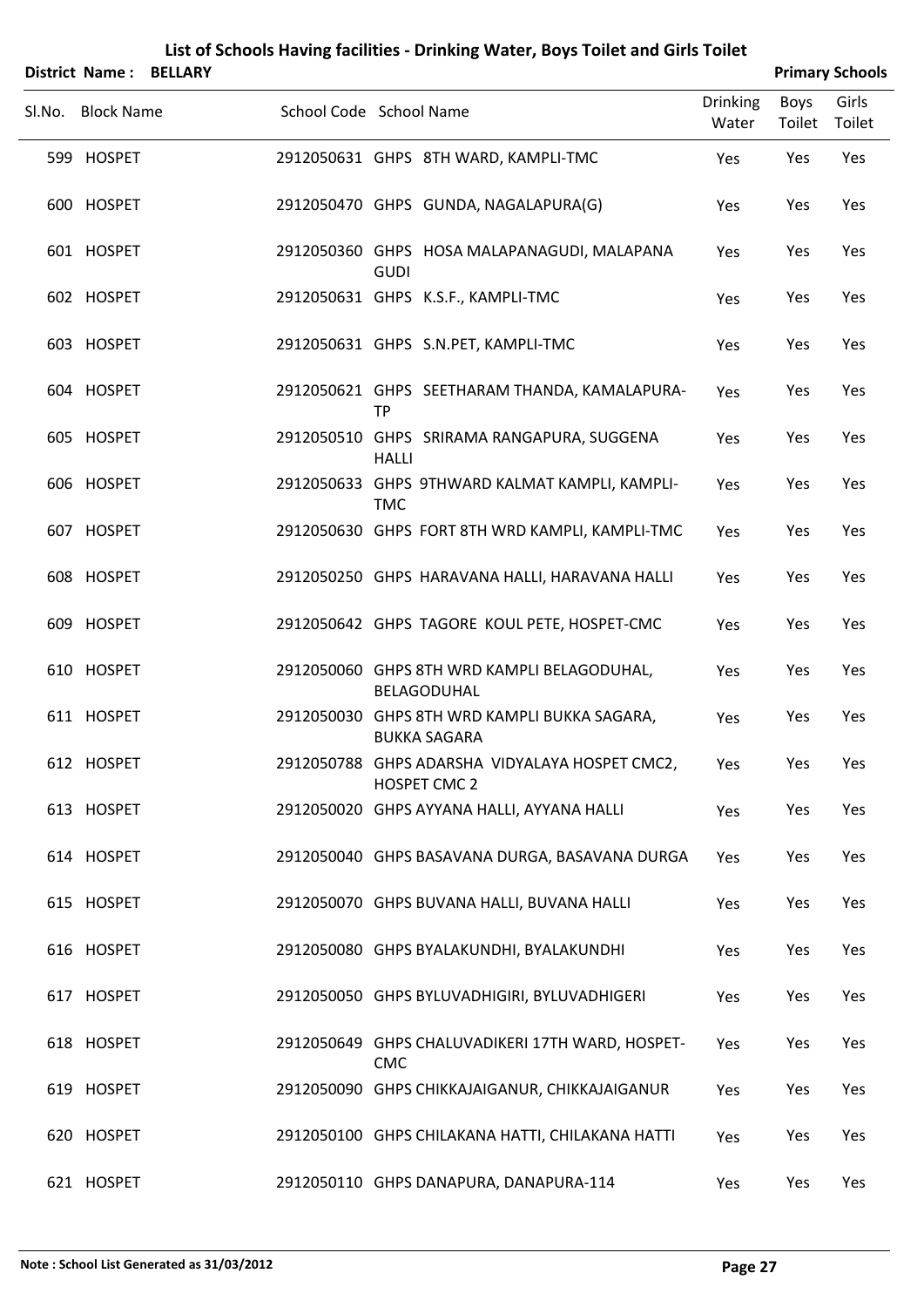# List of Schools Having facilities - Drinking Water, Boys Toilet and Girls Toilet

**District Name : BELLARY** | **Primary Schools**

| Sl.No. | Block Name | School Code | School Name | Drinking Water | Boys Toilet | Girls Toilet |
|---|---|---|---|---|---|---|
| 599 | HOSPET | 2912050631 | GHPS 8TH WARD, KAMPLI-TMC | Yes | Yes | Yes |
| 600 | HOSPET | 2912050470 | GHPS GUNDA, NAGALAPURA(G) | Yes | Yes | Yes |
| 601 | HOSPET | 2912050360 | GHPS HOSA MALAPANAGUDI, MALAPANA GUDI | Yes | Yes | Yes |
| 602 | HOSPET | 2912050631 | GHPS K.S.F., KAMPLI-TMC | Yes | Yes | Yes |
| 603 | HOSPET | 2912050631 | GHPS S.N.PET, KAMPLI-TMC | Yes | Yes | Yes |
| 604 | HOSPET | 2912050621 | GHPS SEETHARAM THANDA, KAMALAPURA-TP | Yes | Yes | Yes |
| 605 | HOSPET | 2912050510 | GHPS SRIRAMA RANGAPURA, SUGGENA HALLI | Yes | Yes | Yes |
| 606 | HOSPET | 2912050633 | GHPS 9THWARD KALMAT KAMPLI, KAMPLI-TMC | Yes | Yes | Yes |
| 607 | HOSPET | 2912050630 | GHPS FORT 8TH WRD KAMPLI, KAMPLI-TMC | Yes | Yes | Yes |
| 608 | HOSPET | 2912050250 | GHPS HARAVANA HALLI, HARAVANA HALLI | Yes | Yes | Yes |
| 609 | HOSPET | 2912050642 | GHPS TAGORE KOUL PETE, HOSPET-CMC | Yes | Yes | Yes |
| 610 | HOSPET | 2912050060 | GHPS 8TH WRD KAMPLI BELAGODUHAL, BELAGODUHAL | Yes | Yes | Yes |
| 611 | HOSPET | 2912050030 | GHPS 8TH WRD KAMPLI BUKKA SAGARA, BUKKA SAGARA | Yes | Yes | Yes |
| 612 | HOSPET | 2912050788 | GHPS ADARSHA VIDYALAYA HOSPET CMC2, HOSPET CMC 2 | Yes | Yes | Yes |
| 613 | HOSPET | 2912050020 | GHPS AYYANA HALLI, AYYANA HALLI | Yes | Yes | Yes |
| 614 | HOSPET | 2912050040 | GHPS BASAVANA DURGA, BASAVANA DURGA | Yes | Yes | Yes |
| 615 | HOSPET | 2912050070 | GHPS BUVANA HALLI, BUVANA HALLI | Yes | Yes | Yes |
| 616 | HOSPET | 2912050080 | GHPS BYALAKUNDHI, BYALAKUNDHI | Yes | Yes | Yes |
| 617 | HOSPET | 2912050050 | GHPS BYLUVADHIGIRI, BYLUVADHIGERI | Yes | Yes | Yes |
| 618 | HOSPET | 2912050649 | GHPS CHALUVADIKERI 17TH WARD, HOSPET-CMC | Yes | Yes | Yes |
| 619 | HOSPET | 2912050090 | GHPS CHIKKAJAIGANUR, CHIKKAJAIGANUR | Yes | Yes | Yes |
| 620 | HOSPET | 2912050100 | GHPS CHILAKANA HATTI, CHILAKANA HATTI | Yes | Yes | Yes |
| 621 | HOSPET | 2912050110 | GHPS DANAPURA, DANAPURA-114 | Yes | Yes | Yes |

**Note : School List Generated as 31/03/2012**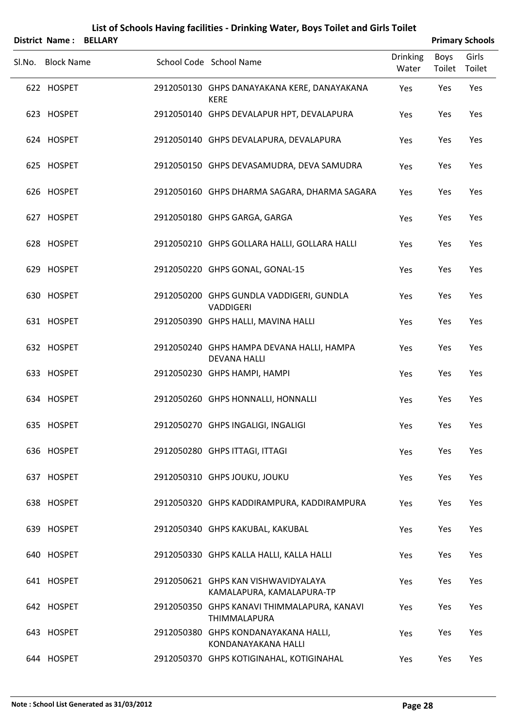# List of Schools Having facilities - Drinking Water, Boys Toilet and Girls Toilet

**District Name : BELLARY** **Primary Schools**

| Sl.No. | Block Name | School Code | School Name | Drinking Water | Boys Toilet | Girls Toilet |
|---|---|---|---|---|---|---|
| 622 | HOSPET | 2912050130 | GHPS DANAYAKANA KERE, DANAYAKANA KERE | Yes | Yes | Yes |
| 623 | HOSPET | 2912050140 | GHPS DEVALAPUR HPT, DEVALAPURA | Yes | Yes | Yes |
| 624 | HOSPET | 2912050140 | GHPS DEVALAPURA, DEVALAPURA | Yes | Yes | Yes |
| 625 | HOSPET | 2912050150 | GHPS DEVASAMUDRA, DEVA SAMUDRA | Yes | Yes | Yes |
| 626 | HOSPET | 2912050160 | GHPS DHARMA SAGARA, DHARMA SAGARA | Yes | Yes | Yes |
| 627 | HOSPET | 2912050180 | GHPS GARGA, GARGA | Yes | Yes | Yes |
| 628 | HOSPET | 2912050210 | GHPS GOLLARA HALLI, GOLLARA HALLI | Yes | Yes | Yes |
| 629 | HOSPET | 2912050220 | GHPS GONAL, GONAL-15 | Yes | Yes | Yes |
| 630 | HOSPET | 2912050200 | GHPS GUNDLA VADDIGERI, GUNDLA VADDIGERI | Yes | Yes | Yes |
| 631 | HOSPET | 2912050390 | GHPS HALLI, MAVINA HALLI | Yes | Yes | Yes |
| 632 | HOSPET | 2912050240 | GHPS HAMPA DEVANA HALLI, HAMPA DEVANA HALLI | Yes | Yes | Yes |
| 633 | HOSPET | 2912050230 | GHPS HAMPI, HAMPI | Yes | Yes | Yes |
| 634 | HOSPET | 2912050260 | GHPS HONNALLI, HONNALLI | Yes | Yes | Yes |
| 635 | HOSPET | 2912050270 | GHPS INGALIGI, INGALIGI | Yes | Yes | Yes |
| 636 | HOSPET | 2912050280 | GHPS ITTAGI, ITTAGI | Yes | Yes | Yes |
| 637 | HOSPET | 2912050310 | GHPS JOUKU, JOUKU | Yes | Yes | Yes |
| 638 | HOSPET | 2912050320 | GHPS KADDIRAMPURA, KADDIRAMPURA | Yes | Yes | Yes |
| 639 | HOSPET | 2912050340 | GHPS KAKUBAL, KAKUBAL | Yes | Yes | Yes |
| 640 | HOSPET | 2912050330 | GHPS KALLA HALLI, KALLA HALLI | Yes | Yes | Yes |
| 641 | HOSPET | 2912050621 | GHPS KAN VISHWAVIDYALAYA KAMALAPURA, KAMALAPURA-TP | Yes | Yes | Yes |
| 642 | HOSPET | 2912050350 | GHPS KANAVI THIMMALAPURA, KANAVI THIMMALAPURA | Yes | Yes | Yes |
| 643 | HOSPET | 2912050380 | GHPS KONDANAYAKANA HALLI, KONDANAYAKANA HALLI | Yes | Yes | Yes |
| 644 | HOSPET | 2912050370 | GHPS KOTIGINAHAL, KOTIGINAHAL | Yes | Yes | Yes |

**Note : School List Generated as 31/03/2012**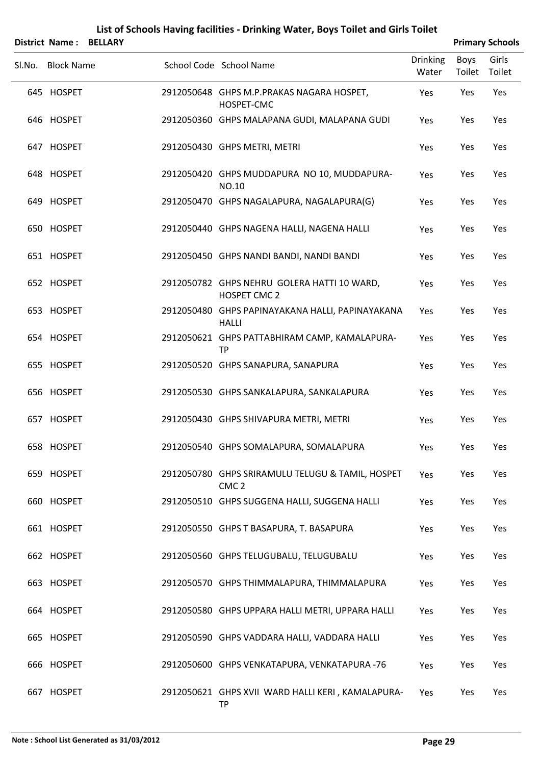# List of Schools Having facilities - Drinking Water, Boys Toilet and Girls Toilet

**District Name : BELLARY** **Primary Schools**

| Sl.No. | Block Name | School Code | School Name | Drinking Water | Boys Toilet | Girls Toilet |
|---|---|---|---|---|---|---|
| 645 | HOSPET | 2912050648 | GHPS M.P.PRAKAS NAGARA HOSPET, HOSPET-CMC | Yes | Yes | Yes |
| 646 | HOSPET | 2912050360 | GHPS MALAPANA GUDI, MALAPANA GUDI | Yes | Yes | Yes |
| 647 | HOSPET | 2912050430 | GHPS METRI, METRI | Yes | Yes | Yes |
| 648 | HOSPET | 2912050420 | GHPS MUDDAPURA NO 10, MUDDAPURA-NO.10 | Yes | Yes | Yes |
| 649 | HOSPET | 2912050470 | GHPS NAGALAPURA, NAGALAPURA(G) | Yes | Yes | Yes |
| 650 | HOSPET | 2912050440 | GHPS NAGENA HALLI, NAGENA HALLI | Yes | Yes | Yes |
| 651 | HOSPET | 2912050450 | GHPS NANDI BANDI, NANDI BANDI | Yes | Yes | Yes |
| 652 | HOSPET | 2912050782 | GHPS NEHRU GOLERA HATTI 10 WARD, HOSPET CMC 2 | Yes | Yes | Yes |
| 653 | HOSPET | 2912050480 | GHPS PAPINAYAKANA HALLI, PAPINAYAKANA HALLI | Yes | Yes | Yes |
| 654 | HOSPET | 2912050621 | GHPS PATTABHIRAM CAMP, KAMALAPURA-TP | Yes | Yes | Yes |
| 655 | HOSPET | 2912050520 | GHPS SANAPURA, SANAPURA | Yes | Yes | Yes |
| 656 | HOSPET | 2912050530 | GHPS SANKALAPURA, SANKALAPURA | Yes | Yes | Yes |
| 657 | HOSPET | 2912050430 | GHPS SHIVAPURA METRI, METRI | Yes | Yes | Yes |
| 658 | HOSPET | 2912050540 | GHPS SOMALAPURA, SOMALAPURA | Yes | Yes | Yes |
| 659 | HOSPET | 2912050780 | GHPS SRIRAMULU TELUGU & TAMIL, HOSPET CMC 2 | Yes | Yes | Yes |
| 660 | HOSPET | 2912050510 | GHPS SUGGENA HALLI, SUGGENA HALLI | Yes | Yes | Yes |
| 661 | HOSPET | 2912050550 | GHPS T BASAPURA, T. BASAPURA | Yes | Yes | Yes |
| 662 | HOSPET | 2912050560 | GHPS TELUGUBALU, TELUGUBALU | Yes | Yes | Yes |
| 663 | HOSPET | 2912050570 | GHPS THIMMALAPURA, THIMMALAPURA | Yes | Yes | Yes |
| 664 | HOSPET | 2912050580 | GHPS UPPARA HALLI METRI, UPPARA HALLI | Yes | Yes | Yes |
| 665 | HOSPET | 2912050590 | GHPS VADDARA HALLI, VADDARA HALLI | Yes | Yes | Yes |
| 666 | HOSPET | 2912050600 | GHPS VENKATAPURA, VENKATAPURA -76 | Yes | Yes | Yes |
| 667 | HOSPET | 2912050621 | GHPS XVII WARD HALLI KERI , KAMALAPURA-TP | Yes | Yes | Yes |

**Note : School List Generated as 31/03/2012**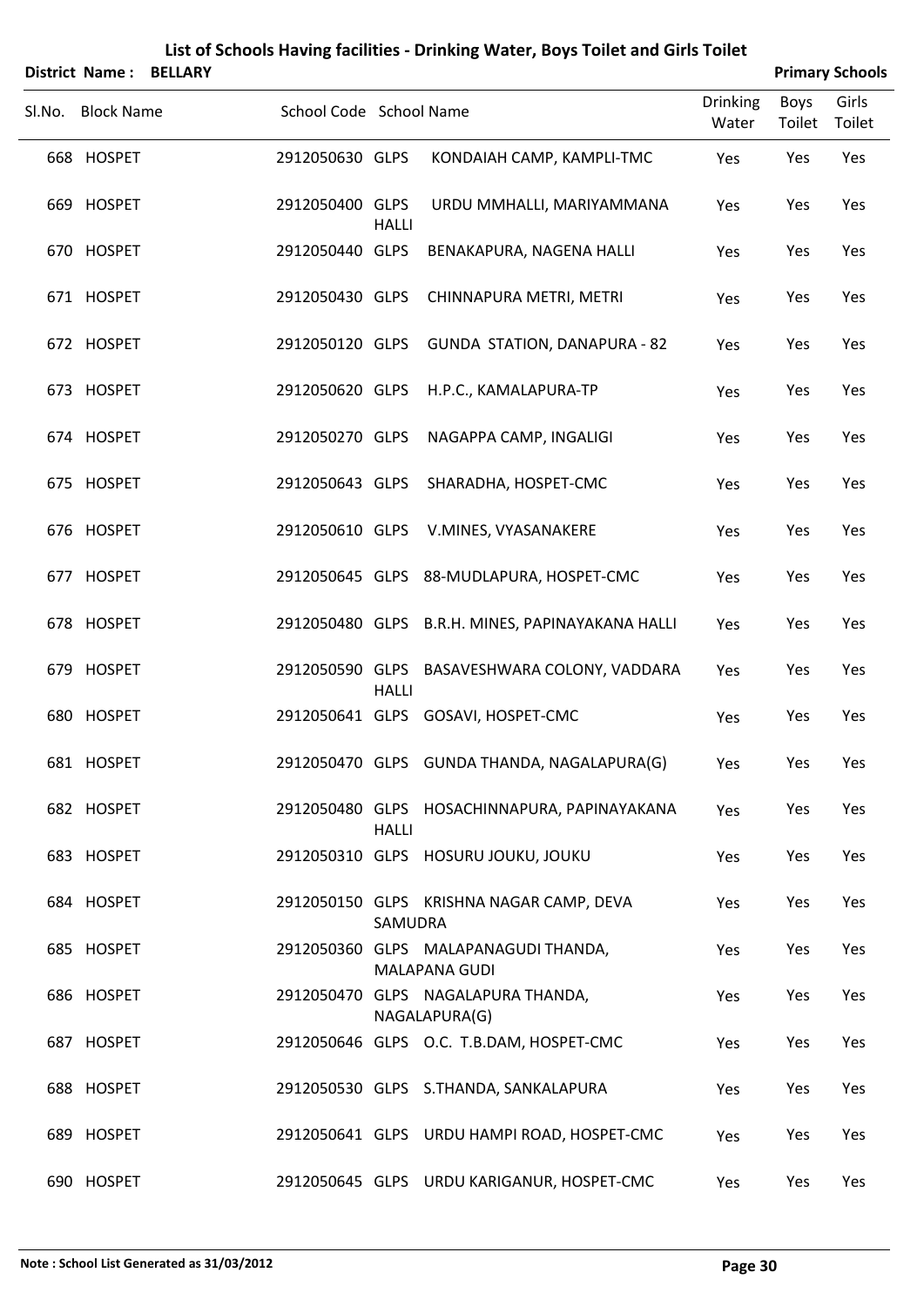# List of Schools Having facilities - Drinking Water, Boys Toilet and Girls Toilet

**District Name : BELLARY** | **Primary Schools**

| Sl.No. | Block Name | School Code | School Name | Drinking Water | Boys Toilet | Girls Toilet |
|---|---|---|---|---|---|---|
| 668 | HOSPET | 2912050630 | GLPS KONDAIAH CAMP, KAMPLI-TMC | Yes | Yes | Yes |
| 669 | HOSPET | 2912050400 | GLPS URDU MMHALLI, MARIYAMMANA HALLI | Yes | Yes | Yes |
| 670 | HOSPET | 2912050440 | GLPS BENAKAPURA, NAGENA HALLI | Yes | Yes | Yes |
| 671 | HOSPET | 2912050430 | GLPS CHINNAPURA METRI, METRI | Yes | Yes | Yes |
| 672 | HOSPET | 2912050120 | GLPS GUNDA STATION, DANAPURA - 82 | Yes | Yes | Yes |
| 673 | HOSPET | 2912050620 | GLPS H.P.C., KAMALAPURA-TP | Yes | Yes | Yes |
| 674 | HOSPET | 2912050270 | GLPS NAGAPPA CAMP, INGALIGI | Yes | Yes | Yes |
| 675 | HOSPET | 2912050643 | GLPS SHARADHA, HOSPET-CMC | Yes | Yes | Yes |
| 676 | HOSPET | 2912050610 | GLPS V.MINES, VYASANAKERE | Yes | Yes | Yes |
| 677 | HOSPET | 2912050645 | GLPS 88-MUDLAPURA, HOSPET-CMC | Yes | Yes | Yes |
| 678 | HOSPET | 2912050480 | GLPS B.R.H. MINES, PAPINAYAKANA HALLI | Yes | Yes | Yes |
| 679 | HOSPET | 2912050590 | GLPS BASAVESHWARA COLONY, VADDARA HALLI | Yes | Yes | Yes |
| 680 | HOSPET | 2912050641 | GLPS GOSAVI, HOSPET-CMC | Yes | Yes | Yes |
| 681 | HOSPET | 2912050470 | GLPS GUNDA THANDA, NAGALAPURA(G) | Yes | Yes | Yes |
| 682 | HOSPET | 2912050480 | GLPS HOSACHINNAPURA, PAPINAYAKANA HALLI | Yes | Yes | Yes |
| 683 | HOSPET | 2912050310 | GLPS HOSURU JOUKU, JOUKU | Yes | Yes | Yes |
| 684 | HOSPET | 2912050150 | GLPS KRISHNA NAGAR CAMP, DEVA SAMUDRA | Yes | Yes | Yes |
| 685 | HOSPET | 2912050360 | GLPS MALAPANAGUDI THANDA, MALAPANA GUDI | Yes | Yes | Yes |
| 686 | HOSPET | 2912050470 | GLPS NAGALAPURA THANDA, NAGALAPURA(G) | Yes | Yes | Yes |
| 687 | HOSPET | 2912050646 | GLPS O.C. T.B.DAM, HOSPET-CMC | Yes | Yes | Yes |
| 688 | HOSPET | 2912050530 | GLPS S.THANDA, SANKALAPURA | Yes | Yes | Yes |
| 689 | HOSPET | 2912050641 | GLPS URDU HAMPI ROAD, HOSPET-CMC | Yes | Yes | Yes |
| 690 | HOSPET | 2912050645 | GLPS URDU KARIGANUR, HOSPET-CMC | Yes | Yes | Yes |

**Note : School List Generated as 31/03/2012**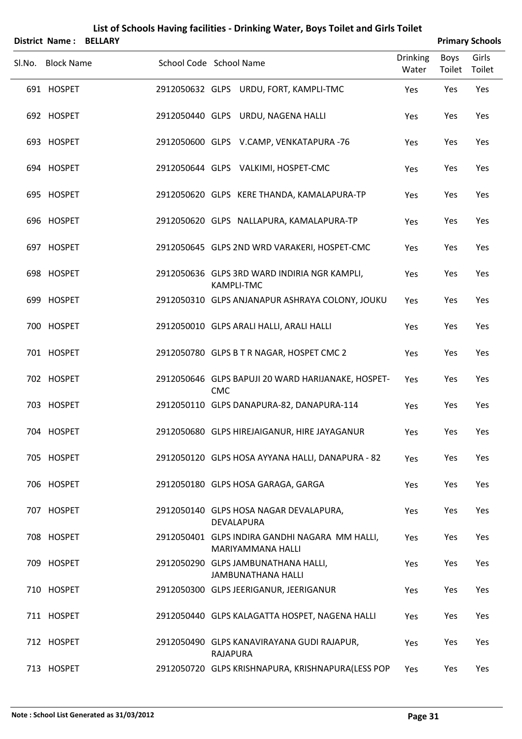# List of Schools Having facilities - Drinking Water, Boys Toilet and Girls Toilet

**District Name : BELLARY** **Primary Schools**

| Sl.No. | Block Name | School Code | School Name | Drinking Water | Boys Toilet | Girls Toilet |
|---|---|---|---|---|---|---|
| 691 | HOSPET | 2912050632 | GLPS URDU, FORT, KAMPLI-TMC | Yes | Yes | Yes |
| 692 | HOSPET | 2912050440 | GLPS URDU, NAGENA HALLI | Yes | Yes | Yes |
| 693 | HOSPET | 2912050600 | GLPS V.CAMP, VENKATAPURA -76 | Yes | Yes | Yes |
| 694 | HOSPET | 2912050644 | GLPS VALKIMI, HOSPET-CMC | Yes | Yes | Yes |
| 695 | HOSPET | 2912050620 | GLPS KERE THANDA, KAMALAPURA-TP | Yes | Yes | Yes |
| 696 | HOSPET | 2912050620 | GLPS NALLAPURA, KAMALAPURA-TP | Yes | Yes | Yes |
| 697 | HOSPET | 2912050645 | GLPS 2ND WRD VARAKERI, HOSPET-CMC | Yes | Yes | Yes |
| 698 | HOSPET | 2912050636 | GLPS 3RD WARD INDIRIA NGR KAMPLI, KAMPLI-TMC | Yes | Yes | Yes |
| 699 | HOSPET | 2912050310 | GLPS ANJANAPUR ASHRAYA COLONY, JOUKU | Yes | Yes | Yes |
| 700 | HOSPET | 2912050010 | GLPS ARALI HALLI, ARALI HALLI | Yes | Yes | Yes |
| 701 | HOSPET | 2912050780 | GLPS B T R NAGAR, HOSPET CMC 2 | Yes | Yes | Yes |
| 702 | HOSPET | 2912050646 | GLPS BAPUJI 20 WARD HARIJANAKE, HOSPET-CMC | Yes | Yes | Yes |
| 703 | HOSPET | 2912050110 | GLPS DANAPURA-82, DANAPURA-114 | Yes | Yes | Yes |
| 704 | HOSPET | 2912050680 | GLPS HIREJAIGANUR, HIRE JAYAGANUR | Yes | Yes | Yes |
| 705 | HOSPET | 2912050120 | GLPS HOSA AYYANA HALLI, DANAPURA - 82 | Yes | Yes | Yes |
| 706 | HOSPET | 2912050180 | GLPS HOSA GARAGA, GARGA | Yes | Yes | Yes |
| 707 | HOSPET | 2912050140 | GLPS HOSA NAGAR DEVALAPURA, DEVALAPURA | Yes | Yes | Yes |
| 708 | HOSPET | 2912050401 | GLPS INDIRA GANDHI NAGARA MM HALLI, MARIYAMMANA HALLI | Yes | Yes | Yes |
| 709 | HOSPET | 2912050290 | GLPS JAMBUNATHANA HALLI, JAMBUNATHANA HALLI | Yes | Yes | Yes |
| 710 | HOSPET | 2912050300 | GLPS JEERIGANUR, JEERIGANUR | Yes | Yes | Yes |
| 711 | HOSPET | 2912050440 | GLPS KALAGATTA HOSPET, NAGENA HALLI | Yes | Yes | Yes |
| 712 | HOSPET | 2912050490 | GLPS KANAVIRAYANA GUDI RAJAPUR, RAJAPURA | Yes | Yes | Yes |
| 713 | HOSPET | 2912050720 | GLPS KRISHNAPURA, KRISHNAPURA(LESS POP | Yes | Yes | Yes |

**Note : School List Generated as 31/03/2012**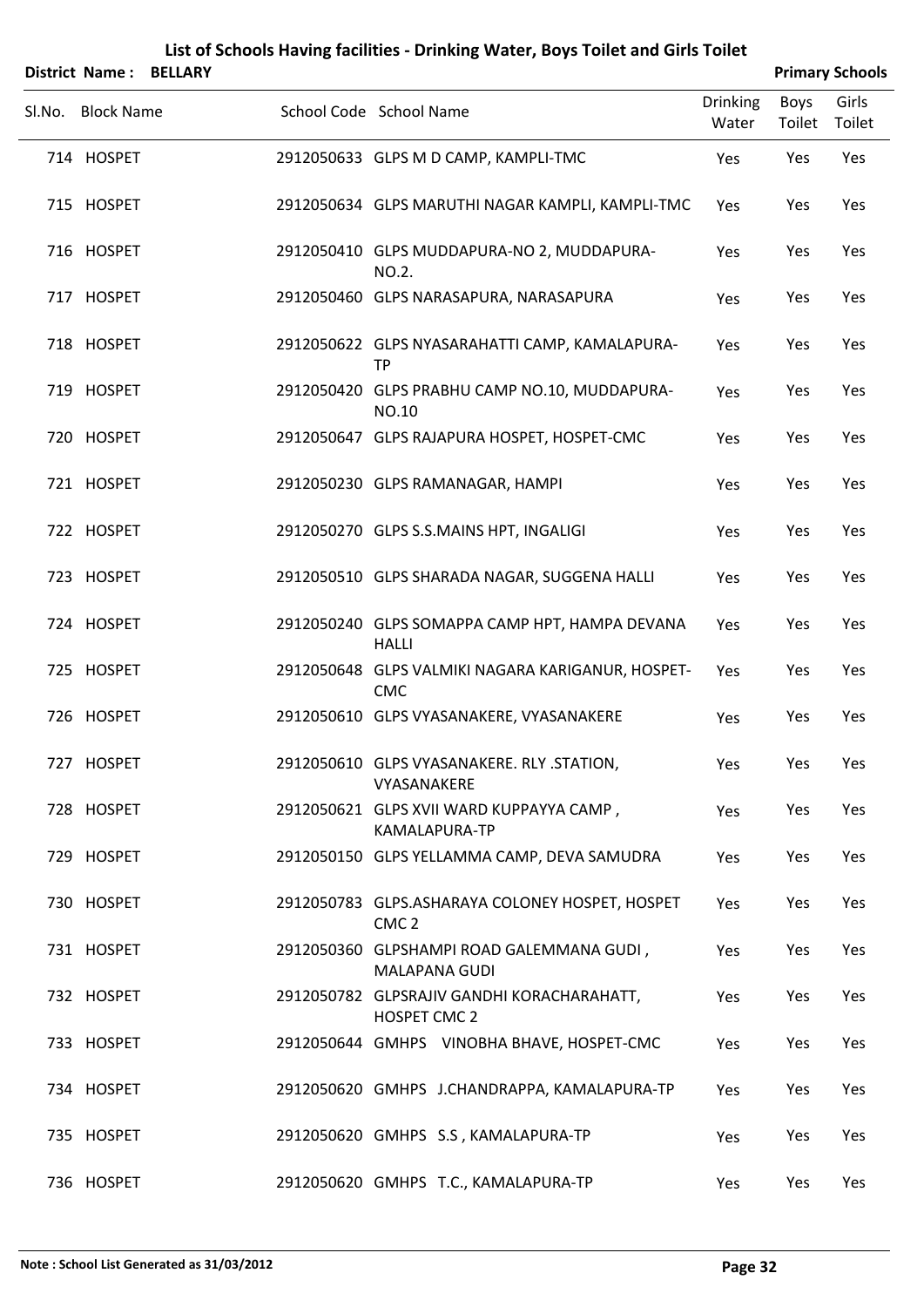# List of Schools Having facilities - Drinking Water, Boys Toilet and Girls Toilet

**District Name : BELLARY** **Primary Schools**

| Sl.No. | Block Name | School Code | School Name | Drinking Water | Boys Toilet | Girls Toilet |
|---|---|---|---|---|---|---|
| 714 | HOSPET | 2912050633 | GLPS M D CAMP, KAMPLI-TMC | Yes | Yes | Yes |
| 715 | HOSPET | 2912050634 | GLPS MARUTHI NAGAR KAMPLI, KAMPLI-TMC | Yes | Yes | Yes |
| 716 | HOSPET | 2912050410 | GLPS MUDDAPURA-NO 2, MUDDAPURA-NO.2. | Yes | Yes | Yes |
| 717 | HOSPET | 2912050460 | GLPS NARASAPURA, NARASAPURA | Yes | Yes | Yes |
| 718 | HOSPET | 2912050622 | GLPS NYASARAHATTI CAMP, KAMALAPURA-TP | Yes | Yes | Yes |
| 719 | HOSPET | 2912050420 | GLPS PRABHU CAMP NO.10, MUDDAPURA-NO.10 | Yes | Yes | Yes |
| 720 | HOSPET | 2912050647 | GLPS RAJAPURA HOSPET, HOSPET-CMC | Yes | Yes | Yes |
| 721 | HOSPET | 2912050230 | GLPS RAMANAGAR, HAMPI | Yes | Yes | Yes |
| 722 | HOSPET | 2912050270 | GLPS S.S.MAINS HPT, INGALIGI | Yes | Yes | Yes |
| 723 | HOSPET | 2912050510 | GLPS SHARADA NAGAR, SUGGENA HALLI | Yes | Yes | Yes |
| 724 | HOSPET | 2912050240 | GLPS SOMAPPA CAMP HPT, HAMPA DEVANA HALLI | Yes | Yes | Yes |
| 725 | HOSPET | 2912050648 | GLPS VALMIKI NAGARA KARIGANUR, HOSPET-CMC | Yes | Yes | Yes |
| 726 | HOSPET | 2912050610 | GLPS VYASANAKERE, VYASANAKERE | Yes | Yes | Yes |
| 727 | HOSPET | 2912050610 | GLPS VYASANAKERE. RLY .STATION, VYASANAKERE | Yes | Yes | Yes |
| 728 | HOSPET | 2912050621 | GLPS XVII WARD KUPPAYYA CAMP , KAMALAPURA-TP | Yes | Yes | Yes |
| 729 | HOSPET | 2912050150 | GLPS YELLAMMA CAMP, DEVA SAMUDRA | Yes | Yes | Yes |
| 730 | HOSPET | 2912050783 | GLPS.ASHARAYA COLONEY HOSPET, HOSPET CMC 2 | Yes | Yes | Yes |
| 731 | HOSPET | 2912050360 | GLPSHAMPI ROAD GALEMMANA GUDI , MALAPANA GUDI | Yes | Yes | Yes |
| 732 | HOSPET | 2912050782 | GLPSRAJIV GANDHI KORACHARAHATT, HOSPET CMC 2 | Yes | Yes | Yes |
| 733 | HOSPET | 2912050644 | GMHPS VINOBHA BHAVE, HOSPET-CMC | Yes | Yes | Yes |
| 734 | HOSPET | 2912050620 | GMHPS J.CHANDRAPPA, KAMALAPURA-TP | Yes | Yes | Yes |
| 735 | HOSPET | 2912050620 | GMHPS S.S , KAMALAPURA-TP | Yes | Yes | Yes |
| 736 | HOSPET | 2912050620 | GMHPS T.C., KAMALAPURA-TP | Yes | Yes | Yes |

**Note : School List Generated as 31/03/2012**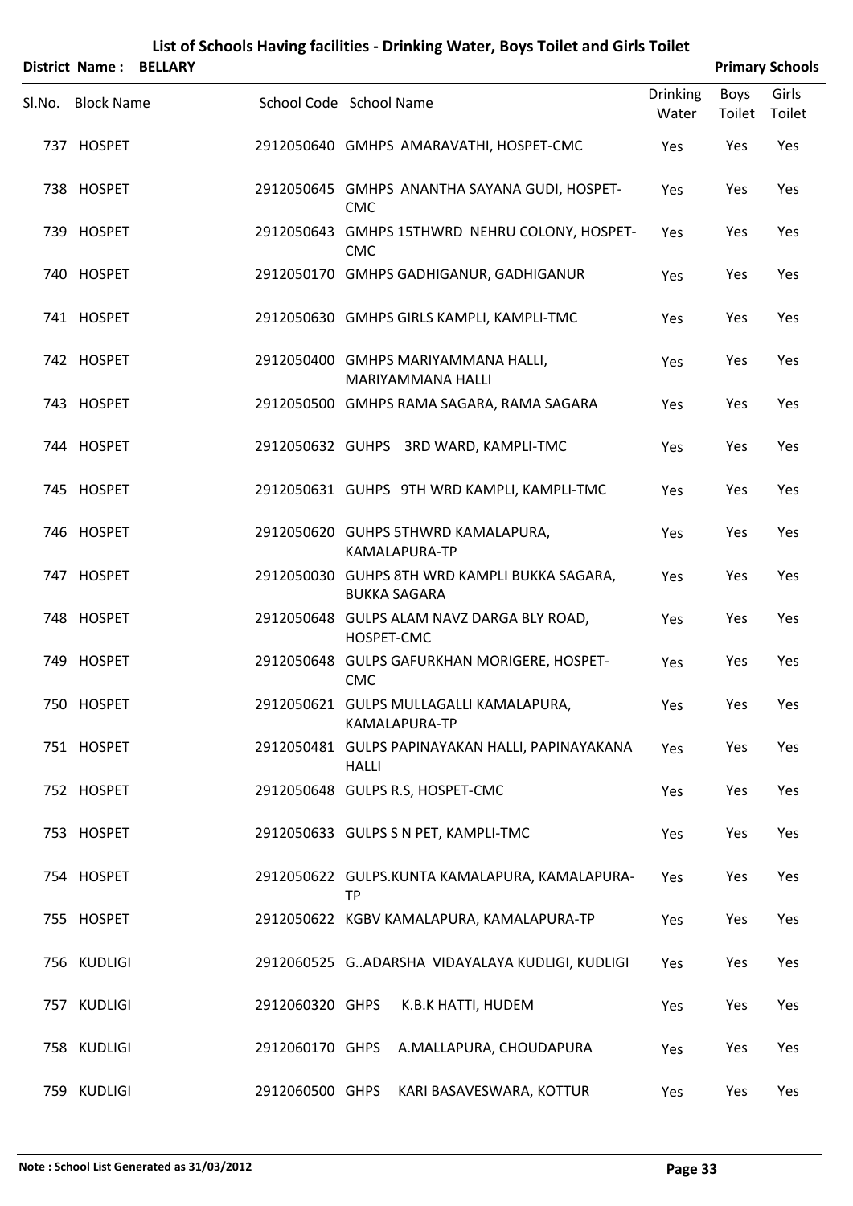# List of Schools Having facilities - Drinking Water, Boys Toilet and Girls Toilet

**District Name : BELLARY** **Primary Schools**

| Sl.No. | Block Name | School Code | School Name | Drinking Water | Boys Toilet | Girls Toilet |
|---|---|---|---|---|---|---|
| 737 | HOSPET | 2912050640 | GMHPS AMARAVATHI, HOSPET-CMC | Yes | Yes | Yes |
| 738 | HOSPET | 2912050645 | GMHPS ANANTHA SAYANA GUDI, HOSPET-CMC | Yes | Yes | Yes |
| 739 | HOSPET | 2912050643 | GMHPS 15THWRD NEHRU COLONY, HOSPET-CMC | Yes | Yes | Yes |
| 740 | HOSPET | 2912050170 | GMHPS GADHIGANUR, GADHIGANUR | Yes | Yes | Yes |
| 741 | HOSPET | 2912050630 | GMHPS GIRLS KAMPLI, KAMPLI-TMC | Yes | Yes | Yes |
| 742 | HOSPET | 2912050400 | GMHPS MARIYAMMANA HALLI, MARIYAMMANA HALLI | Yes | Yes | Yes |
| 743 | HOSPET | 2912050500 | GMHPS RAMA SAGARA, RAMA SAGARA | Yes | Yes | Yes |
| 744 | HOSPET | 2912050632 | GUHPS 3RD WARD, KAMPLI-TMC | Yes | Yes | Yes |
| 745 | HOSPET | 2912050631 | GUHPS 9TH WRD KAMPLI, KAMPLI-TMC | Yes | Yes | Yes |
| 746 | HOSPET | 2912050620 | GUHPS 5THWRD KAMALAPURA, KAMALAPURA-TP | Yes | Yes | Yes |
| 747 | HOSPET | 2912050030 | GUHPS 8TH WRD KAMPLI BUKKA SAGARA, BUKKA SAGARA | Yes | Yes | Yes |
| 748 | HOSPET | 2912050648 | GULPS ALAM NAVZ DARGA BLY ROAD, HOSPET-CMC | Yes | Yes | Yes |
| 749 | HOSPET | 2912050648 | GULPS GAFURKHAN MORIGERE, HOSPET-CMC | Yes | Yes | Yes |
| 750 | HOSPET | 2912050621 | GULPS MULLAGALLI KAMALAPURA, KAMALAPURA-TP | Yes | Yes | Yes |
| 751 | HOSPET | 2912050481 | GULPS PAPINAYAKAN HALLI, PAPINAYAKANA HALLI | Yes | Yes | Yes |
| 752 | HOSPET | 2912050648 | GULPS R.S, HOSPET-CMC | Yes | Yes | Yes |
| 753 | HOSPET | 2912050633 | GULPS S N PET, KAMPLI-TMC | Yes | Yes | Yes |
| 754 | HOSPET | 2912050622 | GULPS.KUNTA KAMALAPURA, KAMALAPURA-TP | Yes | Yes | Yes |
| 755 | HOSPET | 2912050622 | KGBV KAMALAPURA, KAMALAPURA-TP | Yes | Yes | Yes |
| 756 | KUDLIGI | 2912060525 | G..ADARSHA VIDAYALAYA KUDLIGI, KUDLIGI | Yes | Yes | Yes |
| 757 | KUDLIGI | 2912060320 | GHPS K.B.K HATTI, HUDEM | Yes | Yes | Yes |
| 758 | KUDLIGI | 2912060170 | GHPS A.MALLAPURA, CHOUDAPURA | Yes | Yes | Yes |
| 759 | KUDLIGI | 2912060500 | GHPS KARI BASAVESWARA, KOTTUR | Yes | Yes | Yes |

Note : School List Generated as 31/03/2012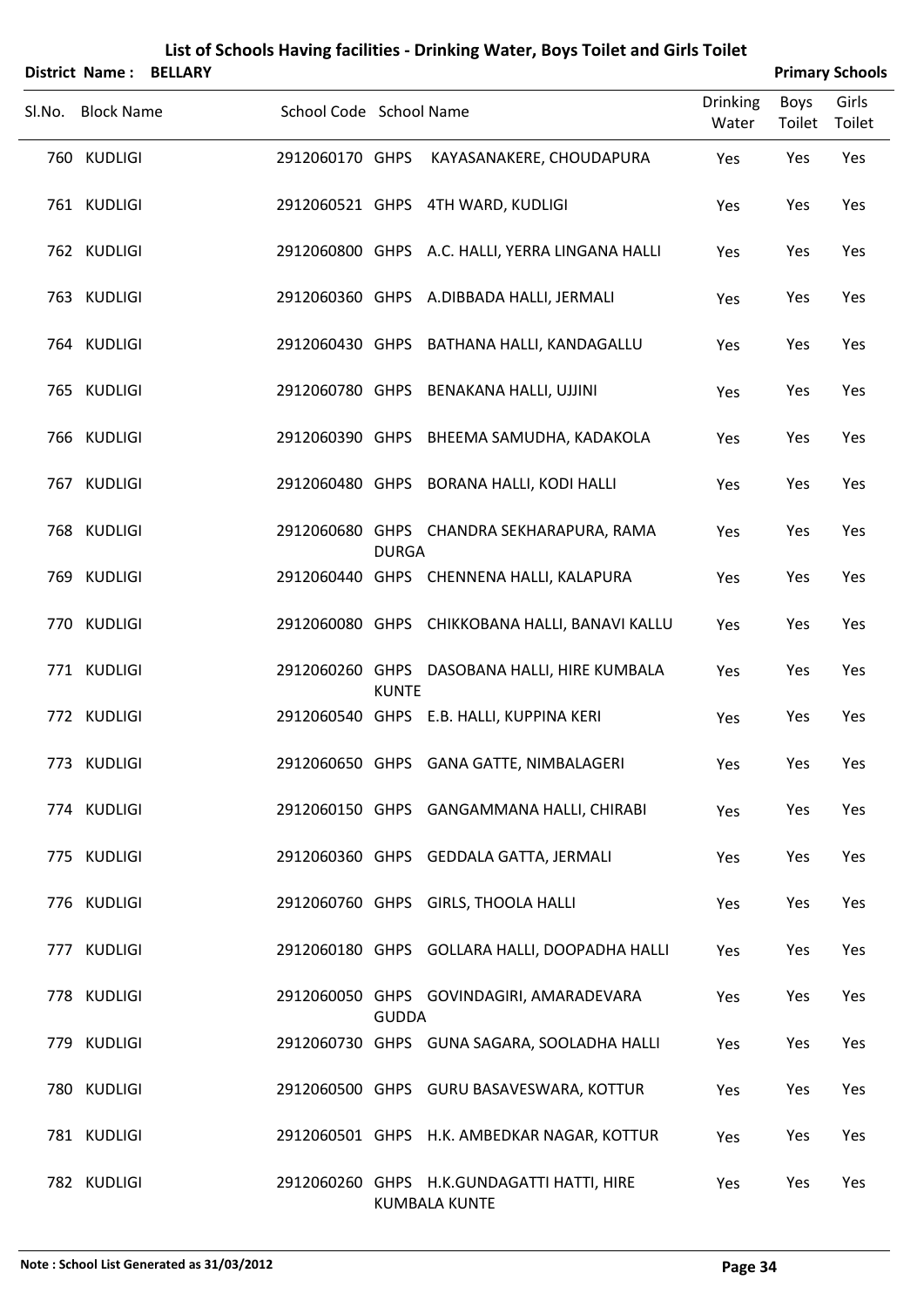# List of Schools Having facilities - Drinking Water, Boys Toilet and Girls Toilet

**District Name : BELLARY** | **Primary Schools**

| Sl.No. | Block Name | School Code | School Name | Drinking Water | Boys Toilet | Girls Toilet |
|---|---|---|---|---|---|---|
| 760 | KUDLIGI | 2912060170 | GHPS KAYASANAKERE, CHOUDAPURA | Yes | Yes | Yes |
| 761 | KUDLIGI | 2912060521 | GHPS 4TH WARD, KUDLIGI | Yes | Yes | Yes |
| 762 | KUDLIGI | 2912060800 | GHPS A.C. HALLI, YERRA LINGANA HALLI | Yes | Yes | Yes |
| 763 | KUDLIGI | 2912060360 | GHPS A.DIBBADA HALLI, JERMALI | Yes | Yes | Yes |
| 764 | KUDLIGI | 2912060430 | GHPS BATHANA HALLI, KANDAGALLU | Yes | Yes | Yes |
| 765 | KUDLIGI | 2912060780 | GHPS BENAKANA HALLI, UJJINI | Yes | Yes | Yes |
| 766 | KUDLIGI | 2912060390 | GHPS BHEEMA SAMUDHA, KADAKOLA | Yes | Yes | Yes |
| 767 | KUDLIGI | 2912060480 | GHPS BORANA HALLI, KODI HALLI | Yes | Yes | Yes |
| 768 | KUDLIGI | 2912060680 | GHPS CHANDRA SEKHARAPURA, RAMA DURGA | Yes | Yes | Yes |
| 769 | KUDLIGI | 2912060440 | GHPS CHENNENA HALLI, KALAPURA | Yes | Yes | Yes |
| 770 | KUDLIGI | 2912060080 | GHPS CHIKKOBANA HALLI, BANAVI KALLU | Yes | Yes | Yes |
| 771 | KUDLIGI | 2912060260 | GHPS DASOBANA HALLI, HIRE KUMBALA KUNTE | Yes | Yes | Yes |
| 772 | KUDLIGI | 2912060540 | GHPS E.B. HALLI, KUPPINA KERI | Yes | Yes | Yes |
| 773 | KUDLIGI | 2912060650 | GHPS GANA GATTE, NIMBALAGERI | Yes | Yes | Yes |
| 774 | KUDLIGI | 2912060150 | GHPS GANGAMMANA HALLI, CHIRABI | Yes | Yes | Yes |
| 775 | KUDLIGI | 2912060360 | GHPS GEDDALA GATTA, JERMALI | Yes | Yes | Yes |
| 776 | KUDLIGI | 2912060760 | GHPS GIRLS, THOOLA HALLI | Yes | Yes | Yes |
| 777 | KUDLIGI | 2912060180 | GHPS GOLLARA HALLI, DOOPADHA HALLI | Yes | Yes | Yes |
| 778 | KUDLIGI | 2912060050 | GHPS GOVINDAGIRI, AMARADEVARA GUDDA | Yes | Yes | Yes |
| 779 | KUDLIGI | 2912060730 | GHPS GUNA SAGARA, SOOLADHA HALLI | Yes | Yes | Yes |
| 780 | KUDLIGI | 2912060500 | GHPS GURU BASAVESWARA, KOTTUR | Yes | Yes | Yes |
| 781 | KUDLIGI | 2912060501 | GHPS H.K. AMBEDKAR NAGAR, KOTTUR | Yes | Yes | Yes |
| 782 | KUDLIGI | 2912060260 | GHPS H.K.GUNDAGATTI HATTI, HIRE KUMBALA KUNTE | Yes | Yes | Yes |

**Note : School List Generated as 31/03/2012**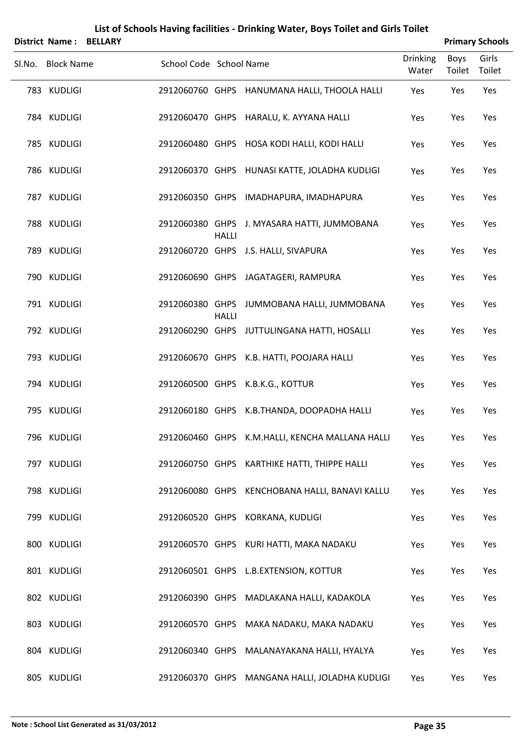# List of Schools Having facilities - Drinking Water, Boys Toilet and Girls Toilet

**District Name : BELLARY** **Primary Schools**

| Sl.No. | Block Name | School Code | School Name | Drinking Water | Boys Toilet | Girls Toilet |
|---|---|---|---|---|---|---|
| 783 | KUDLIGI | 2912060760 | GHPS HANUMANA HALLI, THOOLA HALLI | Yes | Yes | Yes |
| 784 | KUDLIGI | 2912060470 | GHPS HARALU, K. AYYANA HALLI | Yes | Yes | Yes |
| 785 | KUDLIGI | 2912060480 | GHPS HOSA KODI HALLI, KODI HALLI | Yes | Yes | Yes |
| 786 | KUDLIGI | 2912060370 | GHPS HUNASI KATTE, JOLADHA KUDLIGI | Yes | Yes | Yes |
| 787 | KUDLIGI | 2912060350 | GHPS IMADHAPURA, IMADHAPURA | Yes | Yes | Yes |
| 788 | KUDLIGI | 2912060380 | GHPS J. MYASARA HATTI, JUMMOBANA HALLI | Yes | Yes | Yes |
| 789 | KUDLIGI | 2912060720 | GHPS J.S. HALLI, SIVAPURA | Yes | Yes | Yes |
| 790 | KUDLIGI | 2912060690 | GHPS JAGATAGERI, RAMPURA | Yes | Yes | Yes |
| 791 | KUDLIGI | 2912060380 | GHPS JUMMOBANA HALLI, JUMMOBANA HALLI | Yes | Yes | Yes |
| 792 | KUDLIGI | 2912060290 | GHPS JUTTULINGANA HATTI, HOSALLI | Yes | Yes | Yes |
| 793 | KUDLIGI | 2912060670 | GHPS K.B. HATTI, POOJARA HALLI | Yes | Yes | Yes |
| 794 | KUDLIGI | 2912060500 | GHPS K.B.K.G., KOTTUR | Yes | Yes | Yes |
| 795 | KUDLIGI | 2912060180 | GHPS K.B.THANDA, DOOPADHA HALLI | Yes | Yes | Yes |
| 796 | KUDLIGI | 2912060460 | GHPS K.M.HALLI, KENCHA MALLANA HALLI | Yes | Yes | Yes |
| 797 | KUDLIGI | 2912060750 | GHPS KARTHIKE HATTI, THIPPE HALLI | Yes | Yes | Yes |
| 798 | KUDLIGI | 2912060080 | GHPS KENCHOBANA HALLI, BANAVI KALLU | Yes | Yes | Yes |
| 799 | KUDLIGI | 2912060520 | GHPS KORKANA, KUDLIGI | Yes | Yes | Yes |
| 800 | KUDLIGI | 2912060570 | GHPS KURI HATTI, MAKA NADAKU | Yes | Yes | Yes |
| 801 | KUDLIGI | 2912060501 | GHPS L.B.EXTENSION, KOTTUR | Yes | Yes | Yes |
| 802 | KUDLIGI | 2912060390 | GHPS MADLAKANA HALLI, KADAKOLA | Yes | Yes | Yes |
| 803 | KUDLIGI | 2912060570 | GHPS MAKA NADAKU, MAKA NADAKU | Yes | Yes | Yes |
| 804 | KUDLIGI | 2912060340 | GHPS MALANAYAKANA HALLI, HYALYA | Yes | Yes | Yes |
| 805 | KUDLIGI | 2912060370 | GHPS MANGANA HALLI, JOLADHA KUDLIGI | Yes | Yes | Yes |

**Note : School List Generated as 31/03/2012**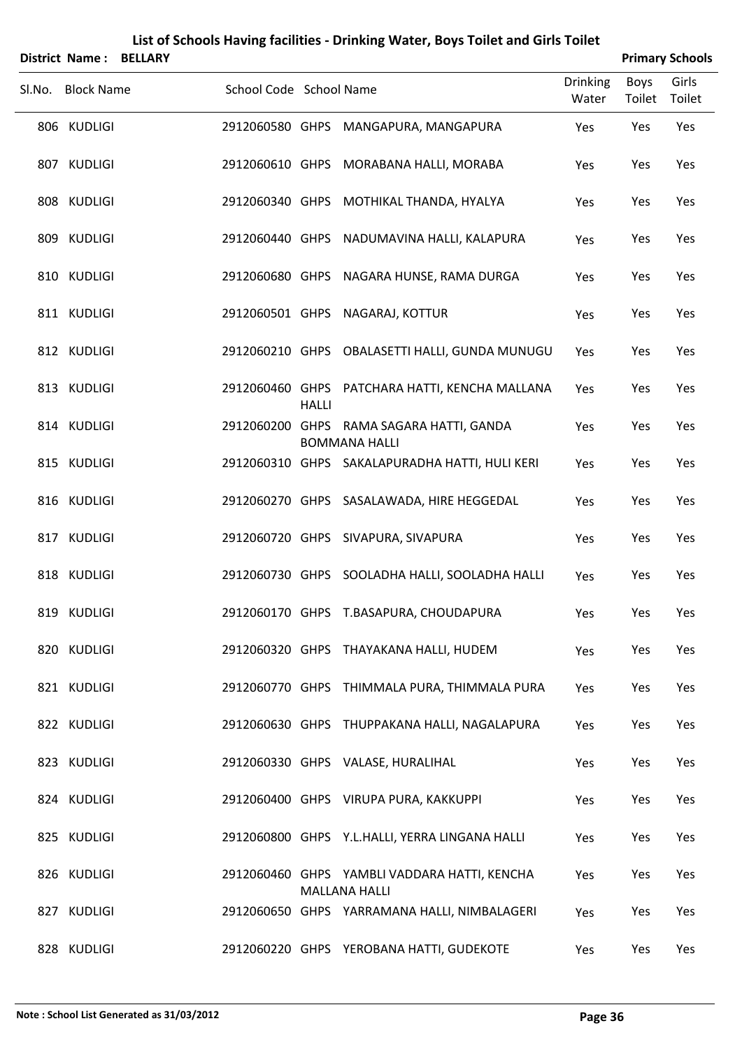# List of Schools Having facilities - Drinking Water, Boys Toilet and Girls Toilet

**District Name : BELLARY** **Primary Schools**

| Sl.No. | Block Name | School Code | School Name | Drinking Water | Boys Toilet | Girls Toilet |
|---|---|---|---|---|---|---|
| 806 | KUDLIGI | 2912060580 | GHPS MANGAPURA, MANGAPURA | Yes | Yes | Yes |
| 807 | KUDLIGI | 2912060610 | GHPS MORABANA HALLI, MORABA | Yes | Yes | Yes |
| 808 | KUDLIGI | 2912060340 | GHPS MOTHIKAL THANDA, HYALYA | Yes | Yes | Yes |
| 809 | KUDLIGI | 2912060440 | GHPS NADUMAVINA HALLI, KALAPURA | Yes | Yes | Yes |
| 810 | KUDLIGI | 2912060680 | GHPS NAGARA HUNSE, RAMA DURGA | Yes | Yes | Yes |
| 811 | KUDLIGI | 2912060501 | GHPS NAGARAJ, KOTTUR | Yes | Yes | Yes |
| 812 | KUDLIGI | 2912060210 | GHPS OBALASETTI HALLI, GUNDA MUNUGU | Yes | Yes | Yes |
| 813 | KUDLIGI | 2912060460 | GHPS PATCHARA HATTI, KENCHA MALLANA HALLI | Yes | Yes | Yes |
| 814 | KUDLIGI | 2912060200 | GHPS RAMA SAGARA HATTI, GANDA BOMMANA HALLI | Yes | Yes | Yes |
| 815 | KUDLIGI | 2912060310 | GHPS SAKALAPURADHA HATTI, HULI KERI | Yes | Yes | Yes |
| 816 | KUDLIGI | 2912060270 | GHPS SASALAWADA, HIRE HEGGEDAL | Yes | Yes | Yes |
| 817 | KUDLIGI | 2912060720 | GHPS SIVAPURA, SIVAPURA | Yes | Yes | Yes |
| 818 | KUDLIGI | 2912060730 | GHPS SOOLADHA HALLI, SOOLADHA HALLI | Yes | Yes | Yes |
| 819 | KUDLIGI | 2912060170 | GHPS T.BASAPURA, CHOUDAPURA | Yes | Yes | Yes |
| 820 | KUDLIGI | 2912060320 | GHPS THAYAKANA HALLI, HUDEM | Yes | Yes | Yes |
| 821 | KUDLIGI | 2912060770 | GHPS THIMMALA PURA, THIMMALA PURA | Yes | Yes | Yes |
| 822 | KUDLIGI | 2912060630 | GHPS THUPPAKANA HALLI, NAGALAPURA | Yes | Yes | Yes |
| 823 | KUDLIGI | 2912060330 | GHPS VALASE, HURALIHAL | Yes | Yes | Yes |
| 824 | KUDLIGI | 2912060400 | GHPS VIRUPA PURA, KAKKUPPI | Yes | Yes | Yes |
| 825 | KUDLIGI | 2912060800 | GHPS Y.L.HALLI, YERRA LINGANA HALLI | Yes | Yes | Yes |
| 826 | KUDLIGI | 2912060460 | GHPS YAMBLI VADDARA HATTI, KENCHA MALLANA HALLI | Yes | Yes | Yes |
| 827 | KUDLIGI | 2912060650 | GHPS YARRAMANA HALLI, NIMBALAGERI | Yes | Yes | Yes |
| 828 | KUDLIGI | 2912060220 | GHPS YEROBANA HATTI, GUDEKOTE | Yes | Yes | Yes |

**Note : School List Generated as 31/03/2012**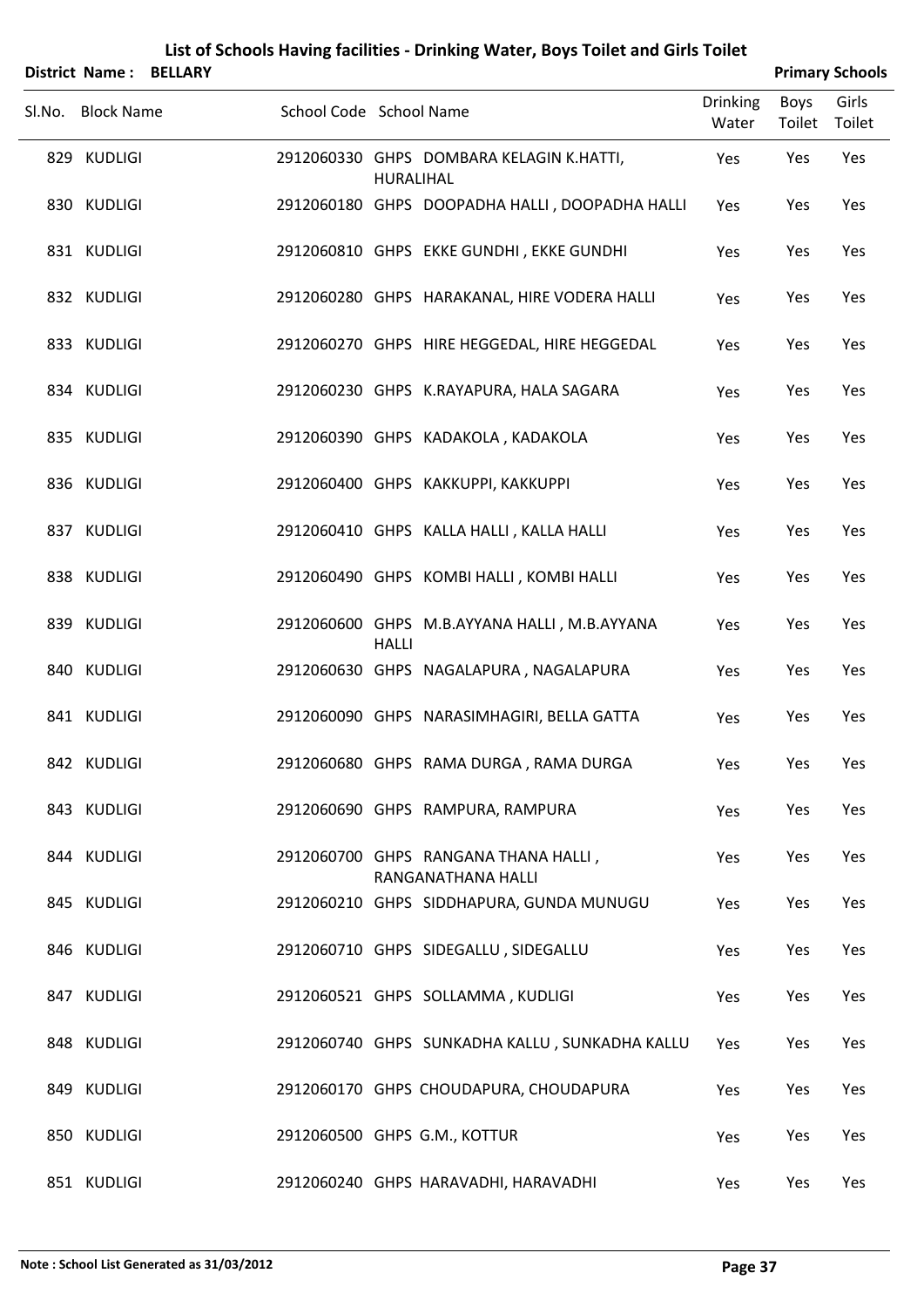# List of Schools Having facilities - Drinking Water, Boys Toilet and Girls Toilet

**District Name : BELLARY** **Primary Schools**

| Sl.No. | Block Name | School Code | School Name | Drinking Water | Boys Toilet | Girls Toilet |
|---|---|---|---|---|---|---|
| 829 | KUDLIGI | 2912060330 | GHPS DOMBARA KELAGIN K.HATTI, HURALIHAL | Yes | Yes | Yes |
| 830 | KUDLIGI | 2912060180 | GHPS DOOPADHA HALLI , DOOPADHA HALLI | Yes | Yes | Yes |
| 831 | KUDLIGI | 2912060810 | GHPS EKKE GUNDHI , EKKE GUNDHI | Yes | Yes | Yes |
| 832 | KUDLIGI | 2912060280 | GHPS HARAKANAL, HIRE VODERA HALLI | Yes | Yes | Yes |
| 833 | KUDLIGI | 2912060270 | GHPS HIRE HEGGEDAL, HIRE HEGGEDAL | Yes | Yes | Yes |
| 834 | KUDLIGI | 2912060230 | GHPS K.RAYAPURA, HALA SAGARA | Yes | Yes | Yes |
| 835 | KUDLIGI | 2912060390 | GHPS KADAKOLA , KADAKOLA | Yes | Yes | Yes |
| 836 | KUDLIGI | 2912060400 | GHPS KAKKUPPI, KAKKUPPI | Yes | Yes | Yes |
| 837 | KUDLIGI | 2912060410 | GHPS KALLA HALLI , KALLA HALLI | Yes | Yes | Yes |
| 838 | KUDLIGI | 2912060490 | GHPS KOMBI HALLI , KOMBI HALLI | Yes | Yes | Yes |
| 839 | KUDLIGI | 2912060600 | GHPS M.B.AYYANA HALLI , M.B.AYYANA HALLI | Yes | Yes | Yes |
| 840 | KUDLIGI | 2912060630 | GHPS NAGALAPURA , NAGALAPURA | Yes | Yes | Yes |
| 841 | KUDLIGI | 2912060090 | GHPS NARASIMHAGIRI, BELLA GATTA | Yes | Yes | Yes |
| 842 | KUDLIGI | 2912060680 | GHPS RAMA DURGA , RAMA DURGA | Yes | Yes | Yes |
| 843 | KUDLIGI | 2912060690 | GHPS RAMPURA, RAMPURA | Yes | Yes | Yes |
| 844 | KUDLIGI | 2912060700 | GHPS RANGANA THANA HALLI , RANGANATHANA HALLI | Yes | Yes | Yes |
| 845 | KUDLIGI | 2912060210 | GHPS SIDDHAPURA, GUNDA MUNUGU | Yes | Yes | Yes |
| 846 | KUDLIGI | 2912060710 | GHPS SIDEGALLU , SIDEGALLU | Yes | Yes | Yes |
| 847 | KUDLIGI | 2912060521 | GHPS SOLLAMMA , KUDLIGI | Yes | Yes | Yes |
| 848 | KUDLIGI | 2912060740 | GHPS SUNKADHA KALLU , SUNKADHA KALLU | Yes | Yes | Yes |
| 849 | KUDLIGI | 2912060170 | GHPS CHOUDAPURA, CHOUDAPURA | Yes | Yes | Yes |
| 850 | KUDLIGI | 2912060500 | GHPS G.M., KOTTUR | Yes | Yes | Yes |
| 851 | KUDLIGI | 2912060240 | GHPS HARAVADHI, HARAVADHI | Yes | Yes | Yes |

**Note : School List Generated as 31/03/2012**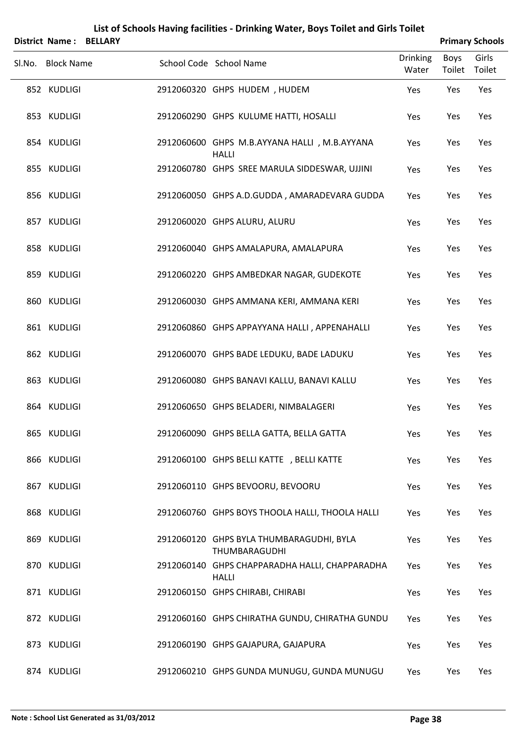# List of Schools Having facilities - Drinking Water, Boys Toilet and Girls Toilet

**District Name : BELLARY** **Primary Schools**

| Sl.No. | Block Name | School Code | School Name | Drinking Water | Boys Toilet | Girls Toilet |
|---|---|---|---|---|---|---|
| 852 | KUDLIGI | 2912060320 | GHPS HUDEM , HUDEM | Yes | Yes | Yes |
| 853 | KUDLIGI | 2912060290 | GHPS KULUME HATTI, HOSALLI | Yes | Yes | Yes |
| 854 | KUDLIGI | 2912060600 | GHPS M.B.AYYANA HALLI , M.B.AYYANA HALLI | Yes | Yes | Yes |
| 855 | KUDLIGI | 2912060780 | GHPS SREE MARULA SIDDESWAR, UJJINI | Yes | Yes | Yes |
| 856 | KUDLIGI | 2912060050 | GHPS A.D.GUDDA , AMARADEVARA GUDDA | Yes | Yes | Yes |
| 857 | KUDLIGI | 2912060020 | GHPS ALURU, ALURU | Yes | Yes | Yes |
| 858 | KUDLIGI | 2912060040 | GHPS AMALAPURA, AMALAPURA | Yes | Yes | Yes |
| 859 | KUDLIGI | 2912060220 | GHPS AMBEDKAR NAGAR, GUDEKOTE | Yes | Yes | Yes |
| 860 | KUDLIGI | 2912060030 | GHPS AMMANA KERI, AMMANA KERI | Yes | Yes | Yes |
| 861 | KUDLIGI | 2912060860 | GHPS APPAYYANA HALLI , APPENAHALLI | Yes | Yes | Yes |
| 862 | KUDLIGI | 2912060070 | GHPS BADE LEDUKU, BADE LADUKU | Yes | Yes | Yes |
| 863 | KUDLIGI | 2912060080 | GHPS BANAVI KALLU, BANAVI KALLU | Yes | Yes | Yes |
| 864 | KUDLIGI | 2912060650 | GHPS BELADERI, NIMBALAGERI | Yes | Yes | Yes |
| 865 | KUDLIGI | 2912060090 | GHPS BELLA GATTA, BELLA GATTA | Yes | Yes | Yes |
| 866 | KUDLIGI | 2912060100 | GHPS BELLI KATTE , BELLI KATTE | Yes | Yes | Yes |
| 867 | KUDLIGI | 2912060110 | GHPS BEVOORU, BEVOORU | Yes | Yes | Yes |
| 868 | KUDLIGI | 2912060760 | GHPS BOYS THOOLA HALLI, THOOLA HALLI | Yes | Yes | Yes |
| 869 | KUDLIGI | 2912060120 | GHPS BYLA THUMBARAGUDHI, BYLA THUMBARAGUDHI | Yes | Yes | Yes |
| 870 | KUDLIGI | 2912060140 | GHPS CHAPPARADHA HALLI, CHAPPARADHA HALLI | Yes | Yes | Yes |
| 871 | KUDLIGI | 2912060150 | GHPS CHIRABI, CHIRABI | Yes | Yes | Yes |
| 872 | KUDLIGI | 2912060160 | GHPS CHIRATHA GUNDU, CHIRATHA GUNDU | Yes | Yes | Yes |
| 873 | KUDLIGI | 2912060190 | GHPS GAJAPURA, GAJAPURA | Yes | Yes | Yes |
| 874 | KUDLIGI | 2912060210 | GHPS GUNDA MUNUGU, GUNDA MUNUGU | Yes | Yes | Yes |

**Note : School List Generated as 31/03/2012**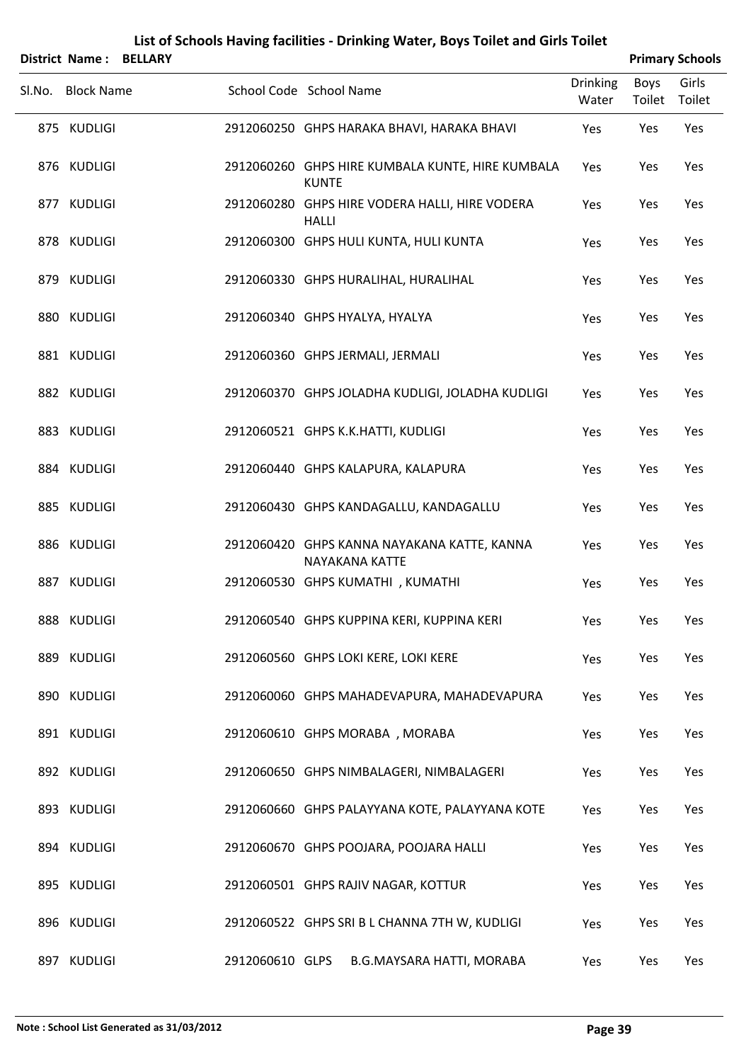# List of Schools Having facilities - Drinking Water, Boys Toilet and Girls Toilet

**District Name : BELLARY** **Primary Schools**

| Sl.No. | Block Name | School Code | School Name | Drinking Water | Boys Toilet | Girls Toilet |
|---|---|---|---|---|---|---|
| 875 | KUDLIGI | 2912060250 | GHPS HARAKA BHAVI, HARAKA BHAVI | Yes | Yes | Yes |
| 876 | KUDLIGI | 2912060260 | GHPS HIRE KUMBALA KUNTE, HIRE KUMBALA KUNTE | Yes | Yes | Yes |
| 877 | KUDLIGI | 2912060280 | GHPS HIRE VODERA HALLI, HIRE VODERA HALLI | Yes | Yes | Yes |
| 878 | KUDLIGI | 2912060300 | GHPS HULI KUNTA, HULI KUNTA | Yes | Yes | Yes |
| 879 | KUDLIGI | 2912060330 | GHPS HURALIHAL, HURALIHAL | Yes | Yes | Yes |
| 880 | KUDLIGI | 2912060340 | GHPS HYALYA, HYALYA | Yes | Yes | Yes |
| 881 | KUDLIGI | 2912060360 | GHPS JERMALI, JERMALI | Yes | Yes | Yes |
| 882 | KUDLIGI | 2912060370 | GHPS JOLADHA KUDLIGI, JOLADHA KUDLIGI | Yes | Yes | Yes |
| 883 | KUDLIGI | 2912060521 | GHPS K.K.HATTI, KUDLIGI | Yes | Yes | Yes |
| 884 | KUDLIGI | 2912060440 | GHPS KALAPURA, KALAPURA | Yes | Yes | Yes |
| 885 | KUDLIGI | 2912060430 | GHPS KANDAGALLU, KANDAGALLU | Yes | Yes | Yes |
| 886 | KUDLIGI | 2912060420 | GHPS KANNA NAYAKANA KATTE, KANNA NAYAKANA KATTE | Yes | Yes | Yes |
| 887 | KUDLIGI | 2912060530 | GHPS KUMATHI , KUMATHI | Yes | Yes | Yes |
| 888 | KUDLIGI | 2912060540 | GHPS KUPPINA KERI, KUPPINA KERI | Yes | Yes | Yes |
| 889 | KUDLIGI | 2912060560 | GHPS LOKI KERE, LOKI KERE | Yes | Yes | Yes |
| 890 | KUDLIGI | 2912060060 | GHPS MAHADEVAPURA, MAHADEVAPURA | Yes | Yes | Yes |
| 891 | KUDLIGI | 2912060610 | GHPS MORABA , MORABA | Yes | Yes | Yes |
| 892 | KUDLIGI | 2912060650 | GHPS NIMBALAGERI, NIMBALAGERI | Yes | Yes | Yes |
| 893 | KUDLIGI | 2912060660 | GHPS PALAYYANA KOTE, PALAYYANA KOTE | Yes | Yes | Yes |
| 894 | KUDLIGI | 2912060670 | GHPS POOJARA, POOJARA HALLI | Yes | Yes | Yes |
| 895 | KUDLIGI | 2912060501 | GHPS RAJIV NAGAR, KOTTUR | Yes | Yes | Yes |
| 896 | KUDLIGI | 2912060522 | GHPS SRI B L CHANNA 7TH W, KUDLIGI | Yes | Yes | Yes |
| 897 | KUDLIGI | 2912060610 | GLPS B.G.MAYSARA HATTI, MORABA | Yes | Yes | Yes |

Note : School List Generated as 31/03/2012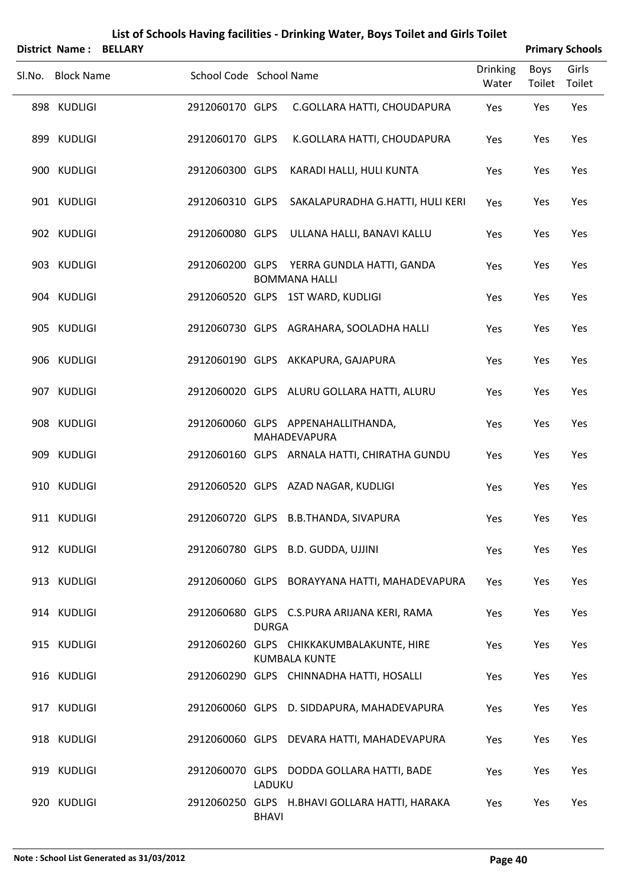# List of Schools Having facilities - Drinking Water, Boys Toilet and Girls Toilet

**District Name : BELLARY** **Primary Schools**

| Sl.No. | Block Name | School Code | School Name | Drinking Water | Boys Toilet | Girls Toilet |
|---|---|---|---|---|---|---|
| 898 | KUDLIGI | 2912060170 | GLPS C.GOLLARA HATTI, CHOUDAPURA | Yes | Yes | Yes |
| 899 | KUDLIGI | 2912060170 | GLPS K.GOLLARA HATTI, CHOUDAPURA | Yes | Yes | Yes |
| 900 | KUDLIGI | 2912060300 | GLPS KARADI HALLI, HULI KUNTA | Yes | Yes | Yes |
| 901 | KUDLIGI | 2912060310 | GLPS SAKALAPURADHA G.HATTI, HULI KERI | Yes | Yes | Yes |
| 902 | KUDLIGI | 2912060080 | GLPS ULLANA HALLI, BANAVI KALLU | Yes | Yes | Yes |
| 903 | KUDLIGI | 2912060200 | GLPS YERRA GUNDLA HATTI, GANDA BOMMANA HALLI | Yes | Yes | Yes |
| 904 | KUDLIGI | 2912060520 | GLPS 1ST WARD, KUDLIGI | Yes | Yes | Yes |
| 905 | KUDLIGI | 2912060730 | GLPS AGRAHARA, SOOLADHA HALLI | Yes | Yes | Yes |
| 906 | KUDLIGI | 2912060190 | GLPS AKKAPURA, GAJAPURA | Yes | Yes | Yes |
| 907 | KUDLIGI | 2912060020 | GLPS ALURU GOLLARA HATTI, ALURU | Yes | Yes | Yes |
| 908 | KUDLIGI | 2912060060 | GLPS APPENAHALLITHANDA, MAHADEVAPURA | Yes | Yes | Yes |
| 909 | KUDLIGI | 2912060160 | GLPS ARNALA HATTI, CHIRATHA GUNDU | Yes | Yes | Yes |
| 910 | KUDLIGI | 2912060520 | GLPS AZAD NAGAR, KUDLIGI | Yes | Yes | Yes |
| 911 | KUDLIGI | 2912060720 | GLPS B.B.THANDA, SIVAPURA | Yes | Yes | Yes |
| 912 | KUDLIGI | 2912060780 | GLPS B.D. GUDDA, UJJINI | Yes | Yes | Yes |
| 913 | KUDLIGI | 2912060060 | GLPS BORAYYANA HATTI, MAHADEVAPURA | Yes | Yes | Yes |
| 914 | KUDLIGI | 2912060680 | GLPS C.S.PURA ARIJANA KERI, RAMA DURGA | Yes | Yes | Yes |
| 915 | KUDLIGI | 2912060260 | GLPS CHIKKAKUMBALAKUNTE, HIRE KUMBALA KUNTE | Yes | Yes | Yes |
| 916 | KUDLIGI | 2912060290 | GLPS CHINNADHA HATTI, HOSALLI | Yes | Yes | Yes |
| 917 | KUDLIGI | 2912060060 | GLPS D. SIDDAPURA, MAHADEVAPURA | Yes | Yes | Yes |
| 918 | KUDLIGI | 2912060060 | GLPS DEVARA HATTI, MAHADEVAPURA | Yes | Yes | Yes |
| 919 | KUDLIGI | 2912060070 | GLPS DODDA GOLLARA HATTI, BADE LADUKU | Yes | Yes | Yes |
| 920 | KUDLIGI | 2912060250 | GLPS H.BHAVI GOLLARA HATTI, HARAKA BHAVI | Yes | Yes | Yes |

Note : School List Generated as 31/03/2012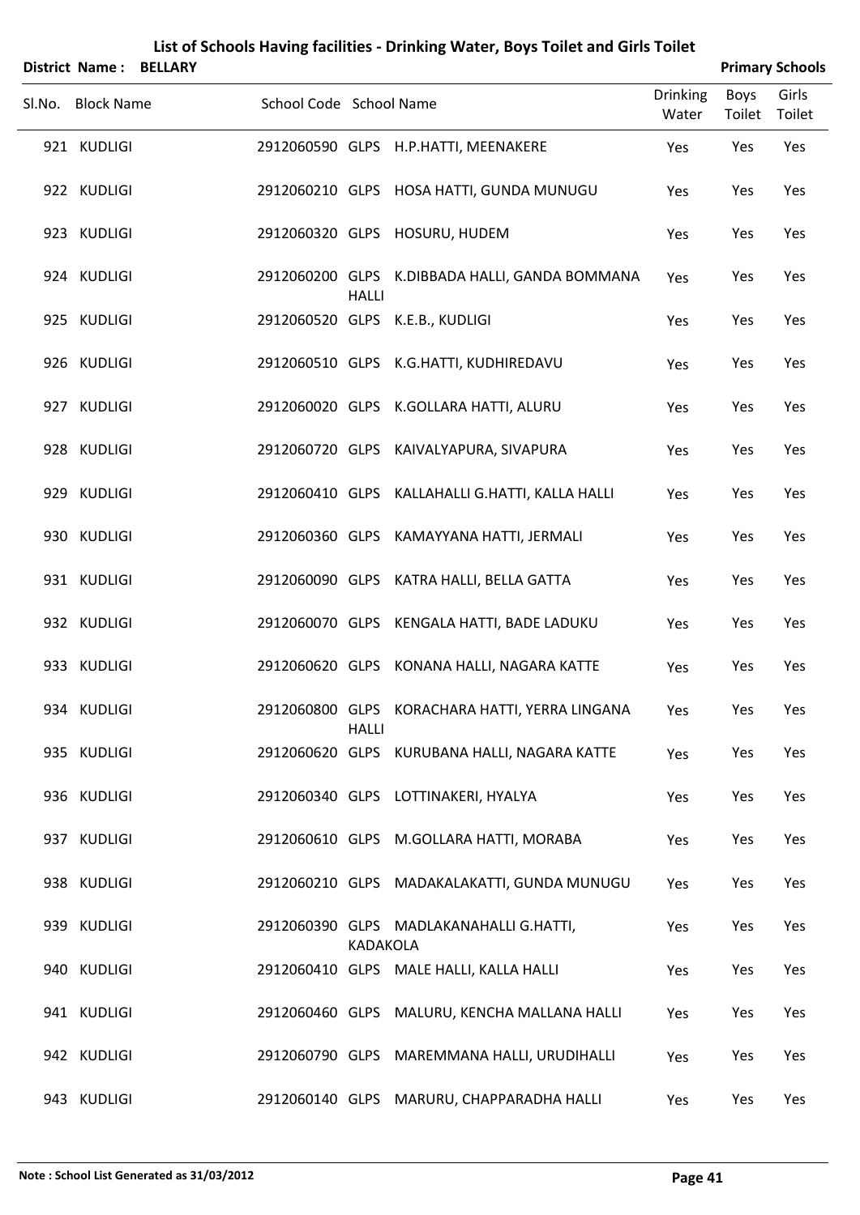# List of Schools Having facilities - Drinking Water, Boys Toilet and Girls Toilet

**District Name : BELLARY** **Primary Schools**

| Sl.No. | Block Name | School Code | School Name | Drinking Water | Boys Toilet | Girls Toilet |
|---|---|---|---|---|---|---|
| 921 | KUDLIGI | 2912060590 | GLPS H.P.HATTI, MEENAKERE | Yes | Yes | Yes |
| 922 | KUDLIGI | 2912060210 | GLPS HOSA HATTI, GUNDA MUNUGU | Yes | Yes | Yes |
| 923 | KUDLIGI | 2912060320 | GLPS HOSURU, HUDEM | Yes | Yes | Yes |
| 924 | KUDLIGI | 2912060200 | GLPS K.DIBBADA HALLI, GANDA BOMMANA HALLI | Yes | Yes | Yes |
| 925 | KUDLIGI | 2912060520 | GLPS K.E.B., KUDLIGI | Yes | Yes | Yes |
| 926 | KUDLIGI | 2912060510 | GLPS K.G.HATTI, KUDHIREDAVU | Yes | Yes | Yes |
| 927 | KUDLIGI | 2912060020 | GLPS K.GOLLARA HATTI, ALURU | Yes | Yes | Yes |
| 928 | KUDLIGI | 2912060720 | GLPS KAIVALYAPURA, SIVAPURA | Yes | Yes | Yes |
| 929 | KUDLIGI | 2912060410 | GLPS KALLAHALLI G.HATTI, KALLA HALLI | Yes | Yes | Yes |
| 930 | KUDLIGI | 2912060360 | GLPS KAMAYYANA HATTI, JERMALI | Yes | Yes | Yes |
| 931 | KUDLIGI | 2912060090 | GLPS KATRA HALLI, BELLA GATTA | Yes | Yes | Yes |
| 932 | KUDLIGI | 2912060070 | GLPS KENGALA HATTI, BADE LADUKU | Yes | Yes | Yes |
| 933 | KUDLIGI | 2912060620 | GLPS KONANA HALLI, NAGARA KATTE | Yes | Yes | Yes |
| 934 | KUDLIGI | 2912060800 | GLPS KORACHARA HATTI, YERRA LINGANA HALLI | Yes | Yes | Yes |
| 935 | KUDLIGI | 2912060620 | GLPS KURUBANA HALLI, NAGARA KATTE | Yes | Yes | Yes |
| 936 | KUDLIGI | 2912060340 | GLPS LOTTINAKERI, HYALYA | Yes | Yes | Yes |
| 937 | KUDLIGI | 2912060610 | GLPS M.GOLLARA HATTI, MORABA | Yes | Yes | Yes |
| 938 | KUDLIGI | 2912060210 | GLPS MADAKALAKATTI, GUNDA MUNUGU | Yes | Yes | Yes |
| 939 | KUDLIGI | 2912060390 | GLPS MADLAKANAHALLI G.HATTI, KADAKOLA | Yes | Yes | Yes |
| 940 | KUDLIGI | 2912060410 | GLPS MALE HALLI, KALLA HALLI | Yes | Yes | Yes |
| 941 | KUDLIGI | 2912060460 | GLPS MALURU, KENCHA MALLANA HALLI | Yes | Yes | Yes |
| 942 | KUDLIGI | 2912060790 | GLPS MAREMMANA HALLI, URUDIHALLI | Yes | Yes | Yes |
| 943 | KUDLIGI | 2912060140 | GLPS MARURU, CHAPPARADHA HALLI | Yes | Yes | Yes |

**Note : School List Generated as 31/03/2012**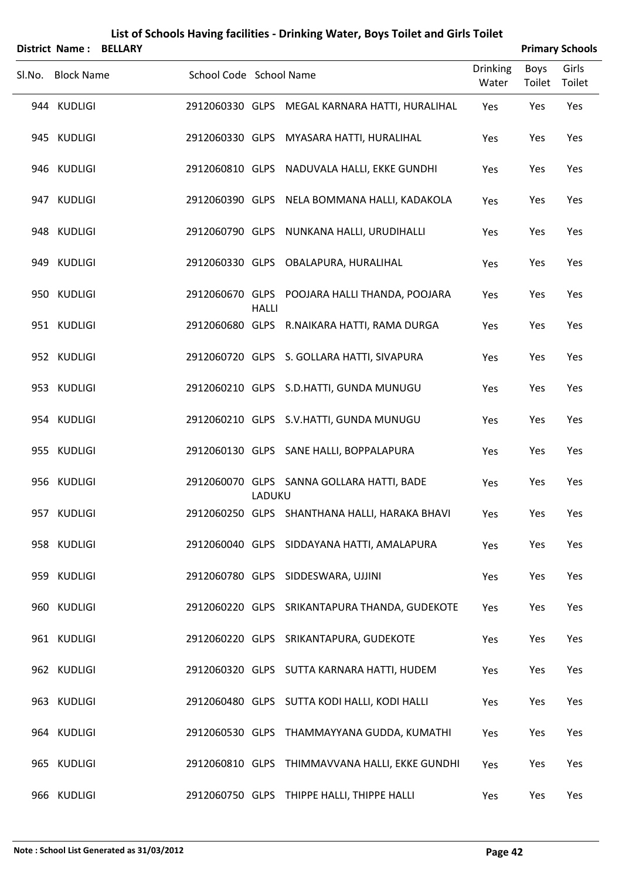# List of Schools Having facilities - Drinking Water, Boys Toilet and Girls Toilet

**District Name : BELLARY** | **Primary Schools**

| Sl.No. | Block Name | School Code | School Name | Drinking Water | Boys Toilet | Girls Toilet |
|---|---|---|---|---|---|---|
| 944 | KUDLIGI | 2912060330 | GLPS MEGAL KARNARA HATTI, HURALIHAL | Yes | Yes | Yes |
| 945 | KUDLIGI | 2912060330 | GLPS MYASARA HATTI, HURALIHAL | Yes | Yes | Yes |
| 946 | KUDLIGI | 2912060810 | GLPS NADUVALA HALLI, EKKE GUNDHI | Yes | Yes | Yes |
| 947 | KUDLIGI | 2912060390 | GLPS NELA BOMMANA HALLI, KADAKOLA | Yes | Yes | Yes |
| 948 | KUDLIGI | 2912060790 | GLPS NUNKANA HALLI, URUDIHALLI | Yes | Yes | Yes |
| 949 | KUDLIGI | 2912060330 | GLPS OBALAPURA, HURALIHAL | Yes | Yes | Yes |
| 950 | KUDLIGI | 2912060670 | GLPS POOJARA HALLI THANDA, POOJARA HALLI | Yes | Yes | Yes |
| 951 | KUDLIGI | 2912060680 | GLPS R.NAIKARA HATTI, RAMA DURGA | Yes | Yes | Yes |
| 952 | KUDLIGI | 2912060720 | GLPS S. GOLLARA HATTI, SIVAPURA | Yes | Yes | Yes |
| 953 | KUDLIGI | 2912060210 | GLPS S.D.HATTI, GUNDA MUNUGU | Yes | Yes | Yes |
| 954 | KUDLIGI | 2912060210 | GLPS S.V.HATTI, GUNDA MUNUGU | Yes | Yes | Yes |
| 955 | KUDLIGI | 2912060130 | GLPS SANE HALLI, BOPPALAPURA | Yes | Yes | Yes |
| 956 | KUDLIGI | 2912060070 | GLPS SANNA GOLLARA HATTI, BADE LADUKU | Yes | Yes | Yes |
| 957 | KUDLIGI | 2912060250 | GLPS SHANTHANA HALLI, HARAKA BHAVI | Yes | Yes | Yes |
| 958 | KUDLIGI | 2912060040 | GLPS SIDDAYANA HATTI, AMALAPURA | Yes | Yes | Yes |
| 959 | KUDLIGI | 2912060780 | GLPS SIDDESWARA, UJJINI | Yes | Yes | Yes |
| 960 | KUDLIGI | 2912060220 | GLPS SRIKANTAPURA THANDA, GUDEKOTE | Yes | Yes | Yes |
| 961 | KUDLIGI | 2912060220 | GLPS SRIKANTAPURA, GUDEKOTE | Yes | Yes | Yes |
| 962 | KUDLIGI | 2912060320 | GLPS SUTTA KARNARA HATTI, HUDEM | Yes | Yes | Yes |
| 963 | KUDLIGI | 2912060480 | GLPS SUTTA KODI HALLI, KODI HALLI | Yes | Yes | Yes |
| 964 | KUDLIGI | 2912060530 | GLPS THAMMAYYANA GUDDA, KUMATHI | Yes | Yes | Yes |
| 965 | KUDLIGI | 2912060810 | GLPS THIMMAVVANA HALLI, EKKE GUNDHI | Yes | Yes | Yes |
| 966 | KUDLIGI | 2912060750 | GLPS THIPPE HALLI, THIPPE HALLI | Yes | Yes | Yes |

**Note : School List Generated as 31/03/2012**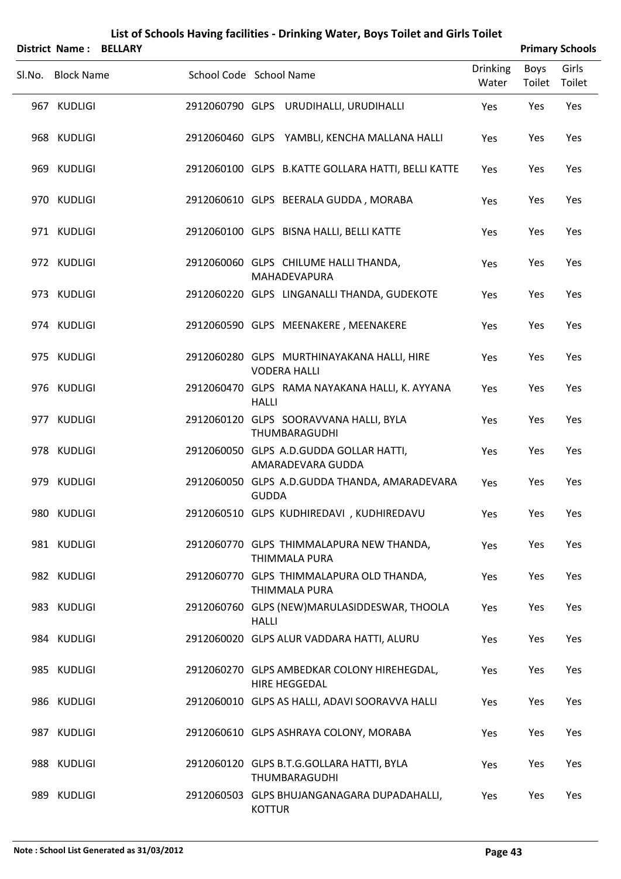# List of Schools Having facilities - Drinking Water, Boys Toilet and Girls Toilet

**District Name : BELLARY** **Primary Schools**

| Sl.No. | Block Name | School Code | School Name | Drinking Water | Boys Toilet | Girls Toilet |
|---|---|---|---|---|---|---|
| 967 | KUDLIGI | 2912060790 | GLPS URUDIHALLI, URUDIHALLI | Yes | Yes | Yes |
| 968 | KUDLIGI | 2912060460 | GLPS YAMBLI, KENCHA MALLANA HALLI | Yes | Yes | Yes |
| 969 | KUDLIGI | 2912060100 | GLPS B.KATTE GOLLARA HATTI, BELLI KATTE | Yes | Yes | Yes |
| 970 | KUDLIGI | 2912060610 | GLPS BEERALA GUDDA , MORABA | Yes | Yes | Yes |
| 971 | KUDLIGI | 2912060100 | GLPS BISNA HALLI, BELLI KATTE | Yes | Yes | Yes |
| 972 | KUDLIGI | 2912060060 | GLPS CHILUME HALLI THANDA, MAHADEVAPURA | Yes | Yes | Yes |
| 973 | KUDLIGI | 2912060220 | GLPS LINGANALLI THANDA, GUDEKOTE | Yes | Yes | Yes |
| 974 | KUDLIGI | 2912060590 | GLPS MEENAKERE , MEENAKERE | Yes | Yes | Yes |
| 975 | KUDLIGI | 2912060280 | GLPS MURTHINAYAKANA HALLI, HIRE VODERA HALLI | Yes | Yes | Yes |
| 976 | KUDLIGI | 2912060470 | GLPS RAMA NAYAKANA HALLI, K. AYYANA HALLI | Yes | Yes | Yes |
| 977 | KUDLIGI | 2912060120 | GLPS SOORAVVANA HALLI, BYLA THUMBARAGUDHI | Yes | Yes | Yes |
| 978 | KUDLIGI | 2912060050 | GLPS A.D.GUDDA GOLLAR HATTI, AMARADEVARA GUDDA | Yes | Yes | Yes |
| 979 | KUDLIGI | 2912060050 | GLPS A.D.GUDDA THANDA, AMARADEVARA GUDDA | Yes | Yes | Yes |
| 980 | KUDLIGI | 2912060510 | GLPS KUDHIREDAVI , KUDHIREDAVU | Yes | Yes | Yes |
| 981 | KUDLIGI | 2912060770 | GLPS THIMMALAPURA NEW THANDA, THIMMALA PURA | Yes | Yes | Yes |
| 982 | KUDLIGI | 2912060770 | GLPS THIMMALAPURA OLD THANDA, THIMMALA PURA | Yes | Yes | Yes |
| 983 | KUDLIGI | 2912060760 | GLPS (NEW)MARULASIDDESWAR, THOOLA HALLI | Yes | Yes | Yes |
| 984 | KUDLIGI | 2912060020 | GLPS ALUR VADDARA HATTI, ALURU | Yes | Yes | Yes |
| 985 | KUDLIGI | 2912060270 | GLPS AMBEDKAR COLONY HIREHEGDAL, HIRE HEGGEDAL | Yes | Yes | Yes |
| 986 | KUDLIGI | 2912060010 | GLPS AS HALLI, ADAVI SOORAVVA HALLI | Yes | Yes | Yes |
| 987 | KUDLIGI | 2912060610 | GLPS ASHRAYA COLONY, MORABA | Yes | Yes | Yes |
| 988 | KUDLIGI | 2912060120 | GLPS B.T.G.GOLLARA HATTI, BYLA THUMBARAGUDHI | Yes | Yes | Yes |
| 989 | KUDLIGI | 2912060503 | GLPS BHUJANGANAGARA DUPADAHALLI, KOTTUR | Yes | Yes | Yes |

Note : School List Generated as 31/03/2012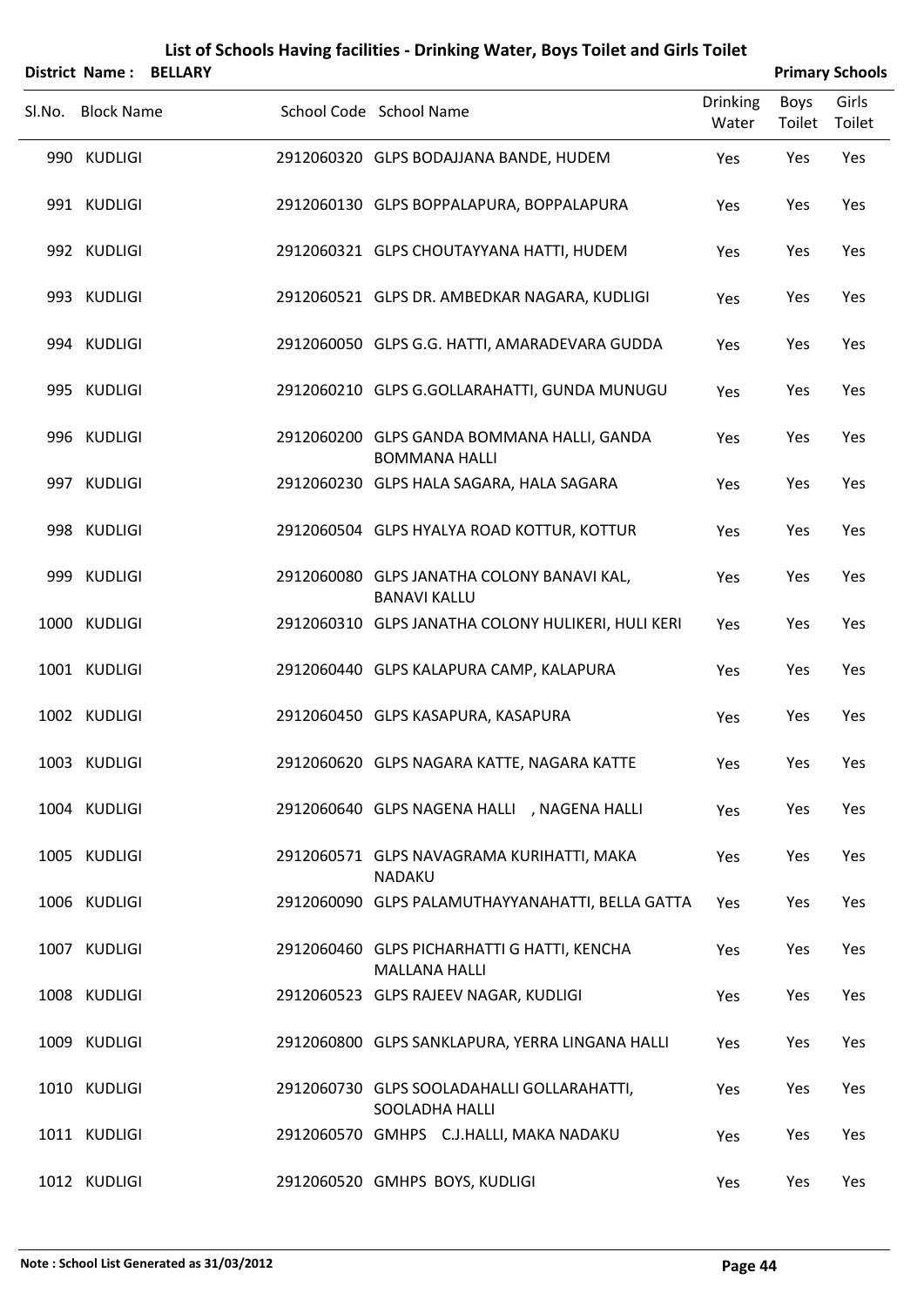# List of Schools Having facilities - Drinking Water, Boys Toilet and Girls Toilet

**District Name : BELLARY** **Primary Schools**

| Sl.No. | Block Name | School Code | School Name | Drinking Water | Boys Toilet | Girls Toilet |
|---|---|---|---|---|---|---|
| 990 | KUDLIGI | 2912060320 | GLPS BODAJJANA BANDE, HUDEM | Yes | Yes | Yes |
| 991 | KUDLIGI | 2912060130 | GLPS BOPPALAPURA, BOPPALAPURA | Yes | Yes | Yes |
| 992 | KUDLIGI | 2912060321 | GLPS CHOUTAYYANA HATTI, HUDEM | Yes | Yes | Yes |
| 993 | KUDLIGI | 2912060521 | GLPS DR. AMBEDKAR NAGARA, KUDLIGI | Yes | Yes | Yes |
| 994 | KUDLIGI | 2912060050 | GLPS G.G. HATTI, AMARADEVARA GUDDA | Yes | Yes | Yes |
| 995 | KUDLIGI | 2912060210 | GLPS G.GOLLARAHATTI, GUNDA MUNUGU | Yes | Yes | Yes |
| 996 | KUDLIGI | 2912060200 | GLPS GANDA BOMMANA HALLI, GANDA BOMMANA HALLI | Yes | Yes | Yes |
| 997 | KUDLIGI | 2912060230 | GLPS HALA SAGARA, HALA SAGARA | Yes | Yes | Yes |
| 998 | KUDLIGI | 2912060504 | GLPS HYALYA ROAD KOTTUR, KOTTUR | Yes | Yes | Yes |
| 999 | KUDLIGI | 2912060080 | GLPS JANATHA COLONY BANAVI KAL, BANAVI KALLU | Yes | Yes | Yes |
| 1000 | KUDLIGI | 2912060310 | GLPS JANATHA COLONY HULIKERI, HULI KERI | Yes | Yes | Yes |
| 1001 | KUDLIGI | 2912060440 | GLPS KALAPURA CAMP, KALAPURA | Yes | Yes | Yes |
| 1002 | KUDLIGI | 2912060450 | GLPS KASAPURA, KASAPURA | Yes | Yes | Yes |
| 1003 | KUDLIGI | 2912060620 | GLPS NAGARA KATTE, NAGARA KATTE | Yes | Yes | Yes |
| 1004 | KUDLIGI | 2912060640 | GLPS NAGENA HALLI , NAGENA HALLI | Yes | Yes | Yes |
| 1005 | KUDLIGI | 2912060571 | GLPS NAVAGRAMA KURIHATTI, MAKA NADAKU | Yes | Yes | Yes |
| 1006 | KUDLIGI | 2912060090 | GLPS PALAMUTHAYYANAHATTI, BELLA GATTA | Yes | Yes | Yes |
| 1007 | KUDLIGI | 2912060460 | GLPS PICHARHATTI G HATTI, KENCHA MALLANA HALLI | Yes | Yes | Yes |
| 1008 | KUDLIGI | 2912060523 | GLPS RAJEEV NAGAR, KUDLIGI | Yes | Yes | Yes |
| 1009 | KUDLIGI | 2912060800 | GLPS SANKLAPURA, YERRA LINGANA HALLI | Yes | Yes | Yes |
| 1010 | KUDLIGI | 2912060730 | GLPS SOOLADAHALLI GOLLARAHATTI, SOOLADHA HALLI | Yes | Yes | Yes |
| 1011 | KUDLIGI | 2912060570 | GMHPS C.J.HALLI, MAKA NADAKU | Yes | Yes | Yes |
| 1012 | KUDLIGI | 2912060520 | GMHPS BOYS, KUDLIGI | Yes | Yes | Yes |

**Note : School List Generated as 31/03/2012**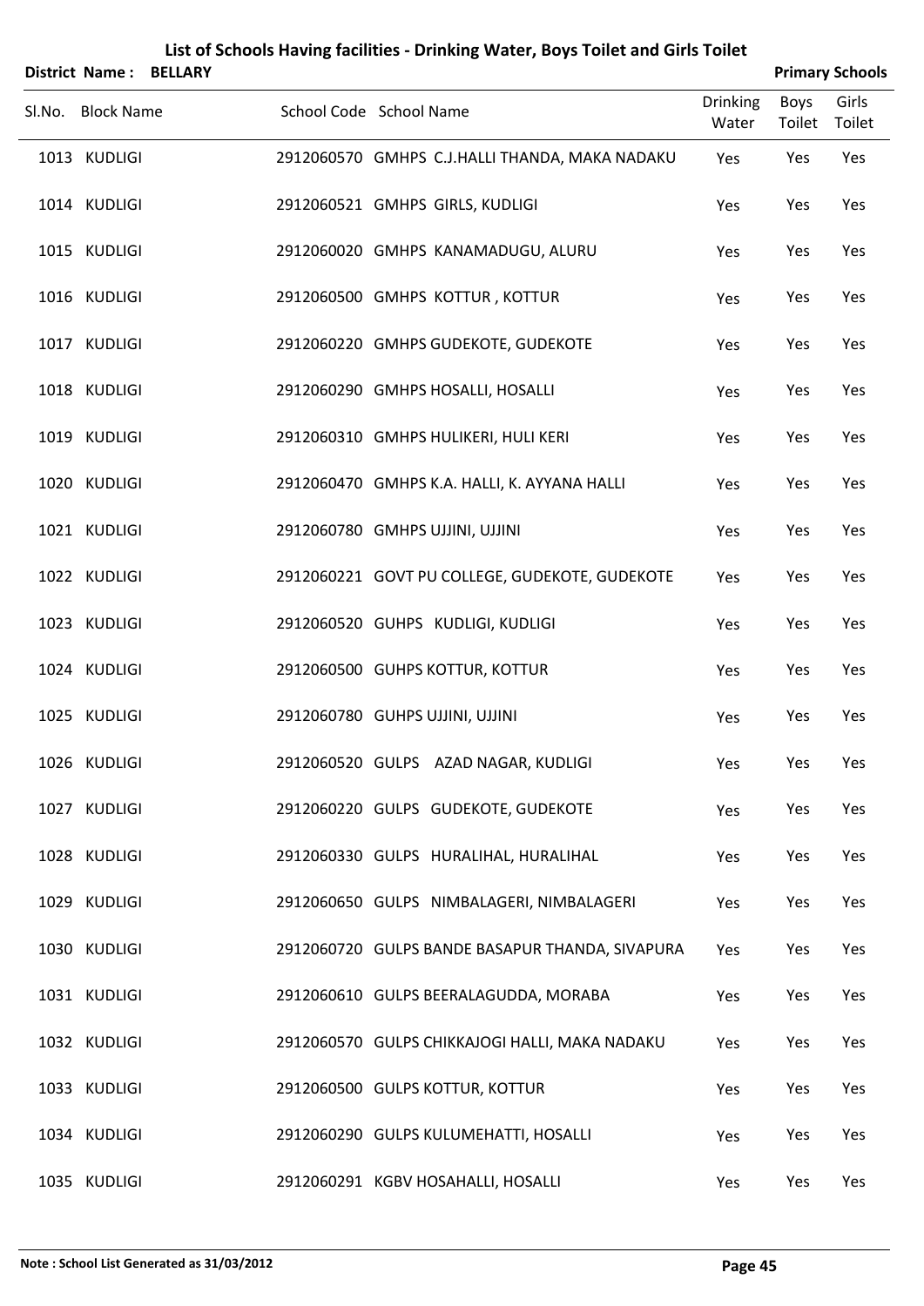# List of Schools Having facilities - Drinking Water, Boys Toilet and Girls Toilet

**District Name : BELLARY** **Primary Schools**

| Sl.No. | Block Name | School Code | School Name | Drinking Water | Boys Toilet | Girls Toilet |
|---|---|---|---|---|---|---|
| 1013 | KUDLIGI | 2912060570 | GMHPS C.J.HALLI THANDA, MAKA NADAKU | Yes | Yes | Yes |
| 1014 | KUDLIGI | 2912060521 | GMHPS GIRLS, KUDLIGI | Yes | Yes | Yes |
| 1015 | KUDLIGI | 2912060020 | GMHPS KANAMADUGU, ALURU | Yes | Yes | Yes |
| 1016 | KUDLIGI | 2912060500 | GMHPS KOTTUR , KOTTUR | Yes | Yes | Yes |
| 1017 | KUDLIGI | 2912060220 | GMHPS GUDEKOTE, GUDEKOTE | Yes | Yes | Yes |
| 1018 | KUDLIGI | 2912060290 | GMHPS HOSALLI, HOSALLI | Yes | Yes | Yes |
| 1019 | KUDLIGI | 2912060310 | GMHPS HULIKERI, HULI KERI | Yes | Yes | Yes |
| 1020 | KUDLIGI | 2912060470 | GMHPS K.A. HALLI, K. AYYANA HALLI | Yes | Yes | Yes |
| 1021 | KUDLIGI | 2912060780 | GMHPS UJJINI, UJJINI | Yes | Yes | Yes |
| 1022 | KUDLIGI | 2912060221 | GOVT PU COLLEGE, GUDEKOTE, GUDEKOTE | Yes | Yes | Yes |
| 1023 | KUDLIGI | 2912060520 | GUHPS KUDLIGI, KUDLIGI | Yes | Yes | Yes |
| 1024 | KUDLIGI | 2912060500 | GUHPS KOTTUR, KOTTUR | Yes | Yes | Yes |
| 1025 | KUDLIGI | 2912060780 | GUHPS UJJINI, UJJINI | Yes | Yes | Yes |
| 1026 | KUDLIGI | 2912060520 | GULPS AZAD NAGAR, KUDLIGI | Yes | Yes | Yes |
| 1027 | KUDLIGI | 2912060220 | GULPS GUDEKOTE, GUDEKOTE | Yes | Yes | Yes |
| 1028 | KUDLIGI | 2912060330 | GULPS HURALIHAL, HURALIHAL | Yes | Yes | Yes |
| 1029 | KUDLIGI | 2912060650 | GULPS NIMBALAGERI, NIMBALAGERI | Yes | Yes | Yes |
| 1030 | KUDLIGI | 2912060720 | GULPS BANDE BASAPUR THANDA, SIVAPURA | Yes | Yes | Yes |
| 1031 | KUDLIGI | 2912060610 | GULPS BEERALAGUDDA, MORABA | Yes | Yes | Yes |
| 1032 | KUDLIGI | 2912060570 | GULPS CHIKKAJOGI HALLI, MAKA NADAKU | Yes | Yes | Yes |
| 1033 | KUDLIGI | 2912060500 | GULPS KOTTUR, KOTTUR | Yes | Yes | Yes |
| 1034 | KUDLIGI | 2912060290 | GULPS KULUMEHATTI, HOSALLI | Yes | Yes | Yes |
| 1035 | KUDLIGI | 2912060291 | KGBV HOSAHALLI, HOSALLI | Yes | Yes | Yes |

**Note : School List Generated as 31/03/2012**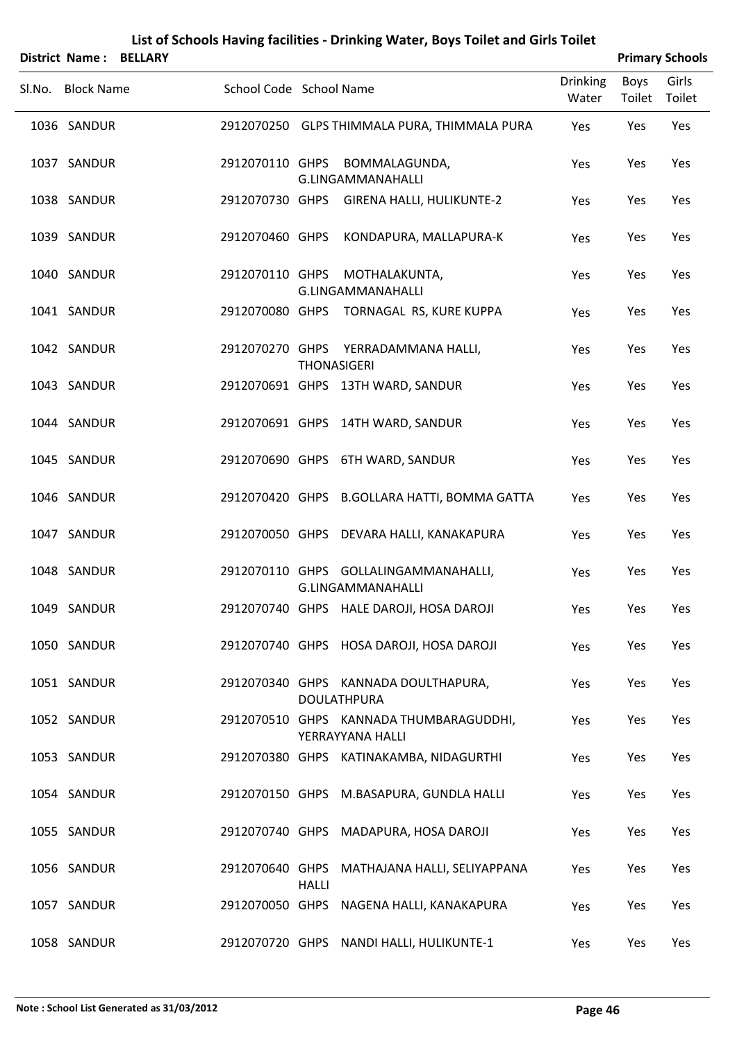# List of Schools Having facilities - Drinking Water, Boys Toilet and Girls Toilet

**District Name : BELLARY** | **Primary Schools**

| Sl.No. | Block Name | School Code | School Name | Drinking Water | Boys Toilet | Girls Toilet |
|---|---|---|---|---|---|---|
| 1036 | SANDUR | 2912070250 | GLPS THIMMALA PURA, THIMMALA PURA | Yes | Yes | Yes |
| 1037 | SANDUR | 2912070110 | GHPS BOMMALAGUNDA, G.LINGAMMANAHALLI | Yes | Yes | Yes |
| 1038 | SANDUR | 2912070730 | GHPS GIRENA HALLI, HULIKUNTE-2 | Yes | Yes | Yes |
| 1039 | SANDUR | 2912070460 | GHPS KONDAPURA, MALLAPURA-K | Yes | Yes | Yes |
| 1040 | SANDUR | 2912070110 | GHPS MOTHALAKUNTA, G.LINGAMMANAHALLI | Yes | Yes | Yes |
| 1041 | SANDUR | 2912070080 | GHPS TORNAGAL RS, KURE KUPPA | Yes | Yes | Yes |
| 1042 | SANDUR | 2912070270 | GHPS YERRADAMMANA HALLI, THONASIGERI | Yes | Yes | Yes |
| 1043 | SANDUR | 2912070691 | GHPS 13TH WARD, SANDUR | Yes | Yes | Yes |
| 1044 | SANDUR | 2912070691 | GHPS 14TH WARD, SANDUR | Yes | Yes | Yes |
| 1045 | SANDUR | 2912070690 | GHPS 6TH WARD, SANDUR | Yes | Yes | Yes |
| 1046 | SANDUR | 2912070420 | GHPS B.GOLLARA HATTI, BOMMA GATTA | Yes | Yes | Yes |
| 1047 | SANDUR | 2912070050 | GHPS DEVARA HALLI, KANAKAPURA | Yes | Yes | Yes |
| 1048 | SANDUR | 2912070110 | GHPS GOLLALINGAMMANAHALLI, G.LINGAMMANAHALLI | Yes | Yes | Yes |
| 1049 | SANDUR | 2912070740 | GHPS HALE DAROJI, HOSA DAROJI | Yes | Yes | Yes |
| 1050 | SANDUR | 2912070740 | GHPS HOSA DAROJI, HOSA DAROJI | Yes | Yes | Yes |
| 1051 | SANDUR | 2912070340 | GHPS KANNADA DOULTHAPURA, DOULATHPURA | Yes | Yes | Yes |
| 1052 | SANDUR | 2912070510 | GHPS KANNADA THUMBARAGUDDHI, YERRAYYANA HALLI | Yes | Yes | Yes |
| 1053 | SANDUR | 2912070380 | GHPS KATINAKAMBA, NIDAGURTHI | Yes | Yes | Yes |
| 1054 | SANDUR | 2912070150 | GHPS M.BASAPURA, GUNDLA HALLI | Yes | Yes | Yes |
| 1055 | SANDUR | 2912070740 | GHPS MADAPURA, HOSA DAROJI | Yes | Yes | Yes |
| 1056 | SANDUR | 2912070640 | GHPS MATHAJANA HALLI, SELIYAPPANA HALLI | Yes | Yes | Yes |
| 1057 | SANDUR | 2912070050 | GHPS NAGENA HALLI, KANAKAPURA | Yes | Yes | Yes |
| 1058 | SANDUR | 2912070720 | GHPS NANDI HALLI, HULIKUNTE-1 | Yes | Yes | Yes |

**Note : School List Generated as 31/03/2012**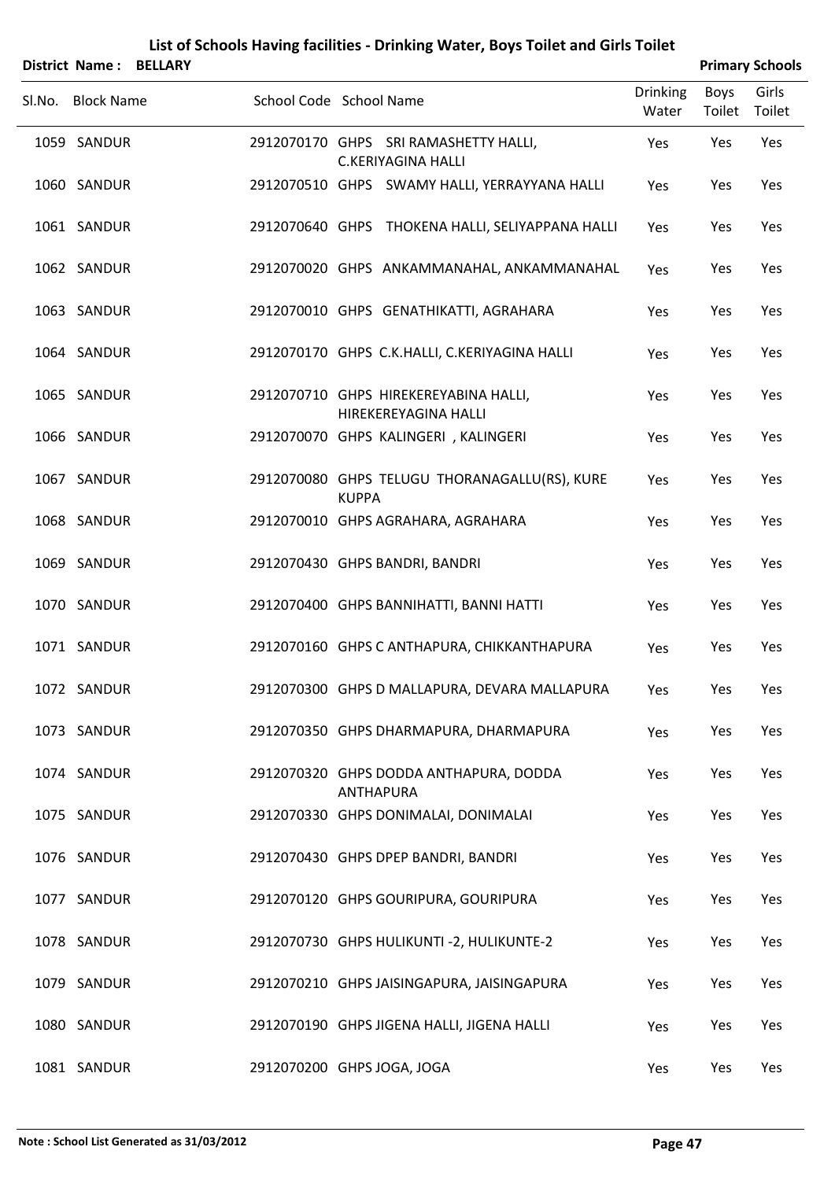# List of Schools Having facilities - Drinking Water, Boys Toilet and Girls Toilet

**District Name : BELLARY** **Primary Schools**

| Sl.No. | Block Name | School Code | School Name | Drinking Water | Boys Toilet | Girls Toilet |
|---|---|---|---|---|---|---|
| 1059 | SANDUR | 2912070170 | GHPS SRI RAMASHETTY HALLI, C.KERIYAGINA HALLI | Yes | Yes | Yes |
| 1060 | SANDUR | 2912070510 | GHPS SWAMY HALLI, YERRAYYANA HALLI | Yes | Yes | Yes |
| 1061 | SANDUR | 2912070640 | GHPS THOKENA HALLI, SELIYAPPANA HALLI | Yes | Yes | Yes |
| 1062 | SANDUR | 2912070020 | GHPS ANKAMMANAHAL, ANKAMMANAHAL | Yes | Yes | Yes |
| 1063 | SANDUR | 2912070010 | GHPS GENATHIKATTI, AGRAHARA | Yes | Yes | Yes |
| 1064 | SANDUR | 2912070170 | GHPS C.K.HALLI, C.KERIYAGINA HALLI | Yes | Yes | Yes |
| 1065 | SANDUR | 2912070710 | GHPS HIREKEREYABINA HALLI, HIREKEREYAGINA HALLI | Yes | Yes | Yes |
| 1066 | SANDUR | 2912070070 | GHPS KALINGERI , KALINGERI | Yes | Yes | Yes |
| 1067 | SANDUR | 2912070080 | GHPS TELUGU THORANAGALLU(RS), KURE KUPPA | Yes | Yes | Yes |
| 1068 | SANDUR | 2912070010 | GHPS AGRAHARA, AGRAHARA | Yes | Yes | Yes |
| 1069 | SANDUR | 2912070430 | GHPS BANDRI, BANDRI | Yes | Yes | Yes |
| 1070 | SANDUR | 2912070400 | GHPS BANNIHATTI, BANNI HATTI | Yes | Yes | Yes |
| 1071 | SANDUR | 2912070160 | GHPS C ANTHAPURA, CHIKKANTHAPURA | Yes | Yes | Yes |
| 1072 | SANDUR | 2912070300 | GHPS D MALLAPURA, DEVARA MALLAPURA | Yes | Yes | Yes |
| 1073 | SANDUR | 2912070350 | GHPS DHARMAPURA, DHARMAPURA | Yes | Yes | Yes |
| 1074 | SANDUR | 2912070320 | GHPS DODDA ANTHAPURA, DODDA ANTHAPURA | Yes | Yes | Yes |
| 1075 | SANDUR | 2912070330 | GHPS DONIMALAI, DONIMALAI | Yes | Yes | Yes |
| 1076 | SANDUR | 2912070430 | GHPS DPEP BANDRI, BANDRI | Yes | Yes | Yes |
| 1077 | SANDUR | 2912070120 | GHPS GOURIPURA, GOURIPURA | Yes | Yes | Yes |
| 1078 | SANDUR | 2912070730 | GHPS HULIKUNTI -2, HULIKUNTE-2 | Yes | Yes | Yes |
| 1079 | SANDUR | 2912070210 | GHPS JAISINGAPURA, JAISINGAPURA | Yes | Yes | Yes |
| 1080 | SANDUR | 2912070190 | GHPS JIGENA HALLI, JIGENA HALLI | Yes | Yes | Yes |
| 1081 | SANDUR | 2912070200 | GHPS JOGA, JOGA | Yes | Yes | Yes |

**Note : School List Generated as 31/03/2012**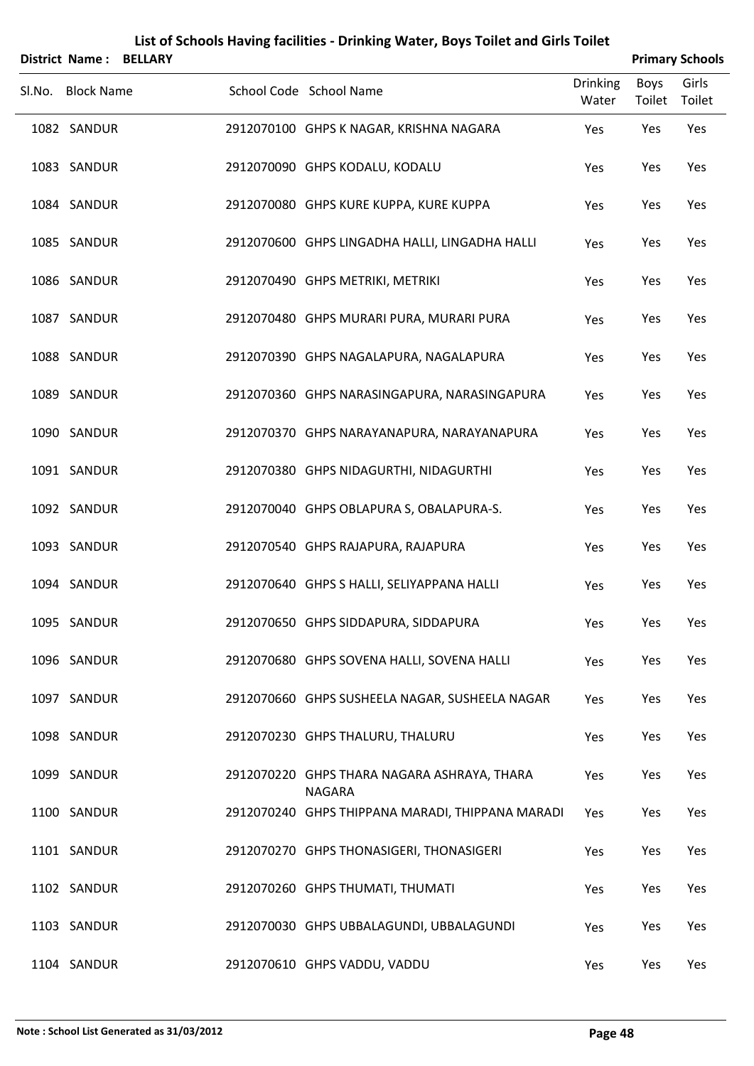# List of Schools Having facilities - Drinking Water, Boys Toilet and Girls Toilet

**District Name : BELLARY** **Primary Schools**

| Sl.No. | Block Name | School Code | School Name | Drinking Water | Boys Toilet | Girls Toilet |
|---|---|---|---|---|---|---|
| 1082 | SANDUR | 2912070100 | GHPS K NAGAR, KRISHNA NAGARA | Yes | Yes | Yes |
| 1083 | SANDUR | 2912070090 | GHPS KODALU, KODALU | Yes | Yes | Yes |
| 1084 | SANDUR | 2912070080 | GHPS KURE KUPPA, KURE KUPPA | Yes | Yes | Yes |
| 1085 | SANDUR | 2912070600 | GHPS LINGADHA HALLI, LINGADHA HALLI | Yes | Yes | Yes |
| 1086 | SANDUR | 2912070490 | GHPS METRIKI, METRIKI | Yes | Yes | Yes |
| 1087 | SANDUR | 2912070480 | GHPS MURARI PURA, MURARI PURA | Yes | Yes | Yes |
| 1088 | SANDUR | 2912070390 | GHPS NAGALAPURA, NAGALAPURA | Yes | Yes | Yes |
| 1089 | SANDUR | 2912070360 | GHPS NARASINGAPURA, NARASINGAPURA | Yes | Yes | Yes |
| 1090 | SANDUR | 2912070370 | GHPS NARAYANAPURA, NARAYANAPURA | Yes | Yes | Yes |
| 1091 | SANDUR | 2912070380 | GHPS NIDAGURTHI, NIDAGURTHI | Yes | Yes | Yes |
| 1092 | SANDUR | 2912070040 | GHPS OBLAPURA S, OBALAPURA-S. | Yes | Yes | Yes |
| 1093 | SANDUR | 2912070540 | GHPS RAJAPURA, RAJAPURA | Yes | Yes | Yes |
| 1094 | SANDUR | 2912070640 | GHPS S HALLI, SELIYAPPANA HALLI | Yes | Yes | Yes |
| 1095 | SANDUR | 2912070650 | GHPS SIDDAPURA, SIDDAPURA | Yes | Yes | Yes |
| 1096 | SANDUR | 2912070680 | GHPS SOVENA HALLI, SOVENA HALLI | Yes | Yes | Yes |
| 1097 | SANDUR | 2912070660 | GHPS SUSHEELA NAGAR, SUSHEELA NAGAR | Yes | Yes | Yes |
| 1098 | SANDUR | 2912070230 | GHPS THALURU, THALURU | Yes | Yes | Yes |
| 1099 | SANDUR | 2912070220 | GHPS THARA NAGARA ASHRAYA, THARA NAGARA | Yes | Yes | Yes |
| 1100 | SANDUR | 2912070240 | GHPS THIPPANA MARADI, THIPPANA MARADI | Yes | Yes | Yes |
| 1101 | SANDUR | 2912070270 | GHPS THONASIGERI, THONASIGERI | Yes | Yes | Yes |
| 1102 | SANDUR | 2912070260 | GHPS THUMATI, THUMATI | Yes | Yes | Yes |
| 1103 | SANDUR | 2912070030 | GHPS UBBALAGUNDI, UBBALAGUNDI | Yes | Yes | Yes |
| 1104 | SANDUR | 2912070610 | GHPS VADDU, VADDU | Yes | Yes | Yes |

**Note : School List Generated as 31/03/2012**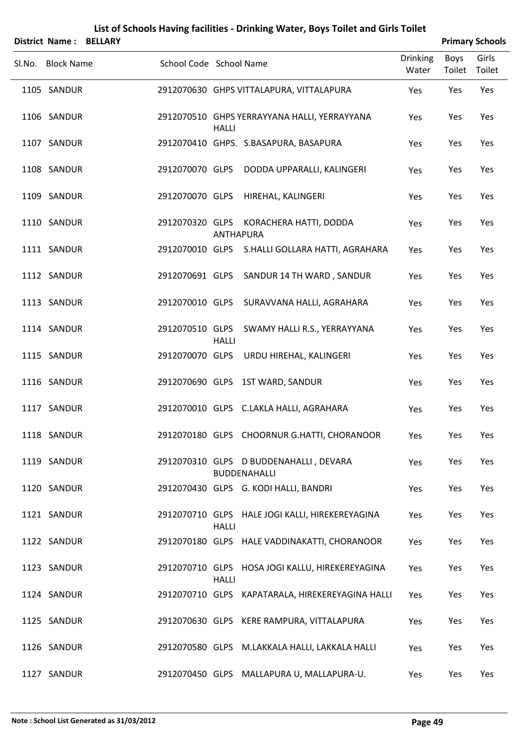# List of Schools Having facilities - Drinking Water, Boys Toilet and Girls Toilet

**District Name : BELLARY** **Primary Schools**

| Sl.No. | Block Name | School Code | School Name | Drinking Water | Boys Toilet | Girls Toilet |
|---|---|---|---|---|---|---|
| 1105 | SANDUR | 2912070630 | GHPS VITTALAPURA, VITTALAPURA | Yes | Yes | Yes |
| 1106 | SANDUR | 2912070510 | GHPS YERRAYYANA HALLI, YERRAYYANA HALLI | Yes | Yes | Yes |
| 1107 | SANDUR | 2912070410 | GHPS. S.BASAPURA, BASAPURA | Yes | Yes | Yes |
| 1108 | SANDUR | 2912070070 | GLPS DODDA UPPARALLI, KALINGERI | Yes | Yes | Yes |
| 1109 | SANDUR | 2912070070 | GLPS HIREHAL, KALINGERI | Yes | Yes | Yes |
| 1110 | SANDUR | 2912070320 | GLPS KORACHERA HATTI, DODDA ANTHAPURA | Yes | Yes | Yes |
| 1111 | SANDUR | 2912070010 | GLPS S.HALLI GOLLARA HATTI, AGRAHARA | Yes | Yes | Yes |
| 1112 | SANDUR | 2912070691 | GLPS SANDUR 14 TH WARD , SANDUR | Yes | Yes | Yes |
| 1113 | SANDUR | 2912070010 | GLPS SURAVVANA HALLI, AGRAHARA | Yes | Yes | Yes |
| 1114 | SANDUR | 2912070510 | GLPS SWAMY HALLI R.S., YERRAYYANA HALLI | Yes | Yes | Yes |
| 1115 | SANDUR | 2912070070 | GLPS URDU HIREHAL, KALINGERI | Yes | Yes | Yes |
| 1116 | SANDUR | 2912070690 | GLPS 1ST WARD, SANDUR | Yes | Yes | Yes |
| 1117 | SANDUR | 2912070010 | GLPS C.LAKLA HALLI, AGRAHARA | Yes | Yes | Yes |
| 1118 | SANDUR | 2912070180 | GLPS CHOORNUR G.HATTI, CHORANOOR | Yes | Yes | Yes |
| 1119 | SANDUR | 2912070310 | GLPS D BUDDENAHALLI , DEVARA BUDDENAHALLI | Yes | Yes | Yes |
| 1120 | SANDUR | 2912070430 | GLPS G. KODI HALLI, BANDRI | Yes | Yes | Yes |
| 1121 | SANDUR | 2912070710 | GLPS HALE JOGI KALLI, HIREKEREYAGINA HALLI | Yes | Yes | Yes |
| 1122 | SANDUR | 2912070180 | GLPS HALE VADDINAKATTI, CHORANOOR | Yes | Yes | Yes |
| 1123 | SANDUR | 2912070710 | GLPS HOSA JOGI KALLU, HIREKEREYAGINA HALLI | Yes | Yes | Yes |
| 1124 | SANDUR | 2912070710 | GLPS KAPATARALA, HIREKEREYAGINA HALLI | Yes | Yes | Yes |
| 1125 | SANDUR | 2912070630 | GLPS KERE RAMPURA, VITTALAPURA | Yes | Yes | Yes |
| 1126 | SANDUR | 2912070580 | GLPS M.LAKKALA HALLI, LAKKALA HALLI | Yes | Yes | Yes |
| 1127 | SANDUR | 2912070450 | GLPS MALLAPURA U, MALLAPURA-U. | Yes | Yes | Yes |

Note : School List Generated as 31/03/2012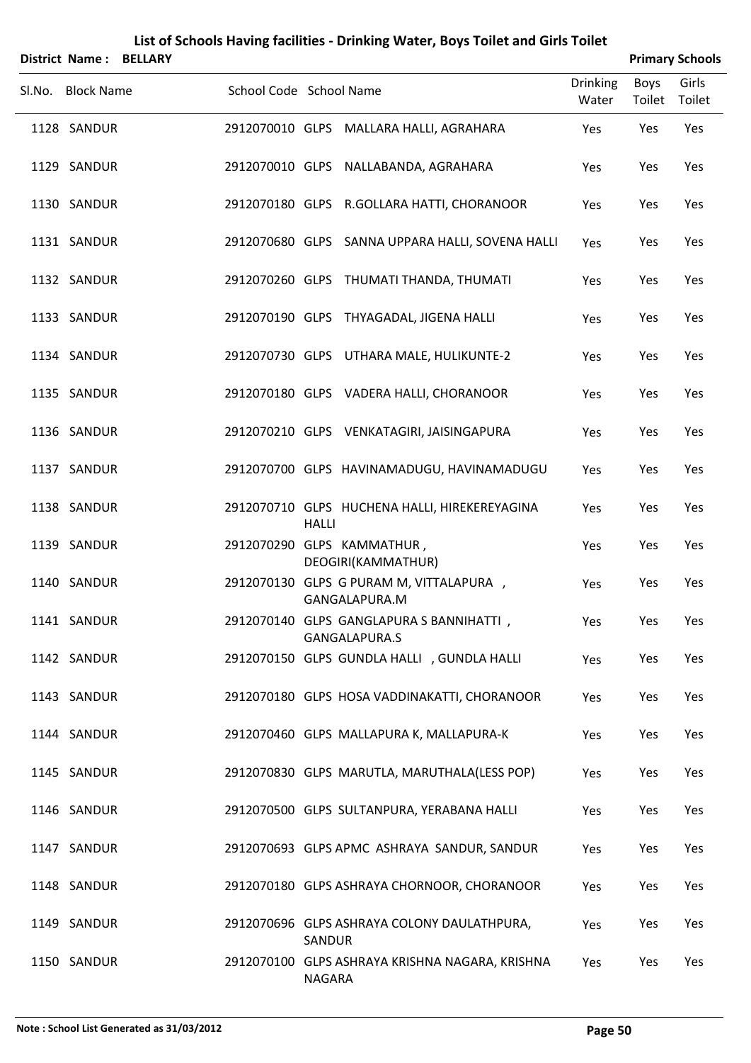# List of Schools Having facilities - Drinking Water, Boys Toilet and Girls Toilet

**District Name : BELLARY** **Primary Schools**

| Sl.No. | Block Name | School Code | School Name | Drinking Water | Boys Toilet | Girls Toilet |
|---|---|---|---|---|---|---|
| 1128 | SANDUR | 2912070010 | GLPS MALLARA HALLI, AGRAHARA | Yes | Yes | Yes |
| 1129 | SANDUR | 2912070010 | GLPS NALLABANDA, AGRAHARA | Yes | Yes | Yes |
| 1130 | SANDUR | 2912070180 | GLPS R.GOLLARA HATTI, CHORANOOR | Yes | Yes | Yes |
| 1131 | SANDUR | 2912070680 | GLPS SANNA UPPARA HALLI, SOVENA HALLI | Yes | Yes | Yes |
| 1132 | SANDUR | 2912070260 | GLPS THUMATI THANDA, THUMATI | Yes | Yes | Yes |
| 1133 | SANDUR | 2912070190 | GLPS THYAGADAL, JIGENA HALLI | Yes | Yes | Yes |
| 1134 | SANDUR | 2912070730 | GLPS UTHARA MALE, HULIKUNTE-2 | Yes | Yes | Yes |
| 1135 | SANDUR | 2912070180 | GLPS VADERA HALLI, CHORANOOR | Yes | Yes | Yes |
| 1136 | SANDUR | 2912070210 | GLPS VENKATAGIRI, JAISINGAPURA | Yes | Yes | Yes |
| 1137 | SANDUR | 2912070700 | GLPS HAVINAMADUGU, HAVINAMADUGU | Yes | Yes | Yes |
| 1138 | SANDUR | 2912070710 | GLPS HUCHENA HALLI, HIREKEREYAGINA HALLI | Yes | Yes | Yes |
| 1139 | SANDUR | 2912070290 | GLPS KAMMATHUR , DEOGIRI(KAMMATHUR) | Yes | Yes | Yes |
| 1140 | SANDUR | 2912070130 | GLPS G PURAM M, VITTALAPURA , GANGALAPURA.M | Yes | Yes | Yes |
| 1141 | SANDUR | 2912070140 | GLPS GANGLAPURA S BANNIHATTI , GANGALAPURA.S | Yes | Yes | Yes |
| 1142 | SANDUR | 2912070150 | GLPS GUNDLA HALLI , GUNDLA HALLI | Yes | Yes | Yes |
| 1143 | SANDUR | 2912070180 | GLPS HOSA VADDINAKATTI, CHORANOOR | Yes | Yes | Yes |
| 1144 | SANDUR | 2912070460 | GLPS MALLAPURA K, MALLAPURA-K | Yes | Yes | Yes |
| 1145 | SANDUR | 2912070830 | GLPS MARUTLA, MARUTHALA(LESS POP) | Yes | Yes | Yes |
| 1146 | SANDUR | 2912070500 | GLPS SULTANPURA, YERABANA HALLI | Yes | Yes | Yes |
| 1147 | SANDUR | 2912070693 | GLPS APMC ASHRAYA SANDUR, SANDUR | Yes | Yes | Yes |
| 1148 | SANDUR | 2912070180 | GLPS ASHRAYA CHORNOOR, CHORANOOR | Yes | Yes | Yes |
| 1149 | SANDUR | 2912070696 | GLPS ASHRAYA COLONY DAULATHPURA, SANDUR | Yes | Yes | Yes |
| 1150 | SANDUR | 2912070100 | GLPS ASHRAYA KRISHNA NAGARA, KRISHNA NAGARA | Yes | Yes | Yes |

**Note : School List Generated as 31/03/2012**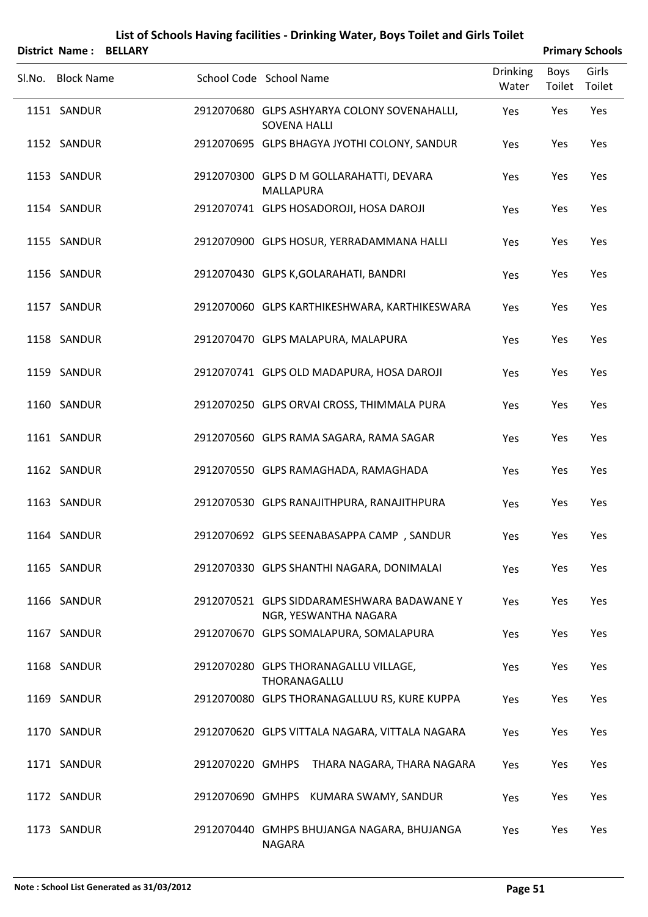# List of Schools Having facilities - Drinking Water, Boys Toilet and Girls Toilet

**District Name : BELLARY** **Primary Schools**

| Sl.No. | Block Name | School Code | School Name | Drinking Water | Boys Toilet | Girls Toilet |
|---|---|---|---|---|---|---|
| 1151 | SANDUR | 2912070680 | GLPS ASHYARYA COLONY SOVENAHALLI, SOVENA HALLI | Yes | Yes | Yes |
| 1152 | SANDUR | 2912070695 | GLPS BHAGYA JYOTHI COLONY, SANDUR | Yes | Yes | Yes |
| 1153 | SANDUR | 2912070300 | GLPS D M GOLLARAHATTI, DEVARA MALLAPURA | Yes | Yes | Yes |
| 1154 | SANDUR | 2912070741 | GLPS HOSADOROJI, HOSA DAROJI | Yes | Yes | Yes |
| 1155 | SANDUR | 2912070900 | GLPS HOSUR, YERRADAMMANA HALLI | Yes | Yes | Yes |
| 1156 | SANDUR | 2912070430 | GLPS K,GOLARAHATI, BANDRI | Yes | Yes | Yes |
| 1157 | SANDUR | 2912070060 | GLPS KARTHIKESHWARA, KARTHIKESWARA | Yes | Yes | Yes |
| 1158 | SANDUR | 2912070470 | GLPS MALAPURA, MALAPURA | Yes | Yes | Yes |
| 1159 | SANDUR | 2912070741 | GLPS OLD MADAPURA, HOSA DAROJI | Yes | Yes | Yes |
| 1160 | SANDUR | 2912070250 | GLPS ORVAI CROSS, THIMMALA PURA | Yes | Yes | Yes |
| 1161 | SANDUR | 2912070560 | GLPS RAMA SAGARA, RAMA SAGAR | Yes | Yes | Yes |
| 1162 | SANDUR | 2912070550 | GLPS RAMAGHADA, RAMAGHADA | Yes | Yes | Yes |
| 1163 | SANDUR | 2912070530 | GLPS RANAJITHPURA, RANAJITHPURA | Yes | Yes | Yes |
| 1164 | SANDUR | 2912070692 | GLPS SEENABASAPPA CAMP , SANDUR | Yes | Yes | Yes |
| 1165 | SANDUR | 2912070330 | GLPS SHANTHI NAGARA, DONIMALAI | Yes | Yes | Yes |
| 1166 | SANDUR | 2912070521 | GLPS SIDDARAMESHWARA BADAWANE Y NGR, YESWANTHA NAGARA | Yes | Yes | Yes |
| 1167 | SANDUR | 2912070670 | GLPS SOMALAPURA, SOMALAPURA | Yes | Yes | Yes |
| 1168 | SANDUR | 2912070280 | GLPS THORANAGALLU VILLAGE, THORANAGALLU | Yes | Yes | Yes |
| 1169 | SANDUR | 2912070080 | GLPS THORANAGALLUU RS, KURE KUPPA | Yes | Yes | Yes |
| 1170 | SANDUR | 2912070620 | GLPS VITTALA NAGARA, VITTALA NAGARA | Yes | Yes | Yes |
| 1171 | SANDUR | 2912070220 | GMHPS THARA NAGARA, THARA NAGARA | Yes | Yes | Yes |
| 1172 | SANDUR | 2912070690 | GMHPS KUMARA SWAMY, SANDUR | Yes | Yes | Yes |
| 1173 | SANDUR | 2912070440 | GMHPS BHUJANGA NAGARA, BHUJANGA NAGARA | Yes | Yes | Yes |

**Note : School List Generated as 31/03/2012**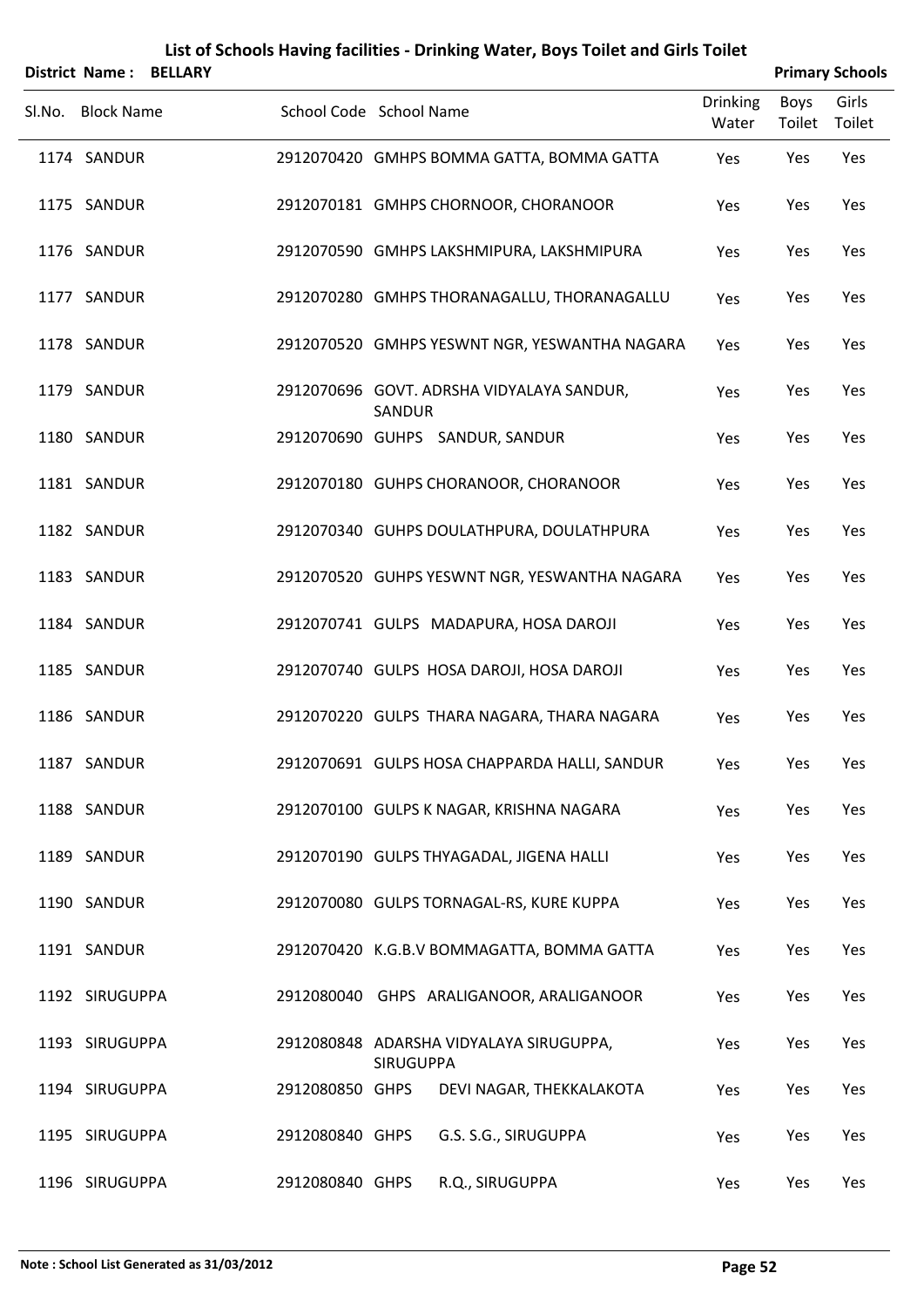# List of Schools Having facilities - Drinking Water, Boys Toilet and Girls Toilet

**District Name : BELLARY** | **Primary Schools**

| Sl.No. | Block Name | School Code | School Name | Drinking Water | Boys Toilet | Girls Toilet |
|---|---|---|---|---|---|---|
| 1174 | SANDUR | 2912070420 | GMHPS BOMMA GATTA, BOMMA GATTA | Yes | Yes | Yes |
| 1175 | SANDUR | 2912070181 | GMHPS CHORNOOR, CHORANOOR | Yes | Yes | Yes |
| 1176 | SANDUR | 2912070590 | GMHPS LAKSHMIPURA, LAKSHMIPURA | Yes | Yes | Yes |
| 1177 | SANDUR | 2912070280 | GMHPS THORANAGALLU, THORANAGALLU | Yes | Yes | Yes |
| 1178 | SANDUR | 2912070520 | GMHPS YESWNT NGR, YESWANTHA NAGARA | Yes | Yes | Yes |
| 1179 | SANDUR | 2912070696 | GOVT. ADRSHA VIDYALAYA SANDUR, SANDUR | Yes | Yes | Yes |
| 1180 | SANDUR | 2912070690 | GUHPS SANDUR, SANDUR | Yes | Yes | Yes |
| 1181 | SANDUR | 2912070180 | GUHPS CHORANOOR, CHORANOOR | Yes | Yes | Yes |
| 1182 | SANDUR | 2912070340 | GUHPS DOULATHPURA, DOULATHPURA | Yes | Yes | Yes |
| 1183 | SANDUR | 2912070520 | GUHPS YESWNT NGR, YESWANTHA NAGARA | Yes | Yes | Yes |
| 1184 | SANDUR | 2912070741 | GULPS MADAPURA, HOSA DAROJI | Yes | Yes | Yes |
| 1185 | SANDUR | 2912070740 | GULPS HOSA DAROJI, HOSA DAROJI | Yes | Yes | Yes |
| 1186 | SANDUR | 2912070220 | GULPS THARA NAGARA, THARA NAGARA | Yes | Yes | Yes |
| 1187 | SANDUR | 2912070691 | GULPS HOSA CHAPPARDA HALLI, SANDUR | Yes | Yes | Yes |
| 1188 | SANDUR | 2912070100 | GULPS K NAGAR, KRISHNA NAGARA | Yes | Yes | Yes |
| 1189 | SANDUR | 2912070190 | GULPS THYAGADAL, JIGENA HALLI | Yes | Yes | Yes |
| 1190 | SANDUR | 2912070080 | GULPS TORNAGAL-RS, KURE KUPPA | Yes | Yes | Yes |
| 1191 | SANDUR | 2912070420 | K.G.B.V BOMMAGATTA, BOMMA GATTA | Yes | Yes | Yes |
| 1192 | SIRUGUPPA | 2912080040 | GHPS ARALIGANOOR, ARALIGANOOR | Yes | Yes | Yes |
| 1193 | SIRUGUPPA | 2912080848 | ADARSHA VIDYALAYA SIRUGUPPA, SIRUGUPPA | Yes | Yes | Yes |
| 1194 | SIRUGUPPA | 2912080850 | GHPS DEVI NAGAR, THEKKALAKOTA | Yes | Yes | Yes |
| 1195 | SIRUGUPPA | 2912080840 | GHPS G.S. S.G., SIRUGUPPA | Yes | Yes | Yes |
| 1196 | SIRUGUPPA | 2912080840 | GHPS R.Q., SIRUGUPPA | Yes | Yes | Yes |

**Note : School List Generated as 31/03/2012**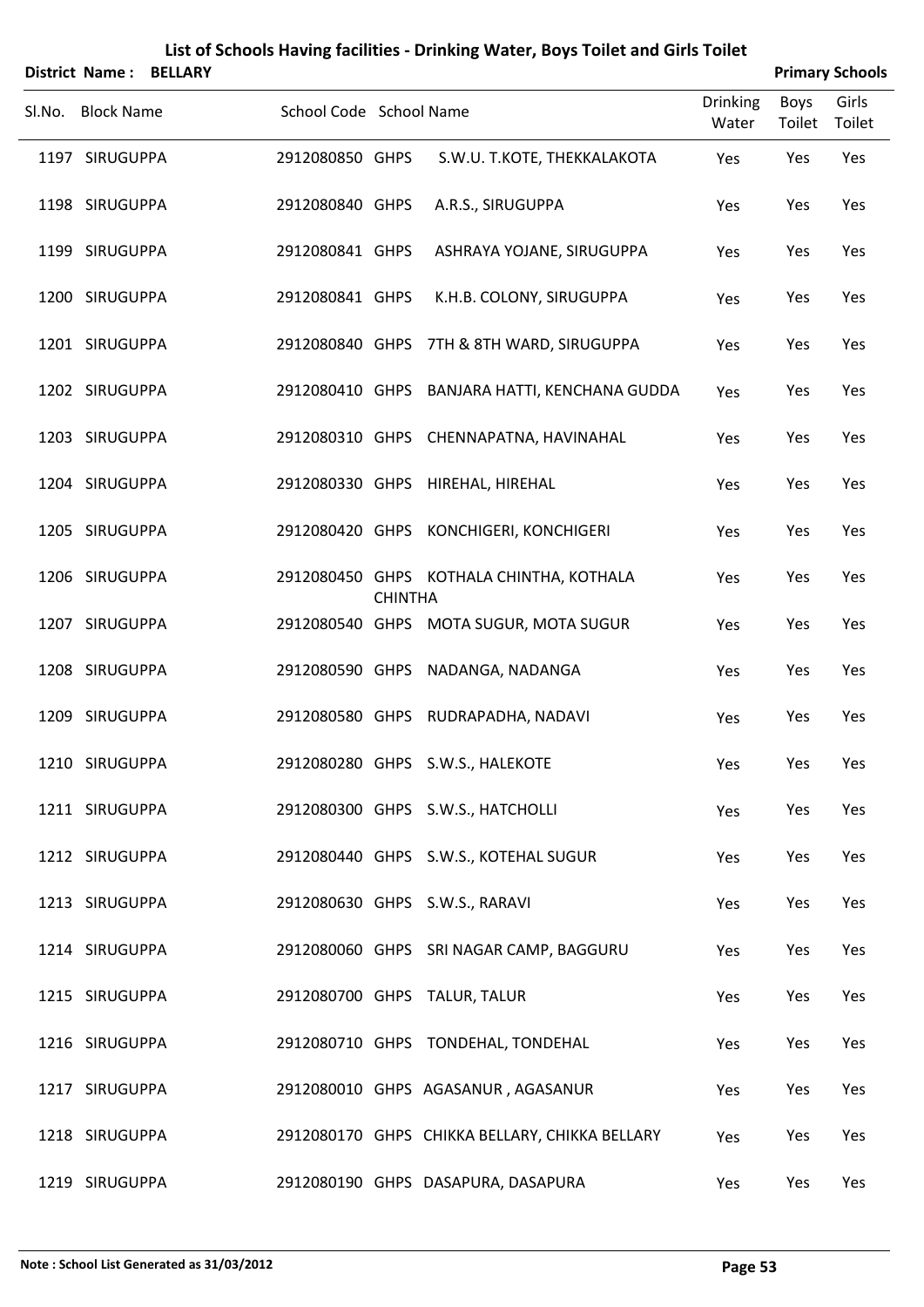# List of Schools Having facilities - Drinking Water, Boys Toilet and Girls Toilet

**District Name : BELLARY** **Primary Schools**

| Sl.No. | Block Name | School Code | School Name | Drinking Water | Boys Toilet | Girls Toilet |
|---|---|---|---|---|---|---|
| 1197 | SIRUGUPPA | 2912080850 | GHPS S.W.U. T.KOTE, THEKKALAKOTA | Yes | Yes | Yes |
| 1198 | SIRUGUPPA | 2912080840 | GHPS A.R.S., SIRUGUPPA | Yes | Yes | Yes |
| 1199 | SIRUGUPPA | 2912080841 | GHPS ASHRAYA YOJANE, SIRUGUPPA | Yes | Yes | Yes |
| 1200 | SIRUGUPPA | 2912080841 | GHPS K.H.B. COLONY, SIRUGUPPA | Yes | Yes | Yes |
| 1201 | SIRUGUPPA | 2912080840 | GHPS 7TH & 8TH WARD, SIRUGUPPA | Yes | Yes | Yes |
| 1202 | SIRUGUPPA | 2912080410 | GHPS BANJARA HATTI, KENCHANA GUDDA | Yes | Yes | Yes |
| 1203 | SIRUGUPPA | 2912080310 | GHPS CHENNAPATNA, HAVINAHAL | Yes | Yes | Yes |
| 1204 | SIRUGUPPA | 2912080330 | GHPS HIREHAL, HIREHAL | Yes | Yes | Yes |
| 1205 | SIRUGUPPA | 2912080420 | GHPS KONCHIGERI, KONCHIGERI | Yes | Yes | Yes |
| 1206 | SIRUGUPPA | 2912080450 | GHPS KOTHALA CHINTHA, KOTHALA CHINTHA | Yes | Yes | Yes |
| 1207 | SIRUGUPPA | 2912080540 | GHPS MOTA SUGUR, MOTA SUGUR | Yes | Yes | Yes |
| 1208 | SIRUGUPPA | 2912080590 | GHPS NADANGA, NADANGA | Yes | Yes | Yes |
| 1209 | SIRUGUPPA | 2912080580 | GHPS RUDRAPADHA, NADAVI | Yes | Yes | Yes |
| 1210 | SIRUGUPPA | 2912080280 | GHPS S.W.S., HALEKOTE | Yes | Yes | Yes |
| 1211 | SIRUGUPPA | 2912080300 | GHPS S.W.S., HATCHOLLI | Yes | Yes | Yes |
| 1212 | SIRUGUPPA | 2912080440 | GHPS S.W.S., KOTEHAL SUGUR | Yes | Yes | Yes |
| 1213 | SIRUGUPPA | 2912080630 | GHPS S.W.S., RARAVI | Yes | Yes | Yes |
| 1214 | SIRUGUPPA | 2912080060 | GHPS SRI NAGAR CAMP, BAGGURU | Yes | Yes | Yes |
| 1215 | SIRUGUPPA | 2912080700 | GHPS TALUR, TALUR | Yes | Yes | Yes |
| 1216 | SIRUGUPPA | 2912080710 | GHPS TONDEHAL, TONDEHAL | Yes | Yes | Yes |
| 1217 | SIRUGUPPA | 2912080010 | GHPS AGASANUR , AGASANUR | Yes | Yes | Yes |
| 1218 | SIRUGUPPA | 2912080170 | GHPS CHIKKA BELLARY, CHIKKA BELLARY | Yes | Yes | Yes |
| 1219 | SIRUGUPPA | 2912080190 | GHPS DASAPURA, DASAPURA | Yes | Yes | Yes |

Note : School List Generated as 31/03/2012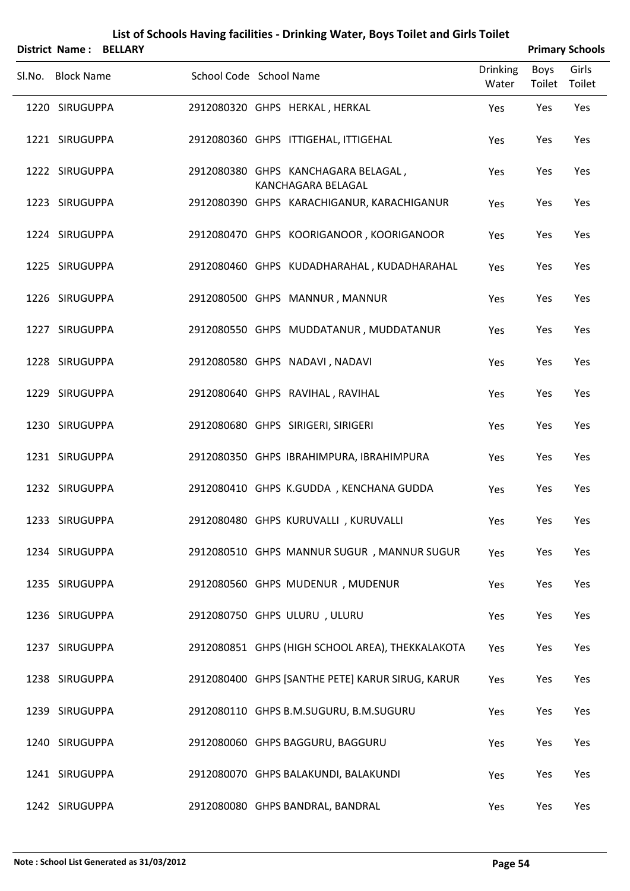# List of Schools Having facilities - Drinking Water, Boys Toilet and Girls Toilet

**District Name : BELLARY** | **Primary Schools**

| Sl.No. | Block Name | School Code | School Name | Drinking Water | Boys Toilet | Girls Toilet |
|---|---|---|---|---|---|---|
| 1220 | SIRUGUPPA | 2912080320 | GHPS HERKAL , HERKAL | Yes | Yes | Yes |
| 1221 | SIRUGUPPA | 2912080360 | GHPS ITTIGEHAL, ITTIGEHAL | Yes | Yes | Yes |
| 1222 | SIRUGUPPA | 2912080380 | GHPS KANCHAGARA BELAGAL , KANCHAGARA BELAGAL | Yes | Yes | Yes |
| 1223 | SIRUGUPPA | 2912080390 | GHPS KARACHIGANUR, KARACHIGANUR | Yes | Yes | Yes |
| 1224 | SIRUGUPPA | 2912080470 | GHPS KOORIGANOOR , KOORIGANOOR | Yes | Yes | Yes |
| 1225 | SIRUGUPPA | 2912080460 | GHPS KUDADHARAHAL , KUDADHARAHAL | Yes | Yes | Yes |
| 1226 | SIRUGUPPA | 2912080500 | GHPS MANNUR , MANNUR | Yes | Yes | Yes |
| 1227 | SIRUGUPPA | 2912080550 | GHPS MUDDATANUR , MUDDATANUR | Yes | Yes | Yes |
| 1228 | SIRUGUPPA | 2912080580 | GHPS NADAVI , NADAVI | Yes | Yes | Yes |
| 1229 | SIRUGUPPA | 2912080640 | GHPS RAVIHAL , RAVIHAL | Yes | Yes | Yes |
| 1230 | SIRUGUPPA | 2912080680 | GHPS SIRIGERI, SIRIGERI | Yes | Yes | Yes |
| 1231 | SIRUGUPPA | 2912080350 | GHPS IBRAHIMPURA, IBRAHIMPURA | Yes | Yes | Yes |
| 1232 | SIRUGUPPA | 2912080410 | GHPS K.GUDDA , KENCHANA GUDDA | Yes | Yes | Yes |
| 1233 | SIRUGUPPA | 2912080480 | GHPS KURUVALLI , KURUVALLI | Yes | Yes | Yes |
| 1234 | SIRUGUPPA | 2912080510 | GHPS MANNUR SUGUR , MANNUR SUGUR | Yes | Yes | Yes |
| 1235 | SIRUGUPPA | 2912080560 | GHPS MUDENUR , MUDENUR | Yes | Yes | Yes |
| 1236 | SIRUGUPPA | 2912080750 | GHPS ULURU , ULURU | Yes | Yes | Yes |
| 1237 | SIRUGUPPA | 2912080851 | GHPS (HIGH SCHOOL AREA), THEKKALAKOTA | Yes | Yes | Yes |
| 1238 | SIRUGUPPA | 2912080400 | GHPS [SANTHE PETE] KARUR SIRUG, KARUR | Yes | Yes | Yes |
| 1239 | SIRUGUPPA | 2912080110 | GHPS B.M.SUGURU, B.M.SUGURU | Yes | Yes | Yes |
| 1240 | SIRUGUPPA | 2912080060 | GHPS BAGGURU, BAGGURU | Yes | Yes | Yes |
| 1241 | SIRUGUPPA | 2912080070 | GHPS BALAKUNDI, BALAKUNDI | Yes | Yes | Yes |
| 1242 | SIRUGUPPA | 2912080080 | GHPS BANDRAL, BANDRAL | Yes | Yes | Yes |

**Note : School List Generated as 31/03/2012**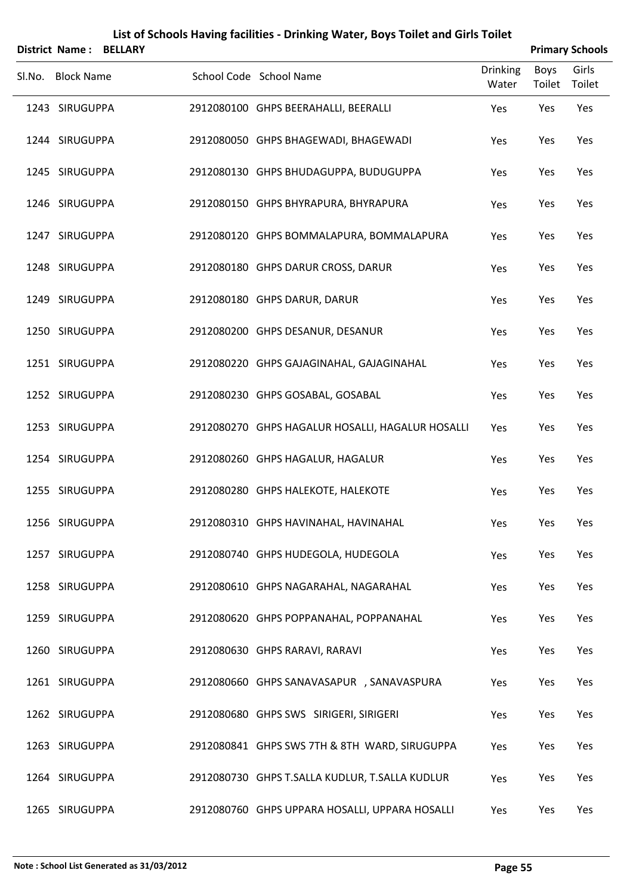# List of Schools Having facilities - Drinking Water, Boys Toilet and Girls Toilet

**District Name : BELLARY** **Primary Schools**

| Sl.No. | Block Name | School Code | School Name | Drinking Water | Boys Toilet | Girls Toilet |
|---|---|---|---|---|---|---|
| 1243 | SIRUGUPPA | 2912080100 | GHPS BEERAHALLI, BEERALLI | Yes | Yes | Yes |
| 1244 | SIRUGUPPA | 2912080050 | GHPS BHAGEWADI, BHAGEWADI | Yes | Yes | Yes |
| 1245 | SIRUGUPPA | 2912080130 | GHPS BHUDAGUPPA, BUDUGUPPA | Yes | Yes | Yes |
| 1246 | SIRUGUPPA | 2912080150 | GHPS BHYRAPURA, BHYRAPURA | Yes | Yes | Yes |
| 1247 | SIRUGUPPA | 2912080120 | GHPS BOMMALAPURA, BOMMALAPURA | Yes | Yes | Yes |
| 1248 | SIRUGUPPA | 2912080180 | GHPS DARUR CROSS, DARUR | Yes | Yes | Yes |
| 1249 | SIRUGUPPA | 2912080180 | GHPS DARUR, DARUR | Yes | Yes | Yes |
| 1250 | SIRUGUPPA | 2912080200 | GHPS DESANUR, DESANUR | Yes | Yes | Yes |
| 1251 | SIRUGUPPA | 2912080220 | GHPS GAJAGINAHAL, GAJAGINAHAL | Yes | Yes | Yes |
| 1252 | SIRUGUPPA | 2912080230 | GHPS GOSABAL, GOSABAL | Yes | Yes | Yes |
| 1253 | SIRUGUPPA | 2912080270 | GHPS HAGALUR HOSALLI, HAGALUR HOSALLI | Yes | Yes | Yes |
| 1254 | SIRUGUPPA | 2912080260 | GHPS HAGALUR, HAGALUR | Yes | Yes | Yes |
| 1255 | SIRUGUPPA | 2912080280 | GHPS HALEKOTE, HALEKOTE | Yes | Yes | Yes |
| 1256 | SIRUGUPPA | 2912080310 | GHPS HAVINAHAL, HAVINAHAL | Yes | Yes | Yes |
| 1257 | SIRUGUPPA | 2912080740 | GHPS HUDEGOLA, HUDEGOLA | Yes | Yes | Yes |
| 1258 | SIRUGUPPA | 2912080610 | GHPS NAGARAHAL, NAGARAHAL | Yes | Yes | Yes |
| 1259 | SIRUGUPPA | 2912080620 | GHPS POPPANAHAL, POPPANAHAL | Yes | Yes | Yes |
| 1260 | SIRUGUPPA | 2912080630 | GHPS RARAVI, RARAVI | Yes | Yes | Yes |
| 1261 | SIRUGUPPA | 2912080660 | GHPS SANAVASAPUR , SANAVASPURA | Yes | Yes | Yes |
| 1262 | SIRUGUPPA | 2912080680 | GHPS SWS SIRIGERI, SIRIGERI | Yes | Yes | Yes |
| 1263 | SIRUGUPPA | 2912080841 | GHPS SWS 7TH & 8TH WARD, SIRUGUPPA | Yes | Yes | Yes |
| 1264 | SIRUGUPPA | 2912080730 | GHPS T.SALLA KUDLUR, T.SALLA KUDLUR | Yes | Yes | Yes |
| 1265 | SIRUGUPPA | 2912080760 | GHPS UPPARA HOSALLI, UPPARA HOSALLI | Yes | Yes | Yes |

**Note : School List Generated as 31/03/2012**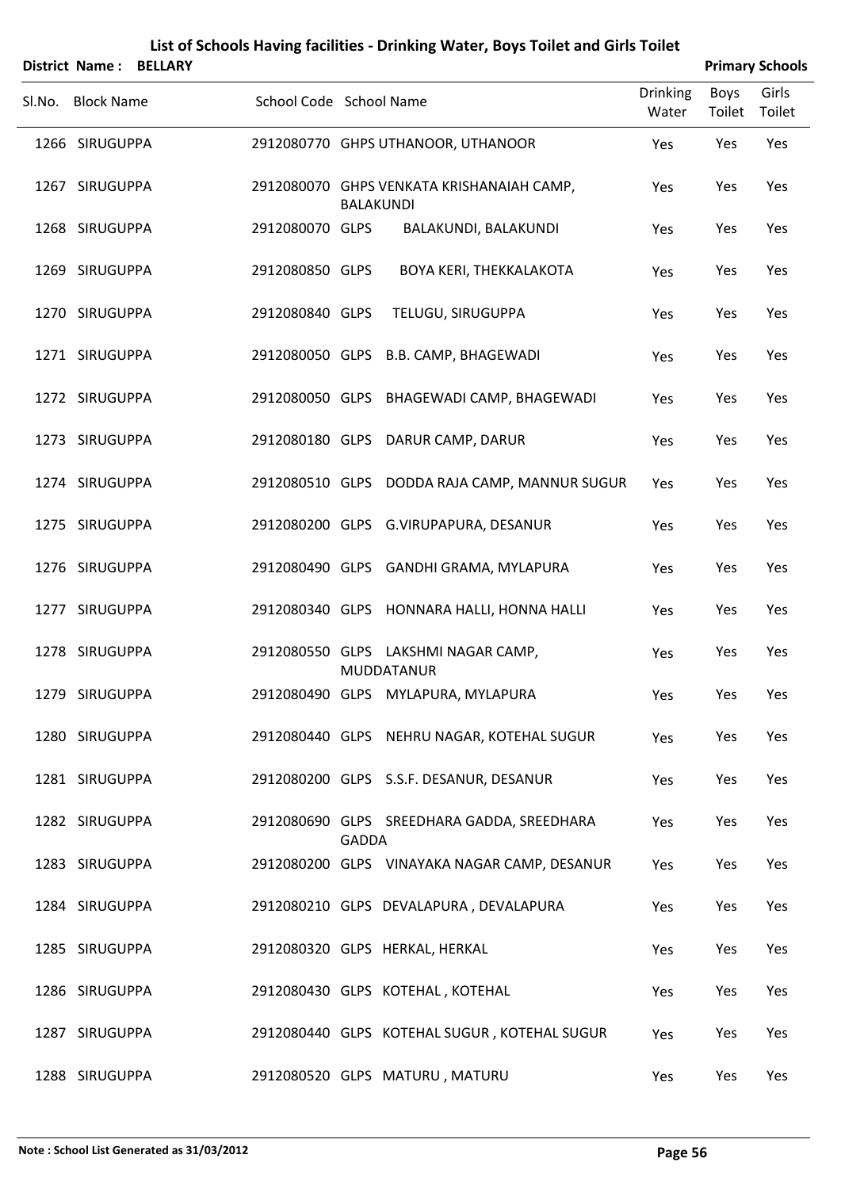# List of Schools Having facilities - Drinking Water, Boys Toilet and Girls Toilet

**District Name : BELLARY** **Primary Schools**

| Sl.No. | Block Name | School Code | School Name | Drinking Water | Boys Toilet | Girls Toilet |
|---|---|---|---|---|---|---|
| 1266 | SIRUGUPPA | 2912080770 | GHPS UTHANOOR, UTHANOOR | Yes | Yes | Yes |
| 1267 | SIRUGUPPA | 2912080070 | GHPS VENKATA KRISHANAIAH CAMP, BALAKUNDI | Yes | Yes | Yes |
| 1268 | SIRUGUPPA | 2912080070 | GLPS BALAKUNDI, BALAKUNDI | Yes | Yes | Yes |
| 1269 | SIRUGUPPA | 2912080850 | GLPS BOYA KERI, THEKKALAKOTA | Yes | Yes | Yes |
| 1270 | SIRUGUPPA | 2912080840 | GLPS TELUGU, SIRUGUPPA | Yes | Yes | Yes |
| 1271 | SIRUGUPPA | 2912080050 | GLPS B.B. CAMP, BHAGEWADI | Yes | Yes | Yes |
| 1272 | SIRUGUPPA | 2912080050 | GLPS BHAGEWADI CAMP, BHAGEWADI | Yes | Yes | Yes |
| 1273 | SIRUGUPPA | 2912080180 | GLPS DARUR CAMP, DARUR | Yes | Yes | Yes |
| 1274 | SIRUGUPPA | 2912080510 | GLPS DODDA RAJA CAMP, MANNUR SUGUR | Yes | Yes | Yes |
| 1275 | SIRUGUPPA | 2912080200 | GLPS G.VIRUPAPURA, DESANUR | Yes | Yes | Yes |
| 1276 | SIRUGUPPA | 2912080490 | GLPS GANDHI GRAMA, MYLAPURA | Yes | Yes | Yes |
| 1277 | SIRUGUPPA | 2912080340 | GLPS HONNARA HALLI, HONNA HALLI | Yes | Yes | Yes |
| 1278 | SIRUGUPPA | 2912080550 | GLPS LAKSHMI NAGAR CAMP, MUDDATANUR | Yes | Yes | Yes |
| 1279 | SIRUGUPPA | 2912080490 | GLPS MYLAPURA, MYLAPURA | Yes | Yes | Yes |
| 1280 | SIRUGUPPA | 2912080440 | GLPS NEHRU NAGAR, KOTEHAL SUGUR | Yes | Yes | Yes |
| 1281 | SIRUGUPPA | 2912080200 | GLPS S.S.F. DESANUR, DESANUR | Yes | Yes | Yes |
| 1282 | SIRUGUPPA | 2912080690 | GLPS SREEDHARA GADDA, SREEDHARA GADDA | Yes | Yes | Yes |
| 1283 | SIRUGUPPA | 2912080200 | GLPS VINAYAKA NAGAR CAMP, DESANUR | Yes | Yes | Yes |
| 1284 | SIRUGUPPA | 2912080210 | GLPS DEVALAPURA , DEVALAPURA | Yes | Yes | Yes |
| 1285 | SIRUGUPPA | 2912080320 | GLPS HERKAL, HERKAL | Yes | Yes | Yes |
| 1286 | SIRUGUPPA | 2912080430 | GLPS KOTEHAL , KOTEHAL | Yes | Yes | Yes |
| 1287 | SIRUGUPPA | 2912080440 | GLPS KOTEHAL SUGUR , KOTEHAL SUGUR | Yes | Yes | Yes |
| 1288 | SIRUGUPPA | 2912080520 | GLPS MATURU , MATURU | Yes | Yes | Yes |

**Note : School List Generated as 31/03/2012**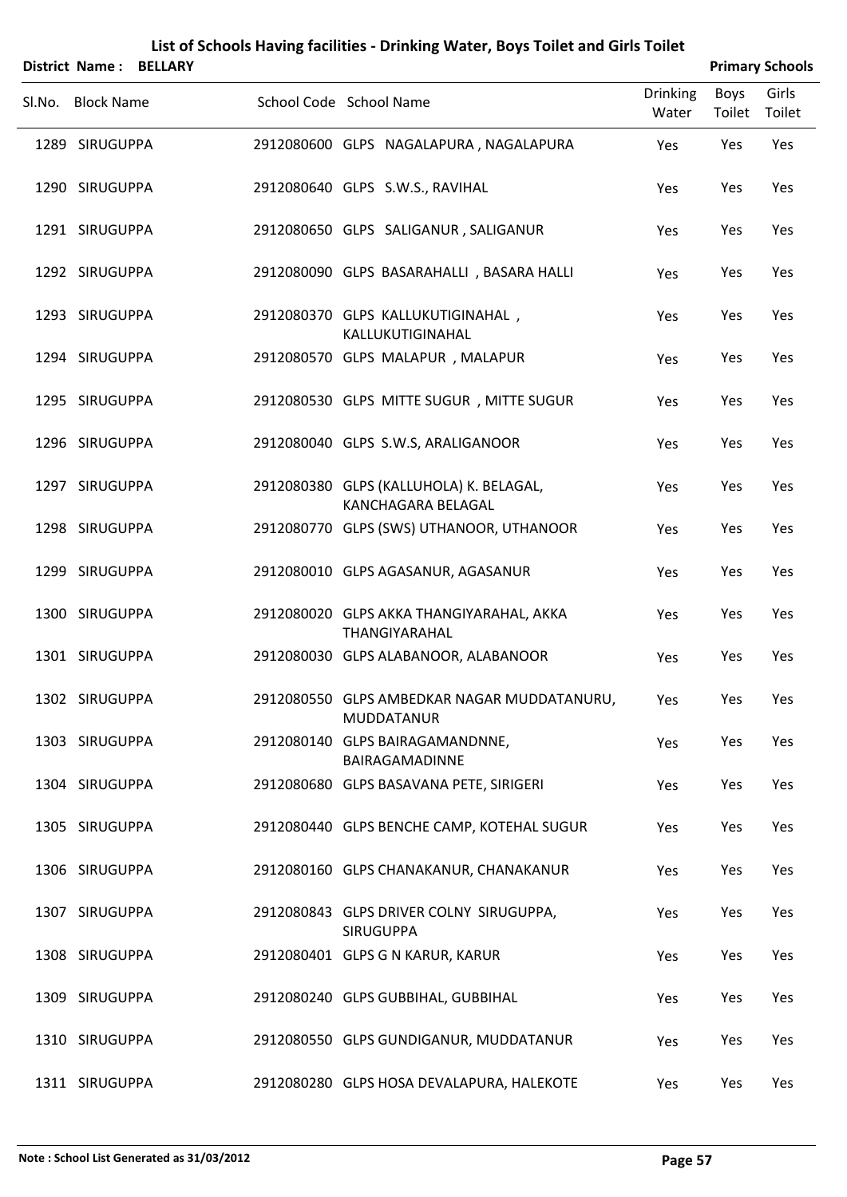# List of Schools Having facilities - Drinking Water, Boys Toilet and Girls Toilet

**District Name : BELLARY** **Primary Schools**

| Sl.No. | Block Name | School Code | School Name | Drinking Water | Boys Toilet | Girls Toilet |
|---|---|---|---|---|---|---|
| 1289 | SIRUGUPPA | 2912080600 | GLPS NAGALAPURA , NAGALAPURA | Yes | Yes | Yes |
| 1290 | SIRUGUPPA | 2912080640 | GLPS S.W.S., RAVIHAL | Yes | Yes | Yes |
| 1291 | SIRUGUPPA | 2912080650 | GLPS SALIGANUR , SALIGANUR | Yes | Yes | Yes |
| 1292 | SIRUGUPPA | 2912080090 | GLPS BASARAHALLI , BASARA HALLI | Yes | Yes | Yes |
| 1293 | SIRUGUPPA | 2912080370 | GLPS KALLUKUTIGINAHAL , KALLUKUTIGINAHAL | Yes | Yes | Yes |
| 1294 | SIRUGUPPA | 2912080570 | GLPS MALAPUR , MALAPUR | Yes | Yes | Yes |
| 1295 | SIRUGUPPA | 2912080530 | GLPS MITTE SUGUR , MITTE SUGUR | Yes | Yes | Yes |
| 1296 | SIRUGUPPA | 2912080040 | GLPS S.W.S, ARALIGANOOR | Yes | Yes | Yes |
| 1297 | SIRUGUPPA | 2912080380 | GLPS (KALLUHOLA) K. BELAGAL, KANCHAGARA BELAGAL | Yes | Yes | Yes |
| 1298 | SIRUGUPPA | 2912080770 | GLPS (SWS) UTHANOOR, UTHANOOR | Yes | Yes | Yes |
| 1299 | SIRUGUPPA | 2912080010 | GLPS AGASANUR, AGASANUR | Yes | Yes | Yes |
| 1300 | SIRUGUPPA | 2912080020 | GLPS AKKA THANGIYARAHAL, AKKA THANGIYARAHAL | Yes | Yes | Yes |
| 1301 | SIRUGUPPA | 2912080030 | GLPS ALABANOOR, ALABANOOR | Yes | Yes | Yes |
| 1302 | SIRUGUPPA | 2912080550 | GLPS AMBEDKAR NAGAR MUDDATANURU, MUDDATANUR | Yes | Yes | Yes |
| 1303 | SIRUGUPPA | 2912080140 | GLPS BAIRAGAMANDNNE, BAIRAGAMADINNE | Yes | Yes | Yes |
| 1304 | SIRUGUPPA | 2912080680 | GLPS BASAVANA PETE, SIRIGERI | Yes | Yes | Yes |
| 1305 | SIRUGUPPA | 2912080440 | GLPS BENCHE CAMP, KOTEHAL SUGUR | Yes | Yes | Yes |
| 1306 | SIRUGUPPA | 2912080160 | GLPS CHANAKANUR, CHANAKANUR | Yes | Yes | Yes |
| 1307 | SIRUGUPPA | 2912080843 | GLPS DRIVER COLNY SIRUGUPPA, SIRUGUPPA | Yes | Yes | Yes |
| 1308 | SIRUGUPPA | 2912080401 | GLPS G N KARUR, KARUR | Yes | Yes | Yes |
| 1309 | SIRUGUPPA | 2912080240 | GLPS GUBBIHAL, GUBBIHAL | Yes | Yes | Yes |
| 1310 | SIRUGUPPA | 2912080550 | GLPS GUNDIGANUR, MUDDATANUR | Yes | Yes | Yes |
| 1311 | SIRUGUPPA | 2912080280 | GLPS HOSA DEVALAPURA, HALEKOTE | Yes | Yes | Yes |

**Note : School List Generated as 31/03/2012**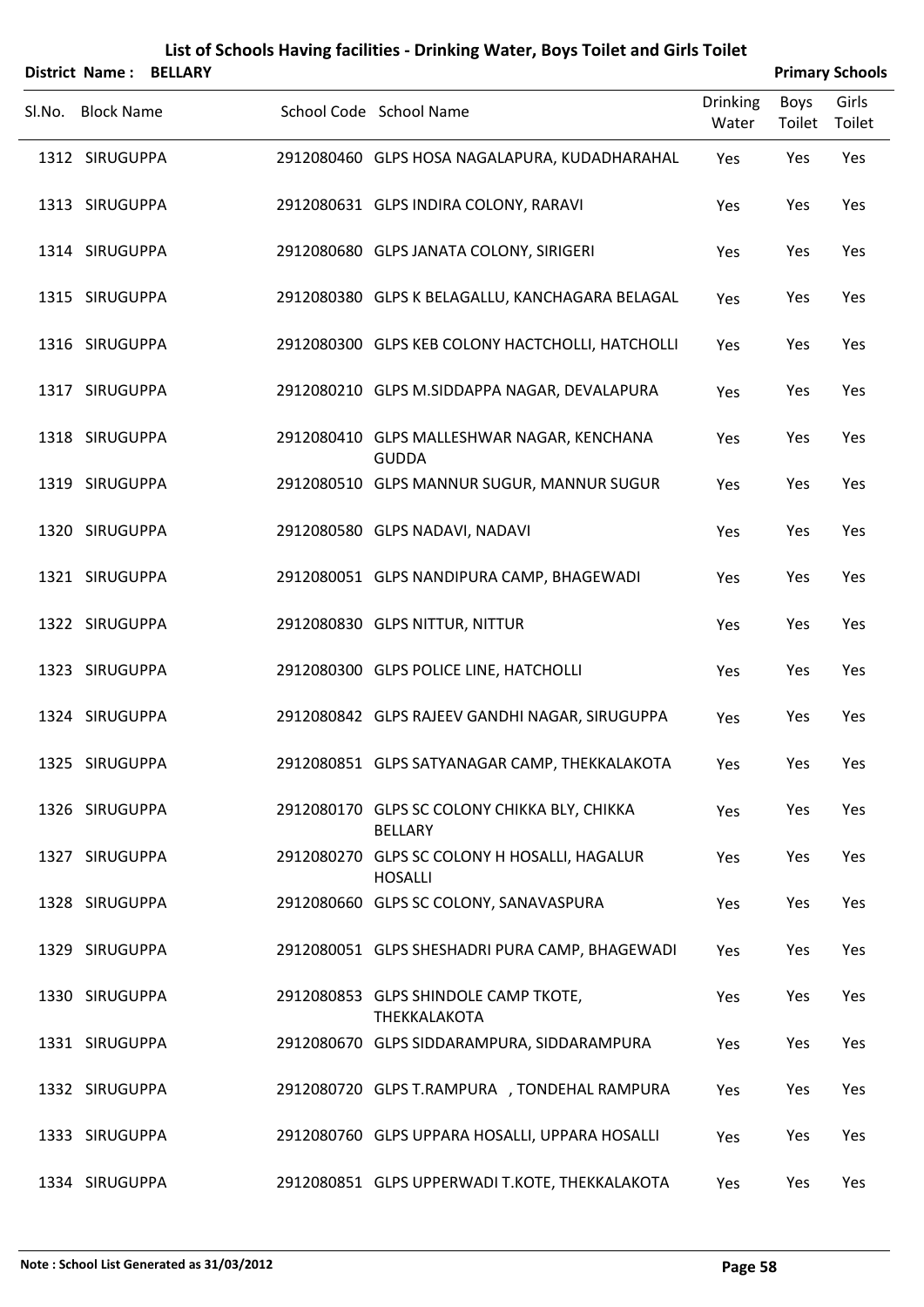# List of Schools Having facilities - Drinking Water, Boys Toilet and Girls Toilet

**District Name : BELLARY** **Primary Schools**

| Sl.No. | Block Name | School Code | School Name | Drinking Water | Boys Toilet | Girls Toilet |
|---|---|---|---|---|---|---|
| 1312 | SIRUGUPPA | 2912080460 | GLPS HOSA NAGALAPURA, KUDADHARAHAL | Yes | Yes | Yes |
| 1313 | SIRUGUPPA | 2912080631 | GLPS INDIRA COLONY, RARAVI | Yes | Yes | Yes |
| 1314 | SIRUGUPPA | 2912080680 | GLPS JANATA COLONY, SIRIGERI | Yes | Yes | Yes |
| 1315 | SIRUGUPPA | 2912080380 | GLPS K BELAGALLU, KANCHAGARA BELAGAL | Yes | Yes | Yes |
| 1316 | SIRUGUPPA | 2912080300 | GLPS KEB COLONY HACTCHOLLI, HATCHOLLI | Yes | Yes | Yes |
| 1317 | SIRUGUPPA | 2912080210 | GLPS M.SIDDAPPA NAGAR, DEVALAPURA | Yes | Yes | Yes |
| 1318 | SIRUGUPPA | 2912080410 | GLPS MALLESHWAR NAGAR, KENCHANA GUDDA | Yes | Yes | Yes |
| 1319 | SIRUGUPPA | 2912080510 | GLPS MANNUR SUGUR, MANNUR SUGUR | Yes | Yes | Yes |
| 1320 | SIRUGUPPA | 2912080580 | GLPS NADAVI, NADAVI | Yes | Yes | Yes |
| 1321 | SIRUGUPPA | 2912080051 | GLPS NANDIPURA CAMP, BHAGEWADI | Yes | Yes | Yes |
| 1322 | SIRUGUPPA | 2912080830 | GLPS NITTUR, NITTUR | Yes | Yes | Yes |
| 1323 | SIRUGUPPA | 2912080300 | GLPS POLICE LINE, HATCHOLLI | Yes | Yes | Yes |
| 1324 | SIRUGUPPA | 2912080842 | GLPS RAJEEV GANDHI NAGAR, SIRUGUPPA | Yes | Yes | Yes |
| 1325 | SIRUGUPPA | 2912080851 | GLPS SATYANAGAR CAMP, THEKKALAKOTA | Yes | Yes | Yes |
| 1326 | SIRUGUPPA | 2912080170 | GLPS SC COLONY CHIKKA BLY, CHIKKA BELLARY | Yes | Yes | Yes |
| 1327 | SIRUGUPPA | 2912080270 | GLPS SC COLONY H HOSALLI, HAGALUR HOSALLI | Yes | Yes | Yes |
| 1328 | SIRUGUPPA | 2912080660 | GLPS SC COLONY, SANAVASPURA | Yes | Yes | Yes |
| 1329 | SIRUGUPPA | 2912080051 | GLPS SHESHADRI PURA CAMP, BHAGEWADI | Yes | Yes | Yes |
| 1330 | SIRUGUPPA | 2912080853 | GLPS SHINDOLE CAMP TKOTE, THEKKALAKOTA | Yes | Yes | Yes |
| 1331 | SIRUGUPPA | 2912080670 | GLPS SIDDARAMPURA, SIDDARAMPURA | Yes | Yes | Yes |
| 1332 | SIRUGUPPA | 2912080720 | GLPS T.RAMPURA , TONDEHAL RAMPURA | Yes | Yes | Yes |
| 1333 | SIRUGUPPA | 2912080760 | GLPS UPPARA HOSALLI, UPPARA HOSALLI | Yes | Yes | Yes |
| 1334 | SIRUGUPPA | 2912080851 | GLPS UPPERWADI T.KOTE, THEKKALAKOTA | Yes | Yes | Yes |

**Note : School List Generated as 31/03/2012**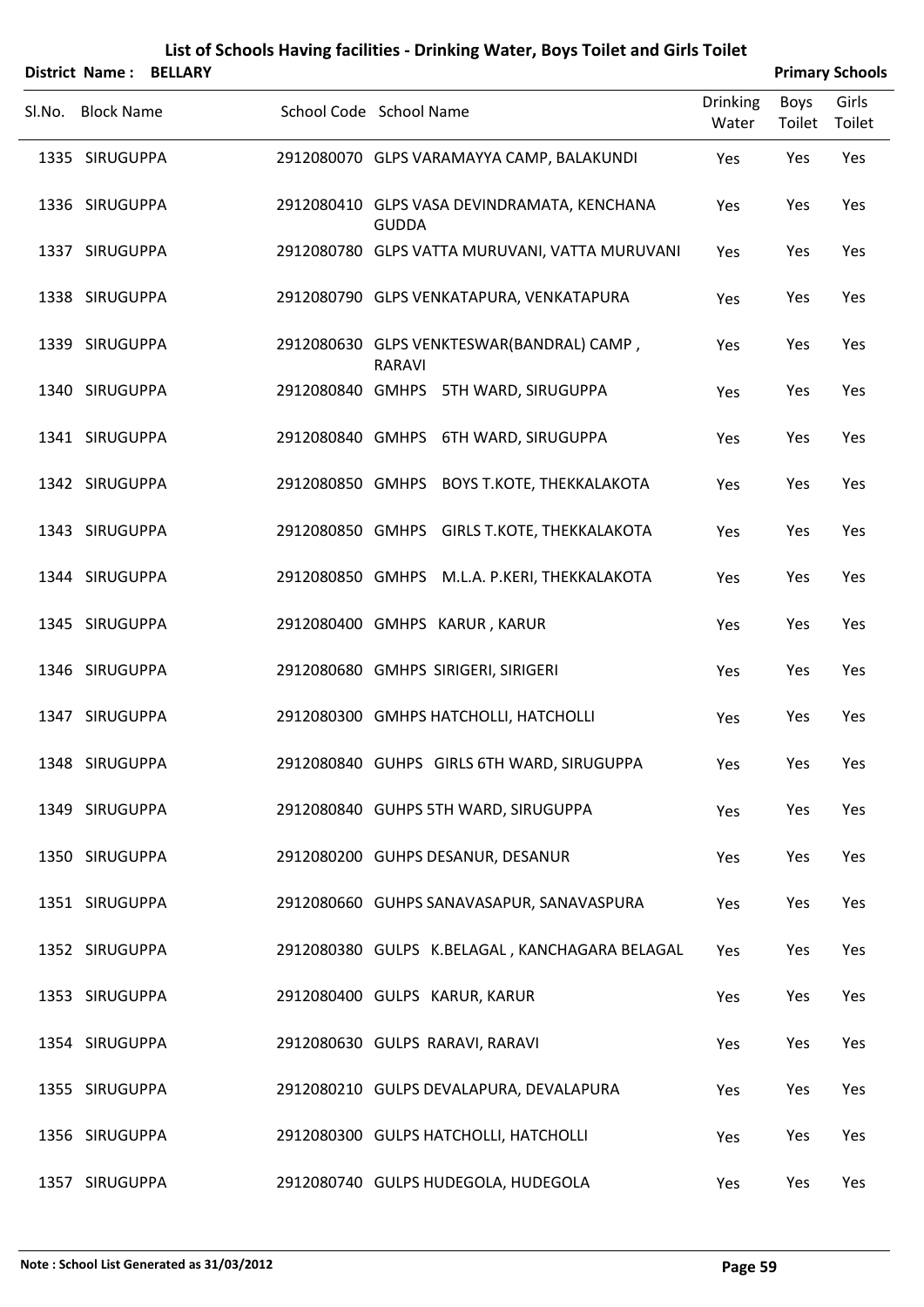# List of Schools Having facilities - Drinking Water, Boys Toilet and Girls Toilet

**District Name : BELLARY** | **Primary Schools**

| Sl.No. | Block Name | School Code | School Name | Drinking Water | Boys Toilet | Girls Toilet |
|---|---|---|---|---|---|---|
| 1335 | SIRUGUPPA | 2912080070 | GLPS VARAMAYYA CAMP, BALAKUNDI | Yes | Yes | Yes |
| 1336 | SIRUGUPPA | 2912080410 | GLPS VASA DEVINDRAMATA, KENCHANA GUDDA | Yes | Yes | Yes |
| 1337 | SIRUGUPPA | 2912080780 | GLPS VATTA MURUVANI, VATTA MURUVANI | Yes | Yes | Yes |
| 1338 | SIRUGUPPA | 2912080790 | GLPS VENKATAPURA, VENKATAPURA | Yes | Yes | Yes |
| 1339 | SIRUGUPPA | 2912080630 | GLPS VENKTESWAR(BANDRAL) CAMP , RARAVI | Yes | Yes | Yes |
| 1340 | SIRUGUPPA | 2912080840 | GMHPS 5TH WARD, SIRUGUPPA | Yes | Yes | Yes |
| 1341 | SIRUGUPPA | 2912080840 | GMHPS 6TH WARD, SIRUGUPPA | Yes | Yes | Yes |
| 1342 | SIRUGUPPA | 2912080850 | GMHPS BOYS T.KOTE, THEKKALAKOTA | Yes | Yes | Yes |
| 1343 | SIRUGUPPA | 2912080850 | GMHPS GIRLS T.KOTE, THEKKALAKOTA | Yes | Yes | Yes |
| 1344 | SIRUGUPPA | 2912080850 | GMHPS M.L.A. P.KERI, THEKKALAKOTA | Yes | Yes | Yes |
| 1345 | SIRUGUPPA | 2912080400 | GMHPS KARUR , KARUR | Yes | Yes | Yes |
| 1346 | SIRUGUPPA | 2912080680 | GMHPS SIRIGERI, SIRIGERI | Yes | Yes | Yes |
| 1347 | SIRUGUPPA | 2912080300 | GMHPS HATCHOLLI, HATCHOLLI | Yes | Yes | Yes |
| 1348 | SIRUGUPPA | 2912080840 | GUHPS GIRLS 6TH WARD, SIRUGUPPA | Yes | Yes | Yes |
| 1349 | SIRUGUPPA | 2912080840 | GUHPS 5TH WARD, SIRUGUPPA | Yes | Yes | Yes |
| 1350 | SIRUGUPPA | 2912080200 | GUHPS DESANUR, DESANUR | Yes | Yes | Yes |
| 1351 | SIRUGUPPA | 2912080660 | GUHPS SANAVASAPUR, SANAVASPURA | Yes | Yes | Yes |
| 1352 | SIRUGUPPA | 2912080380 | GULPS K.BELAGAL , KANCHAGARA BELAGAL | Yes | Yes | Yes |
| 1353 | SIRUGUPPA | 2912080400 | GULPS KARUR, KARUR | Yes | Yes | Yes |
| 1354 | SIRUGUPPA | 2912080630 | GULPS RARAVI, RARAVI | Yes | Yes | Yes |
| 1355 | SIRUGUPPA | 2912080210 | GULPS DEVALAPURA, DEVALAPURA | Yes | Yes | Yes |
| 1356 | SIRUGUPPA | 2912080300 | GULPS HATCHOLLI, HATCHOLLI | Yes | Yes | Yes |
| 1357 | SIRUGUPPA | 2912080740 | GULPS HUDEGOLA, HUDEGOLA | Yes | Yes | Yes |

**Note : School List Generated as 31/03/2012**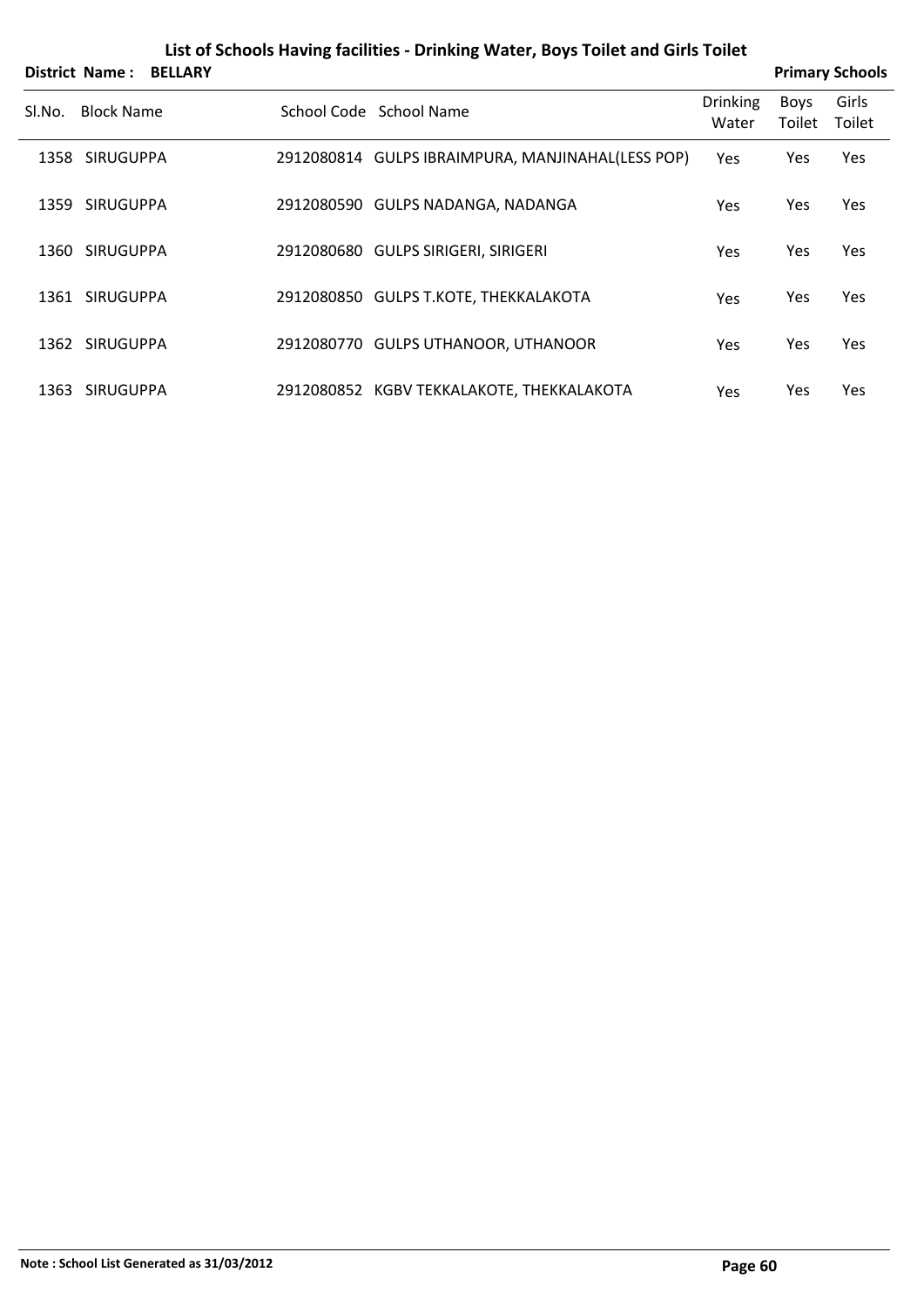# List of Schools Having facilities - Drinking Water, Boys Toilet and Girls Toilet

**District Name : BELLARY** **Primary Schools**

| Sl.No. | Block Name | School Code | School Name | Drinking Water | Boys Toilet | Girls Toilet |
|---|---|---|---|---|---|---|
| 1358 | SIRUGUPPA | 2912080814 | GULPS IBRAIMPURA, MANJINAHAL(LESS POP) | Yes | Yes | Yes |
| 1359 | SIRUGUPPA | 2912080590 | GULPS NADANGA, NADANGA | Yes | Yes | Yes |
| 1360 | SIRUGUPPA | 2912080680 | GULPS SIRIGERI, SIRIGERI | Yes | Yes | Yes |
| 1361 | SIRUGUPPA | 2912080850 | GULPS T.KOTE, THEKKALAKOTA | Yes | Yes | Yes |
| 1362 | SIRUGUPPA | 2912080770 | GULPS UTHANOOR, UTHANOOR | Yes | Yes | Yes |
| 1363 | SIRUGUPPA | 2912080852 | KGBV TEKKALAKOTE, THEKKALAKOTA | Yes | Yes | Yes |

**Note : School List Generated as 31/03/2012**